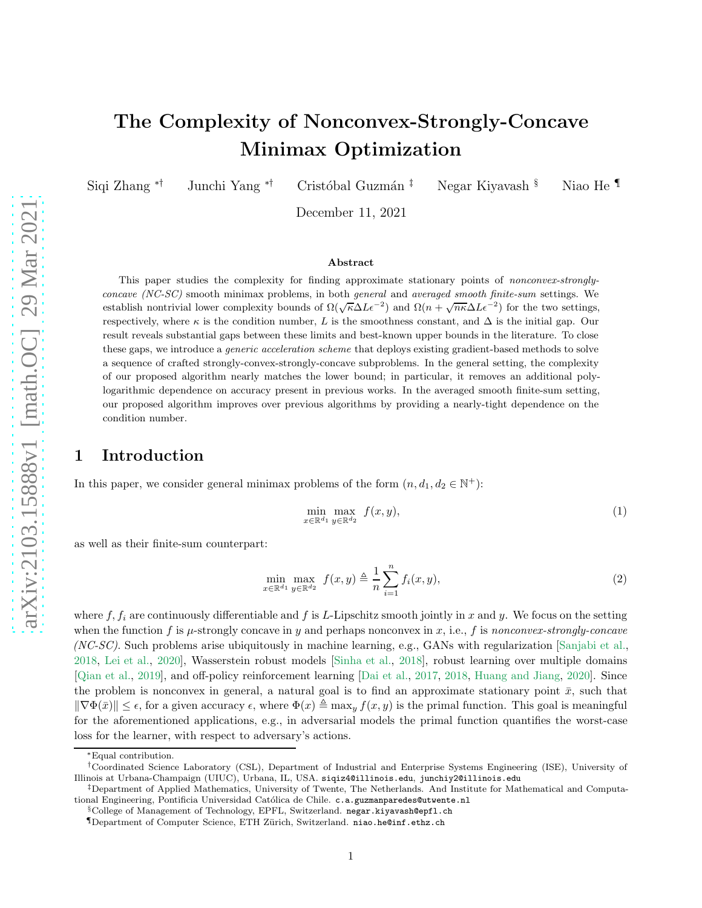# The Complexity of Nonconvex-Strongly-Concave Minimax Optimization

Siqi Zhang [*†] Junchi Yang [*†] Cristóbal Guzmán [‡] Negar Kiyavash [§] Niao He [¶]

December 11, 2021

### Abstract

This paper studies the complexity for finding approximate stationary points of *nonconvex-strongly-concave (NC-SC)* smooth minimax problems, in both *general* and *averaged smooth finite-sum* settings. We establish nontrivial lower complexity bounds of $\Omega(\sqrt{\kappa}\Delta L\epsilon^{-2})$ and $\Omega(n + \sqrt{n\kappa}\Delta L\epsilon^{-2})$ for the two settings, respectively, where $\kappa$ is the condition number, $L$ is the smoothness constant, and $\Delta$ is the initial gap. Our result reveals substantial gaps between these limits and best-known upper bounds in the literature. To close these gaps, we introduce a *generic acceleration scheme* that deploys existing gradient-based methods to solve a sequence of crafted strongly-convex-strongly-concave subproblems. In the general setting, the complexity of our proposed algorithm nearly matches the lower bound; in particular, it removes an additional poly-logarithmic dependence on accuracy present in previous works. In the averaged smooth finite-sum setting, our proposed algorithm improves over previous algorithms by providing a nearly-tight dependence on the condition number.

## 1 Introduction

In this paper, we consider general minimax problems of the form ($n, d_1, d_2 \in \mathbb{N}^+$):

$$\min_{x \in \mathbb{R}^{d_1}} \max_{y \in \mathbb{R}^{d_2}} \; f(x, y), \tag{1}$$

as well as their finite-sum counterpart:

$$\min_{x \in \mathbb{R}^{d_1}} \max_{y \in \mathbb{R}^{d_2}} \; f(x, y) \triangleq \frac{1}{n} \sum_{i=1}^{n} f_i(x, y), \tag{2}$$

where $f, f_i$ are continuously differentiable and $f$ is $L$-Lipschitz smooth jointly in $x$ and $y$. We focus on the setting when the function $f$ is $\mu$-strongly concave in $y$ and perhaps nonconvex in $x$, i.e., $f$ is *nonconvex-strongly-concave (NC-SC)*. Such problems arise ubiquitously in machine learning, e.g., GANs with regularization [Sanjabi et al., 2018, Lei et al., 2020], Wasserstein robust models [Sinha et al., 2018], robust learning over multiple domains [Qian et al., 2019], and off-policy reinforcement learning [Dai et al., 2017, 2018, Huang and Jiang, 2020]. Since the problem is nonconvex in general, a natural goal is to find an approximate stationary point $\bar{x}$, such that $\|\nabla\Phi(\bar{x})\| \leq \epsilon$, for a given accuracy $\epsilon$, where $\Phi(x) \triangleq \max_y f(x, y)$ is the primal function. This goal is meaningful for the aforementioned applications, e.g., in adversarial models the primal function quantifies the worst-case loss for the learner, with respect to adversary's actions.

[*] Equal contribution.

[†] Coordinated Science Laboratory (CSL), Department of Industrial and Enterprise Systems Engineering (ISE), University of Illinois at Urbana-Champaign (UIUC), Urbana, IL, USA. siqiz4@illinois.edu, junchiy2@illinois.edu

[‡] Department of Applied Mathematics, University of Twente, The Netherlands. And Institute for Mathematical and Computational Engineering, Pontificia Universidad Católica de Chile. c.a.guzmanparedes@utwente.nl

[§] College of Management of Technology, EPFL, Switzerland. negar.kiyavash@epfl.ch

[¶] Department of Computer Science, ETH Zürich, Switzerland. niao.he@inf.ethz.ch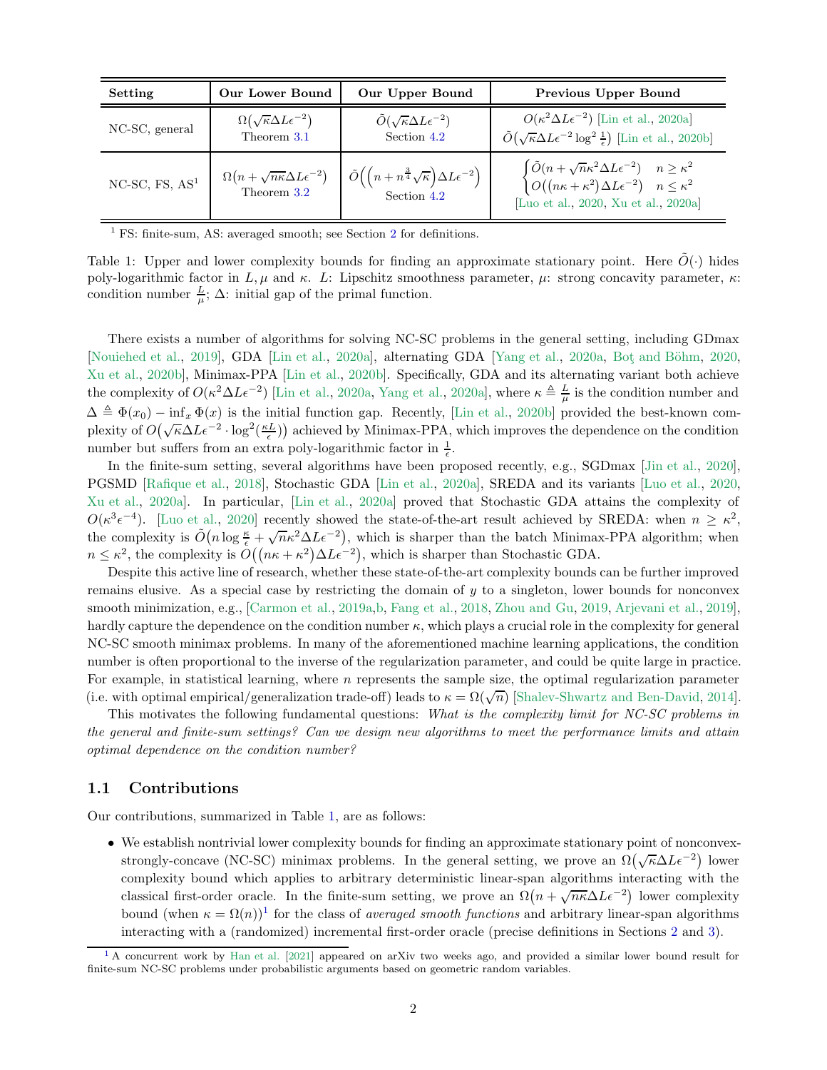| Setting | Our Lower Bound | Our Upper Bound | Previous Upper Bound |
|---|---|---|---|
| NC-SC, general | $\Omega\big(\sqrt{\kappa}\Delta L\epsilon^{-2}\big)$ Theorem 3.1 | $\tilde{O}\big(\sqrt{\kappa}\Delta L\epsilon^{-2}\big)$ Section 4.2 | $O\big(\kappa^2\Delta L\epsilon^{-2}\big)$ [Lin et al., 2020a] $\tilde{O}\big(\sqrt{\kappa}\Delta L\epsilon^{-2}\log^2\frac{1}{\epsilon}\big)$ [Lin et al., 2020b] |
| NC-SC, FS, AS[1] | $\Omega\big(n+\sqrt{n\kappa}\Delta L\epsilon^{-2}\big)$ Theorem 3.2 | $\tilde{O}\Big(\big(n+n^{\frac{3}{4}}\sqrt{\kappa}\big)\Delta L\epsilon^{-2}\Big)$ Section 4.2 | $\begin{cases}\tilde{O}\big(n+\sqrt{n}\kappa^2\Delta L\epsilon^{-2}\big) & n\geq\kappa^2\\ O\big((n\kappa+\kappa^2)\Delta L\epsilon^{-2}\big) & n\leq\kappa^2\end{cases}$ [Luo et al., 2020, Xu et al., 2020a] |

[1] FS: finite-sum, AS: averaged smooth; see Section 2 for definitions.

Table 1: Upper and lower complexity bounds for finding an approximate stationary point. Here $\tilde{O}(\cdot)$ hides poly-logarithmic factor in $L, \mu$ and $\kappa$. $L$: Lipschitz smoothness parameter, $\mu$: strong concavity parameter, $\kappa$: condition number $\frac{L}{\mu}$; $\Delta$: initial gap of the primal function.

There exists a number of algorithms for solving NC-SC problems in the general setting, including GDmax [Nouiehed et al., 2019], GDA [Lin et al., 2020a], alternating GDA [Yang et al., 2020a, Boţ and Böhm, 2020, Xu et al., 2020b], Minimax-PPA [Lin et al., 2020b]. Specifically, GDA and its alternating variant both achieve the complexity of $O(\kappa^2\Delta L\epsilon^{-2})$ [Lin et al., 2020a, Yang et al., 2020a], where $\kappa \triangleq \frac{L}{\mu}$ is the condition number and $\Delta \triangleq \Phi(x_0) - \inf_x \Phi(x)$ is the initial function gap. Recently, [Lin et al., 2020b] provided the best-known complexity of $O\big(\sqrt{\kappa}\Delta L\epsilon^{-2}\cdot\log^2(\frac{\kappa L}{\epsilon})\big)$ achieved by Minimax-PPA, which improves the dependence on the condition number but suffers from an extra poly-logarithmic factor in $\frac{1}{\epsilon}$.

In the finite-sum setting, several algorithms have been proposed recently, e.g., SGDmax [Jin et al., 2020], PGSMD [Rafique et al., 2018], Stochastic GDA [Lin et al., 2020a], SREDA and its variants [Luo et al., 2020, Xu et al., 2020a]. In particular, [Lin et al., 2020a] proved that Stochastic GDA attains the complexity of $O(\kappa^3\epsilon^{-4})$. [Luo et al., 2020] recently showed the state-of-the-art result achieved by SREDA: when $n \geq \kappa^2$, the complexity is $\tilde{O}\big(n\log\frac{\kappa}{\epsilon} + \sqrt{n}\kappa^2\Delta L\epsilon^{-2}\big)$, which is sharper than the batch Minimax-PPA algorithm; when $n \leq \kappa^2$, the complexity is $O\big((n\kappa+\kappa^2)\Delta L\epsilon^{-2}\big)$, which is sharper than Stochastic GDA.

Despite this active line of research, whether these state-of-the-art complexity bounds can be further improved remains elusive. As a special case by restricting the domain of $y$ to a singleton, lower bounds for nonconvex smooth minimization, e.g., [Carmon et al., 2019a,b, Fang et al., 2018, Zhou and Gu, 2019, Arjevani et al., 2019], hardly capture the dependence on the condition number $\kappa$, which plays a crucial role in the complexity for general NC-SC smooth minimax problems. In many of the aforementioned machine learning applications, the condition number is often proportional to the inverse of the regularization parameter, and could be quite large in practice. For example, in statistical learning, where $n$ represents the sample size, the optimal regularization parameter (i.e. with optimal empirical/generalization trade-off) leads to $\kappa = \Omega(\sqrt{n})$ [Shalev-Shwartz and Ben-David, 2014].

This motivates the following fundamental questions: *What is the complexity limit for NC-SC problems in the general and finite-sum settings? Can we design new algorithms to meet the performance limits and attain optimal dependence on the condition number?*

### 1.1 Contributions

Our contributions, summarized in Table 1, are as follows:

- We establish nontrivial lower complexity bounds for finding an approximate stationary point of nonconvex-strongly-concave (NC-SC) minimax problems. In the general setting, we prove an $\Omega\big(\sqrt{\kappa}\Delta L\epsilon^{-2}\big)$ lower complexity bound which applies to arbitrary deterministic linear-span algorithms interacting with the classical first-order oracle. In the finite-sum setting, we prove an $\Omega\big(n+\sqrt{n\kappa}\Delta L\epsilon^{-2}\big)$ lower complexity bound (when $\kappa = \Omega(n)$)[1] for the class of *averaged smooth functions* and arbitrary linear-span algorithms interacting with a (randomized) incremental first-order oracle (precise definitions in Sections 2 and 3).

[1] A concurrent work by Han et al. [2021] appeared on arXiv two weeks ago, and provided a similar lower bound result for finite-sum NC-SC problems under probabilistic arguments based on geometric random variables.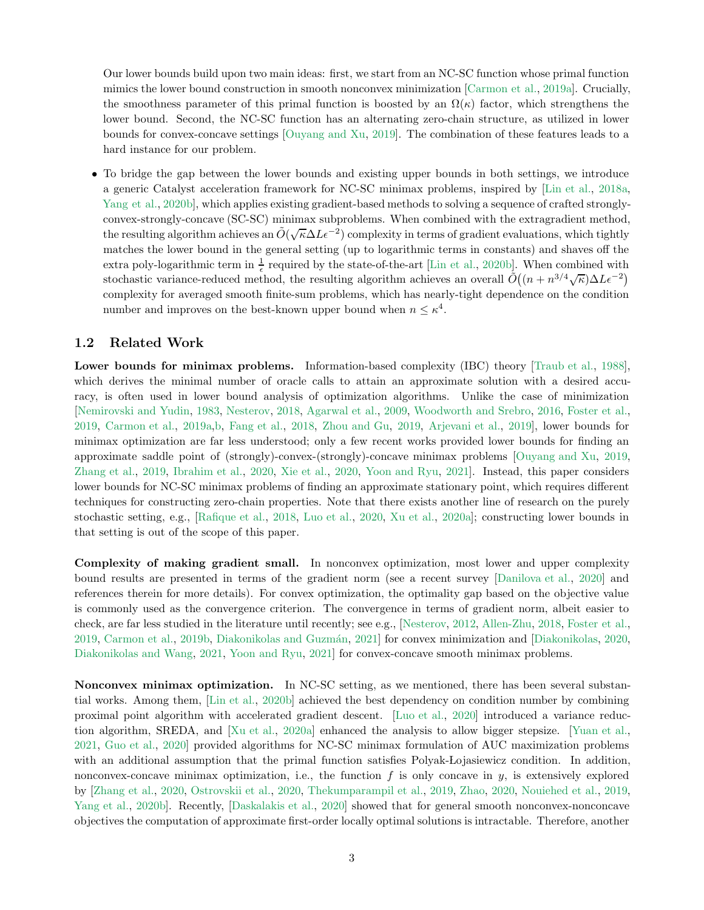Our lower bounds build upon two main ideas: first, we start from an NC-SC function whose primal function mimics the lower bound construction in smooth nonconvex minimization [Carmon et al., 2019a]. Crucially, the smoothness parameter of this primal function is boosted by an $\Omega(\kappa)$ factor, which strengthens the lower bound. Second, the NC-SC function has an alternating zero-chain structure, as utilized in lower bounds for convex-concave settings [Ouyang and Xu, 2019]. The combination of these features leads to a hard instance for our problem.

- To bridge the gap between the lower bounds and existing upper bounds in both settings, we introduce a generic Catalyst acceleration framework for NC-SC minimax problems, inspired by [Lin et al., 2018a, Yang et al., 2020b], which applies existing gradient-based methods to solving a sequence of crafted strongly-convex-strongly-concave (SC-SC) minimax subproblems. When combined with the extragradient method, the resulting algorithm achieves an $\tilde{O}(\sqrt{\kappa}\Delta L\epsilon^{-2})$ complexity in terms of gradient evaluations, which tightly matches the lower bound in the general setting (up to logarithmic terms in constants) and shaves off the extra poly-logarithmic term in $\frac{1}{\epsilon}$ required by the state-of-the-art [Lin et al., 2020b]. When combined with stochastic variance-reduced method, the resulting algorithm achieves an overall $\tilde{O}\big((n + n^{3/4}\sqrt{\kappa})\Delta L\epsilon^{-2}\big)$ complexity for averaged smooth finite-sum problems, which has nearly-tight dependence on the condition number and improves on the best-known upper bound when $n \le \kappa^4$.

## 1.2 Related Work

**Lower bounds for minimax problems.** Information-based complexity (IBC) theory [Traub et al., 1988], which derives the minimal number of oracle calls to attain an approximate solution with a desired accuracy, is often used in lower bound analysis of optimization algorithms. Unlike the case of minimization [Nemirovski and Yudin, 1983, Nesterov, 2018, Agarwal et al., 2009, Woodworth and Srebro, 2016, Foster et al., 2019, Carmon et al., 2019a,b, Fang et al., 2018, Zhou and Gu, 2019, Arjevani et al., 2019], lower bounds for minimax optimization are far less understood; only a few recent works provided lower bounds for finding an approximate saddle point of (strongly)-convex-(strongly)-concave minimax problems [Ouyang and Xu, 2019, Zhang et al., 2019, Ibrahim et al., 2020, Xie et al., 2020, Yoon and Ryu, 2021]. Instead, this paper considers lower bounds for NC-SC minimax problems of finding an approximate stationary point, which requires different techniques for constructing zero-chain properties. Note that there exists another line of research on the purely stochastic setting, e.g., [Rafique et al., 2018, Luo et al., 2020, Xu et al., 2020a]; constructing lower bounds in that setting is out of the scope of this paper.

**Complexity of making gradient small.** In nonconvex optimization, most lower and upper complexity bound results are presented in terms of the gradient norm (see a recent survey [Danilova et al., 2020] and references therein for more details). For convex optimization, the optimality gap based on the objective value is commonly used as the convergence criterion. The convergence in terms of gradient norm, albeit easier to check, are far less studied in the literature until recently; see e.g., [Nesterov, 2012, Allen-Zhu, 2018, Foster et al., 2019, Carmon et al., 2019b, Diakonikolas and Guzmán, 2021] for convex minimization and [Diakonikolas, 2020, Diakonikolas and Wang, 2021, Yoon and Ryu, 2021] for convex-concave smooth minimax problems.

**Nonconvex minimax optimization.** In NC-SC setting, as we mentioned, there has been several substantial works. Among them, [Lin et al., 2020b] achieved the best dependency on condition number by combining proximal point algorithm with accelerated gradient descent. [Luo et al., 2020] introduced a variance reduction algorithm, SREDA, and [Xu et al., 2020a] enhanced the analysis to allow bigger stepsize. [Yuan et al., 2021, Guo et al., 2020] provided algorithms for NC-SC minimax formulation of AUC maximization problems with an additional assumption that the primal function satisfies Polyak-Łojasiewicz condition. In addition, nonconvex-concave minimax optimization, i.e., the function $f$ is only concave in $y$, is extensively explored by [Zhang et al., 2020, Ostrovskii et al., 2020, Thekumparampil et al., 2019, Zhao, 2020, Nouiehed et al., 2019, Yang et al., 2020b]. Recently, [Daskalakis et al., 2020] showed that for general smooth nonconvex-nonconcave objectives the computation of approximate first-order locally optimal solutions is intractable. Therefore, another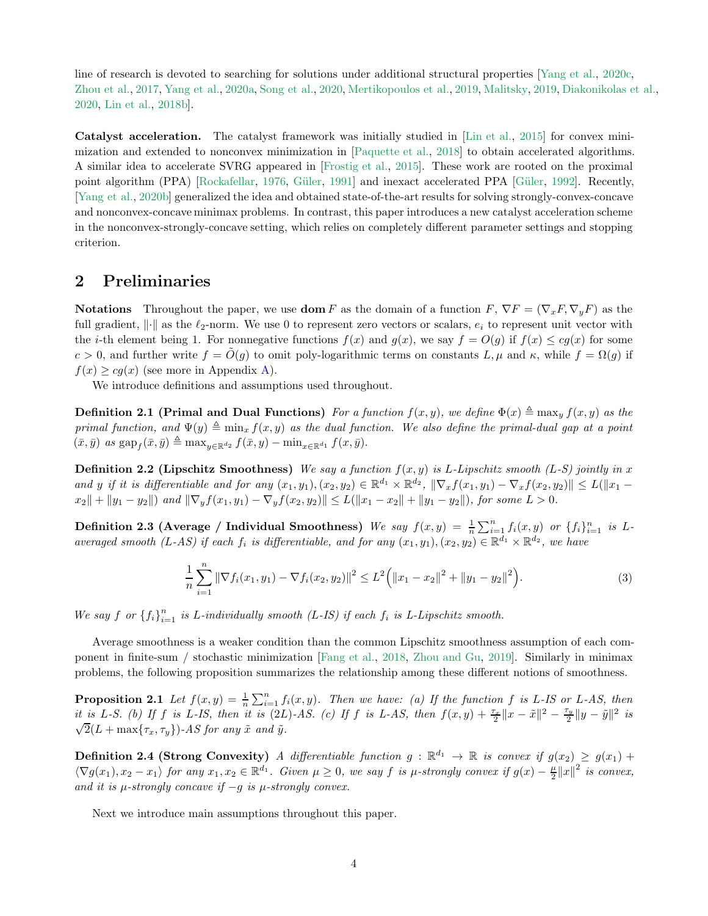line of research is devoted to searching for solutions under additional structural properties [Yang et al., 2020c, Zhou et al., 2017, Yang et al., 2020a, Song et al., 2020, Mertikopoulos et al., 2019, Malitsky, 2019, Diakonikolas et al., 2020, Lin et al., 2018b].

**Catalyst acceleration.** The catalyst framework was initially studied in [Lin et al., 2015] for convex minimization and extended to nonconvex minimization in [Paquette et al., 2018] to obtain accelerated algorithms. A similar idea to accelerate SVRG appeared in [Frostig et al., 2015]. These work are rooted on the proximal point algorithm (PPA) [Rockafellar, 1976, Güler, 1991] and inexact accelerated PPA [Güler, 1992]. Recently, [Yang et al., 2020b] generalized the idea and obtained state-of-the-art results for solving strongly-convex-concave and nonconvex-concave minimax problems. In contrast, this paper introduces a new catalyst acceleration scheme in the nonconvex-strongly-concave setting, which relies on completely different parameter settings and stopping criterion.

## 2 Preliminaries

**Notations** Throughout the paper, we use $\mathbf{dom}\, F$ as the domain of a function $F$, $\nabla F = (\nabla_x F, \nabla_y F)$ as the full gradient, $\|\cdot\|$ as the $\ell_2$-norm. We use 0 to represent zero vectors or scalars, $e_i$ to represent unit vector with the $i$-th element being 1. For nonnegative functions $f(x)$ and $g(x)$, we say $f = O(g)$ if $f(x) \le cg(x)$ for some $c > 0$, and further write $f = \tilde{O}(g)$ to omit poly-logarithmic terms on constants $L, \mu$ and $\kappa$, while $f = \Omega(g)$ if $f(x) \ge cg(x)$ (see more in Appendix A).

We introduce definitions and assumptions used throughout.

**Definition 2.1 (Primal and Dual Functions)** *For a function $f(x, y)$, we define $\Phi(x) \triangleq \max_y f(x, y)$ as the primal function, and $\Psi(y) \triangleq \min_x f(x, y)$ as the dual function. We also define the primal-dual gap at a point $(\bar{x}, \bar{y})$ as $\mathrm{gap}_f(\bar{x}, \bar{y}) \triangleq \max_{y \in \mathbb{R}^{d_2}} f(\bar{x}, y) - \min_{x \in \mathbb{R}^{d_1}} f(x, \bar{y})$.*

**Definition 2.2 (Lipschitz Smoothness)** *We say a function $f(x, y)$ is $L$-Lipschitz smooth ($L$-S) jointly in $x$ and $y$ if it is differentiable and for any $(x_1, y_1), (x_2, y_2) \in \mathbb{R}^{d_1} \times \mathbb{R}^{d_2}$, $\|\nabla_x f(x_1, y_1) - \nabla_x f(x_2, y_2)\| \le L(\|x_1 - x_2\| + \|y_1 - y_2\|)$ and $\|\nabla_y f(x_1, y_1) - \nabla_y f(x_2, y_2)\| \le L(\|x_1 - x_2\| + \|y_1 - y_2\|)$, for some $L > 0$.*

**Definition 2.3 (Average / Individual Smoothness)** *We say $f(x, y) = \frac{1}{n}\sum_{i=1}^n f_i(x, y)$ or $\{f_i\}_{i=1}^n$ is $L$-averaged smooth ($L$-AS) if each $f_i$ is differentiable, and for any $(x_1, y_1), (x_2, y_2) \in \mathbb{R}^{d_1} \times \mathbb{R}^{d_2}$, we have*

$$\frac{1}{n}\sum_{i=1}^n \|\nabla f_i(x_1, y_1) - \nabla f_i(x_2, y_2)\|^2 \le L^2\Big(\|x_1 - x_2\|^2 + \|y_1 - y_2\|^2\Big). \tag{3}$$

*We say $f$ or $\{f_i\}_{i=1}^n$ is $L$-individually smooth ($L$-IS) if each $f_i$ is $L$-Lipschitz smooth.*

Average smoothness is a weaker condition than the common Lipschitz smoothness assumption of each component in finite-sum / stochastic minimization [Fang et al., 2018, Zhou and Gu, 2019]. Similarly in minimax problems, the following proposition summarizes the relationship among these different notions of smoothness.

**Proposition 2.1** *Let $f(x, y) = \frac{1}{n}\sum_{i=1}^n f_i(x, y)$. Then we have: (a) If the function $f$ is $L$-IS or $L$-AS, then it is $L$-S. (b) If $f$ is $L$-IS, then it is $(2L)$-AS. (c) If $f$ is $L$-AS, then $f(x, y) + \frac{\tau_x}{2}\|x - \tilde{x}\|^2 - \frac{\tau_y}{2}\|y - \tilde{y}\|^2$ is $\sqrt{2}(L + \max\{\tau_x, \tau_y\})$-AS for any $\tilde{x}$ and $\tilde{y}$.*

**Definition 2.4 (Strong Convexity)** *A differentiable function $g : \mathbb{R}^{d_1} \to \mathbb{R}$ is convex if $g(x_2) \ge g(x_1) + \langle \nabla g(x_1), x_2 - x_1\rangle$ for any $x_1, x_2 \in \mathbb{R}^{d_1}$. Given $\mu \ge 0$, we say $f$ is $\mu$-strongly convex if $g(x) - \frac{\mu}{2}\|x\|^2$ is convex, and it is $\mu$-strongly concave if $-g$ is $\mu$-strongly convex.*

Next we introduce main assumptions throughout this paper.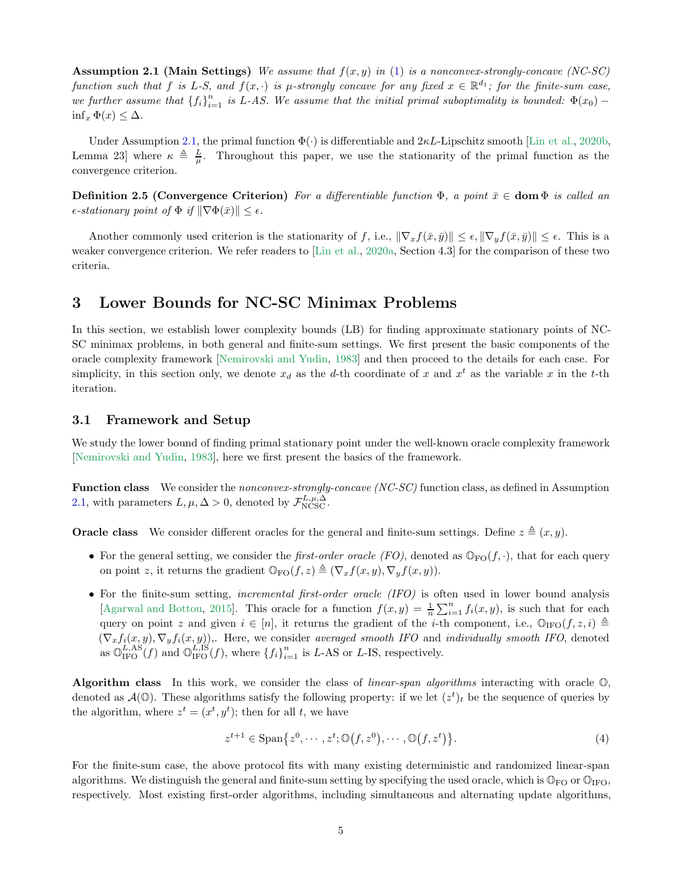**Assumption 2.1 (Main Settings)** *We assume that $f(x,y)$ in (1) is a nonconvex-strongly-concave (NC-SC) function such that $f$ is $L$-S, and $f(x,\cdot)$ is $\mu$-strongly concave for any fixed $x \in \mathbb{R}^{d_1}$; for the finite-sum case, we further assume that $\{f_i\}_{i=1}^n$ is $L$-AS. We assume that the initial primal suboptimality is bounded: $\Phi(x_0) - \inf_x \Phi(x) \le \Delta$.*

Under Assumption 2.1, the primal function $\Phi(\cdot)$ is differentiable and $2\kappa L$-Lipschitz smooth [Lin et al., 2020b, Lemma 23] where $\kappa \triangleq \frac{L}{\mu}$. Throughout this paper, we use the stationarity of the primal function as the convergence criterion.

**Definition 2.5 (Convergence Criterion)** *For a differentiable function $\Phi$, a point $\bar{x} \in \mathbf{dom}\,\Phi$ is called an $\epsilon$-stationary point of $\Phi$ if $\|\nabla \Phi(\bar{x})\| \le \epsilon$.*

Another commonly used criterion is the stationarity of $f$, i.e., $\|\nabla_x f(\bar{x},\bar{y})\| \le \epsilon, \|\nabla_y f(\bar{x},\bar{y})\| \le \epsilon$. This is a weaker convergence criterion. We refer readers to [Lin et al., 2020a, Section 4.3] for the comparison of these two criteria.

# 3 Lower Bounds for NC-SC Minimax Problems

In this section, we establish lower complexity bounds (LB) for finding approximate stationary points of NC-SC minimax problems, in both general and finite-sum settings. We first present the basic components of the oracle complexity framework [Nemirovski and Yudin, 1983] and then proceed to the details for each case. For simplicity, in this section only, we denote $x_d$ as the $d$-th coordinate of $x$ and $x^t$ as the variable $x$ in the $t$-th iteration.

## 3.1 Framework and Setup

We study the lower bound of finding primal stationary point under the well-known oracle complexity framework [Nemirovski and Yudin, 1983], here we first present the basics of the framework.

**Function class** We consider the *nonconvex-strongly-concave (NC-SC)* function class, as defined in Assumption 2.1, with parameters $L, \mu, \Delta > 0$, denoted by $\mathcal{F}_{\text{NCSC}}^{L,\mu,\Delta}$.

**Oracle class** We consider different oracles for the general and finite-sum settings. Define $z \triangleq (x, y)$.

- For the general setting, we consider the *first-order oracle (FO)*, denoted as $\mathbb{O}_{\text{FO}}(f,\cdot)$, that for each query on point $z$, it returns the gradient $\mathbb{O}_{\text{FO}}(f,z) \triangleq (\nabla_x f(x,y), \nabla_y f(x,y))$.
- For the finite-sum setting, *incremental first-order oracle (IFO)* is often used in lower bound analysis [Agarwal and Bottou, 2015]. This oracle for a function $f(x,y) = \frac{1}{n}\sum_{i=1}^n f_i(x,y)$, is such that for each query on point $z$ and given $i \in [n]$, it returns the gradient of the $i$-th component, i.e., $\mathbb{O}_{\text{IFO}}(f,z,i) \triangleq (\nabla_x f_i(x,y), \nabla_y f_i(x,y)),$. Here, we consider *averaged smooth IFO* and *individually smooth IFO*, denoted as $\mathbb{O}_{\text{IFO}}^{L,\text{AS}}(f)$ and $\mathbb{O}_{\text{IFO}}^{L,\text{IS}}(f)$, where $\{f_i\}_{i=1}^n$ is $L$-AS or $L$-IS, respectively.

**Algorithm class** In this work, we consider the class of *linear-span algorithms* interacting with oracle $\mathbb{O}$, denoted as $\mathcal{A}(\mathbb{O})$. These algorithms satisfy the following property: if we let $(z^t)_t$ be the sequence of queries by the algorithm, where $z^t = (x^t, y^t)$; then for all $t$, we have

$$z^{t+1} \in \text{Span}\big\{z^0, \cdots, z^t; \mathbb{O}\big(f, z^0\big), \cdots, \mathbb{O}\big(f, z^t\big)\big\}. \tag{4}$$

For the finite-sum case, the above protocol fits with many existing deterministic and randomized linear-span algorithms. We distinguish the general and finite-sum setting by specifying the used oracle, which is $\mathbb{O}_{\text{FO}}$ or $\mathbb{O}_{\text{IFO}}$, respectively. Most existing first-order algorithms, including simultaneous and alternating update algorithms,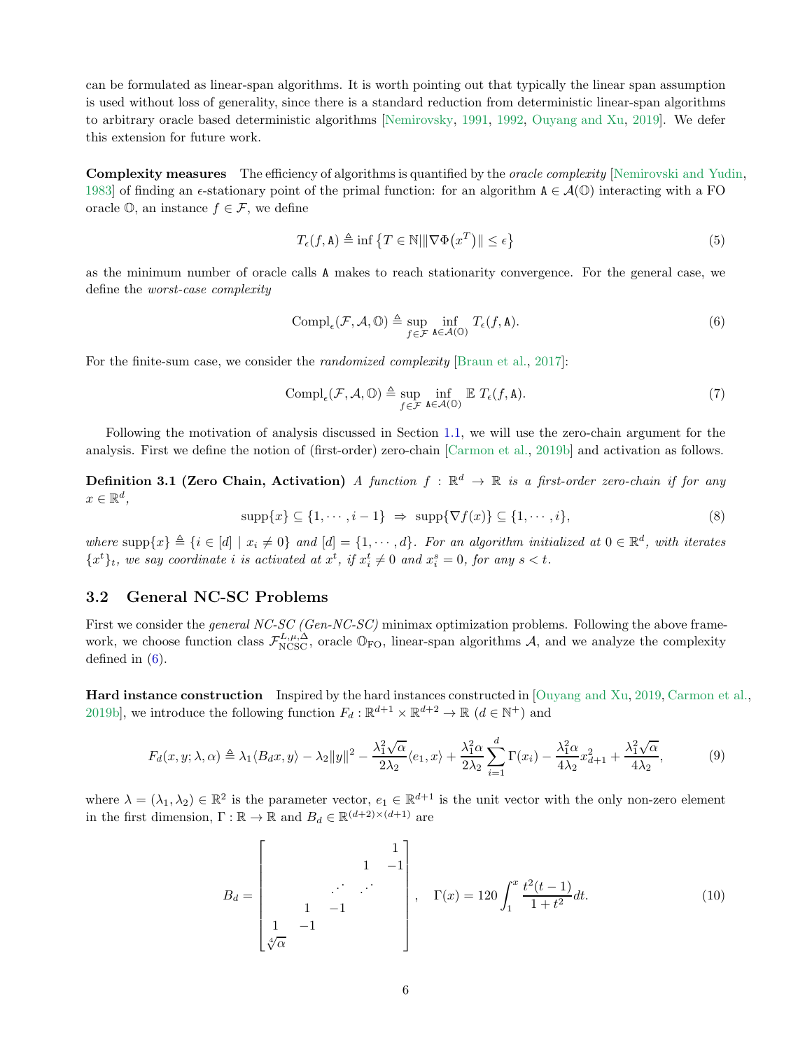can be formulated as linear-span algorithms. It is worth pointing out that typically the linear span assumption is used without loss of generality, since there is a standard reduction from deterministic linear-span algorithms to arbitrary oracle based deterministic algorithms [Nemirovsky, 1991, 1992, Ouyang and Xu, 2019]. We defer this extension for future work.

**Complexity measures** The efficiency of algorithms is quantified by the *oracle complexity* [Nemirovski and Yudin, 1983] of finding an $\epsilon$-stationary point of the primal function: for an algorithm $\mathtt{A} \in \mathcal{A}(\mathbb{O})$ interacting with a FO oracle $\mathbb{O}$, an instance $f \in \mathcal{F}$, we define

$$T_\epsilon(f, \mathtt{A}) \triangleq \inf \left\{ T \in \mathbb{N} \middle| \|\nabla \Phi(x^T)\| \leq \epsilon \right\} \tag{5}$$

as the minimum number of oracle calls $\mathtt{A}$ makes to reach stationarity convergence. For the general case, we define the *worst-case complexity*

$$\mathrm{Compl}_\epsilon(\mathcal{F}, \mathcal{A}, \mathbb{O}) \triangleq \sup_{f \in \mathcal{F}} \inf_{\mathtt{A} \in \mathcal{A}(\mathbb{O})} T_\epsilon(f, \mathtt{A}). \tag{6}$$

For the finite-sum case, we consider the *randomized complexity* [Braun et al., 2017]:

$$\mathrm{Compl}_\epsilon(\mathcal{F}, \mathcal{A}, \mathbb{O}) \triangleq \sup_{f \in \mathcal{F}} \inf_{\mathtt{A} \in \mathcal{A}(\mathbb{O})} \mathbb{E}\ T_\epsilon(f, \mathtt{A}). \tag{7}$$

Following the motivation of analysis discussed in Section 1.1, we will use the zero-chain argument for the analysis. First we define the notion of (first-order) zero-chain [Carmon et al., 2019b] and activation as follows.

**Definition 3.1 (Zero Chain, Activation)** *A function $f : \mathbb{R}^d \to \mathbb{R}$ is a first-order zero-chain if for any $x \in \mathbb{R}^d$,*

$$\mathrm{supp}\{x\} \subseteq \{1, \cdots, i-1\} \ \Rightarrow\ \mathrm{supp}\{\nabla f(x)\} \subseteq \{1, \cdots, i\}, \tag{8}$$

*where $\mathrm{supp}\{x\} \triangleq \{i \in [d] \mid x_i \neq 0\}$ and $[d] = \{1, \cdots, d\}$. For an algorithm initialized at $0 \in \mathbb{R}^d$, with iterates $\{x^t\}_t$, we say coordinate $i$ is activated at $x^t$, if $x_i^t \neq 0$ and $x_i^s = 0$, for any $s < t$.*

## 3.2 General NC-SC Problems

First we consider the *general NC-SC (Gen-NC-SC)* minimax optimization problems. Following the above framework, we choose function class $\mathcal{F}_{\mathrm{NCSC}}^{L,\mu,\Delta}$, oracle $\mathbb{O}_{\mathrm{FO}}$, linear-span algorithms $\mathcal{A}$, and we analyze the complexity defined in (6).

**Hard instance construction** Inspired by the hard instances constructed in [Ouyang and Xu, 2019, Carmon et al., 2019b], we introduce the following function $F_d : \mathbb{R}^{d+1} \times \mathbb{R}^{d+2} \to \mathbb{R}$ ($d \in \mathbb{N}^+$) and

$$F_d(x, y; \lambda, \alpha) \triangleq \lambda_1 \langle B_d x, y \rangle - \lambda_2 \|y\|^2 - \frac{\lambda_1^2 \sqrt{\alpha}}{2\lambda_2} \langle e_1, x \rangle + \frac{\lambda_1^2 \alpha}{2\lambda_2} \sum_{i=1}^{d} \Gamma(x_i) - \frac{\lambda_1^2 \alpha}{4\lambda_2} x_{d+1}^2 + \frac{\lambda_1^2 \sqrt{\alpha}}{4\lambda_2}, \tag{9}$$

where $\lambda = (\lambda_1, \lambda_2) \in \mathbb{R}^2$ is the parameter vector, $e_1 \in \mathbb{R}^{d+1}$ is the unit vector with the only non-zero element in the first dimension, $\Gamma : \mathbb{R} \to \mathbb{R}$ and $B_d \in \mathbb{R}^{(d+2)\times(d+1)}$ are

$$B_d = \begin{bmatrix} & & & & 1 \\ & & & 1 & -1 \\ & & \iddots & \iddots & \\ & 1 & -1 & & \\ 1 & -1 & & & \\ \sqrt[4]{\alpha} & & & & \end{bmatrix}, \quad \Gamma(x) = 120 \int_1^x \frac{t^2(t-1)}{1+t^2} dt. \tag{10}$$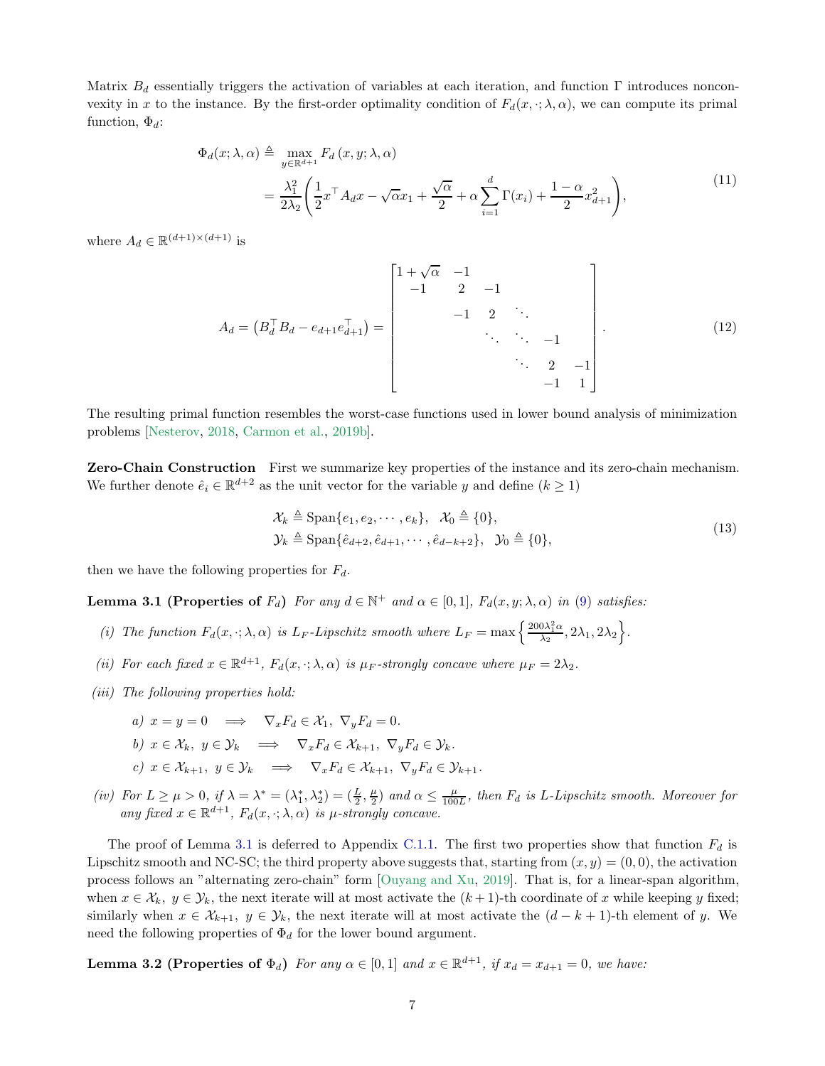Matrix $B_d$ essentially triggers the activation of variables at each iteration, and function $\Gamma$ introduces nonconvexity in $x$ to the instance. By the first-order optimality condition of $F_d(x, \cdot; \lambda, \alpha)$, we can compute its primal function, $\Phi_d$:

$$
\begin{aligned}
\Phi_d(x; \lambda, \alpha) &\triangleq \max_{y \in \mathbb{R}^{d+1}} F_d(x, y; \lambda, \alpha) \\
&= \frac{\lambda_1^2}{2\lambda_2}\left(\frac{1}{2}x^\top A_d x - \sqrt{\alpha}x_1 + \frac{\sqrt{\alpha}}{2} + \alpha \sum_{i=1}^{d} \Gamma(x_i) + \frac{1-\alpha}{2}x_{d+1}^2\right),
\end{aligned}
\tag{11}
$$

where $A_d \in \mathbb{R}^{(d+1)\times(d+1)}$ is

$$
A_d = \left(B_d^\top B_d - e_{d+1}e_{d+1}^\top\right) = \begin{bmatrix}
1+\sqrt{\alpha} & -1 & & & & \\
-1 & 2 & -1 & & & \\
 & -1 & 2 & \ddots & & \\
 & & \ddots & \ddots & -1 & \\
 & & & \ddots & 2 & -1 \\
 & & & & -1 & 1
\end{bmatrix}.
\tag{12}
$$

The resulting primal function resembles the worst-case functions used in lower bound analysis of minimization problems [Nesterov, 2018, Carmon et al., 2019b].

**Zero-Chain Construction** First we summarize key properties of the instance and its zero-chain mechanism. We further denote $\hat{e}_i \in \mathbb{R}^{d+2}$ as the unit vector for the variable $y$ and define ($k \geq 1$)

$$
\begin{aligned}
&\mathcal{X}_k \triangleq \operatorname{Span}\{e_1, e_2, \cdots, e_k\}, \quad \mathcal{X}_0 \triangleq \{0\}, \\
&\mathcal{Y}_k \triangleq \operatorname{Span}\{\hat{e}_{d+2}, \hat{e}_{d+1}, \cdots, \hat{e}_{d-k+2}\}, \quad \mathcal{Y}_0 \triangleq \{0\},
\end{aligned}
\tag{13}
$$

then we have the following properties for $F_d$.

**Lemma 3.1 (Properties of $F_d$)** *For any $d \in \mathbb{N}^+$ and $\alpha \in [0,1]$, $F_d(x, y; \lambda, \alpha)$ in (9) satisfies:*

*(i) The function $F_d(x, \cdot; \lambda, \alpha)$ is $L_F$-Lipschitz smooth where $L_F = \max\left\{\frac{200\lambda_1^2\alpha}{\lambda_2}, 2\lambda_1, 2\lambda_2\right\}$.*

*(ii) For each fixed $x \in \mathbb{R}^{d+1}$, $F_d(x, \cdot; \lambda, \alpha)$ is $\mu_F$-strongly concave where $\mu_F = 2\lambda_2$.*

*(iii) The following properties hold:*

*a) $x = y = 0 \implies \nabla_x F_d \in \mathcal{X}_1,\ \nabla_y F_d = 0$.*

*b) $x \in \mathcal{X}_k,\ y \in \mathcal{Y}_k \implies \nabla_x F_d \in \mathcal{X}_{k+1},\ \nabla_y F_d \in \mathcal{Y}_k$.*

*c) $x \in \mathcal{X}_{k+1},\ y \in \mathcal{Y}_k \implies \nabla_x F_d \in \mathcal{X}_{k+1},\ \nabla_y F_d \in \mathcal{Y}_{k+1}$.*

*(iv) For $L \geq \mu > 0$, if $\lambda = \lambda^* = (\lambda_1^*, \lambda_2^*) = (\frac{L}{2}, \frac{\mu}{2})$ and $\alpha \leq \frac{\mu}{100L}$, then $F_d$ is $L$-Lipschitz smooth. Moreover for any fixed $x \in \mathbb{R}^{d+1}$, $F_d(x, \cdot; \lambda, \alpha)$ is $\mu$-strongly concave.*

The proof of Lemma 3.1 is deferred to Appendix C.1.1. The first two properties show that function $F_d$ is Lipschitz smooth and NC-SC; the third property above suggests that, starting from $(x, y) = (0, 0)$, the activation process follows an "alternating zero-chain" form [Ouyang and Xu, 2019]. That is, for a linear-span algorithm, when $x \in \mathcal{X}_k,\ y \in \mathcal{Y}_k$, the next iterate will at most activate the $(k+1)$-th coordinate of $x$ while keeping $y$ fixed; similarly when $x \in \mathcal{X}_{k+1},\ y \in \mathcal{Y}_k$, the next iterate will at most activate the $(d-k+1)$-th element of $y$. We need the following properties of $\Phi_d$ for the lower bound argument.

**Lemma 3.2 (Properties of $\Phi_d$)** *For any $\alpha \in [0,1]$ and $x \in \mathbb{R}^{d+1}$, if $x_d = x_{d+1} = 0$, we have:*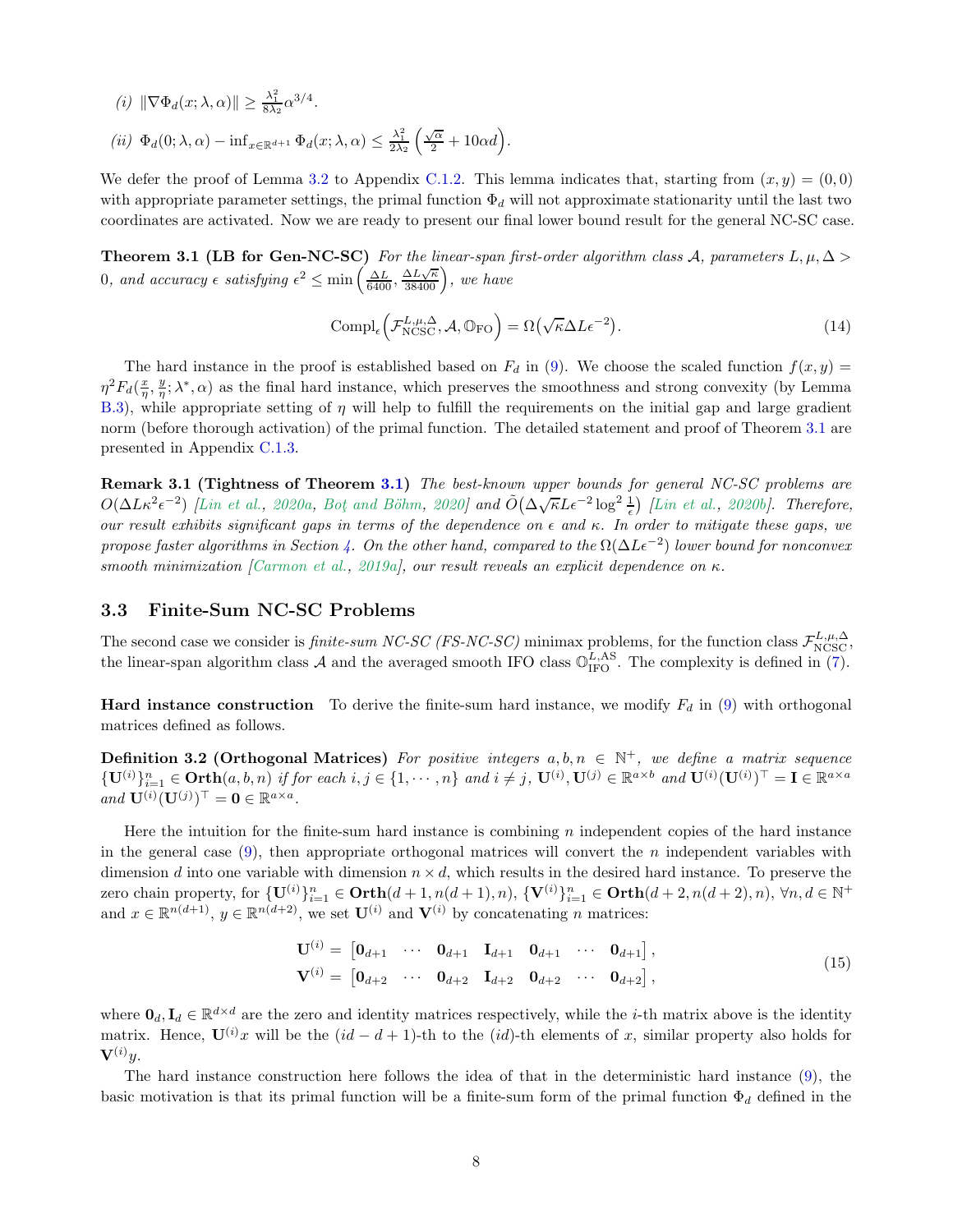*(i)* $\|\nabla \Phi_d(x;\lambda,\alpha)\| \geq \frac{\lambda_1^2}{8\lambda_2}\alpha^{3/4}$.

*(ii)* $\Phi_d(0;\lambda,\alpha) - \inf_{x\in\mathbb{R}^{d+1}} \Phi_d(x;\lambda,\alpha) \leq \frac{\lambda_1^2}{2\lambda_2}\left(\frac{\sqrt{\alpha}}{2} + 10\alpha d\right)$.

We defer the proof of Lemma 3.2 to Appendix C.1.2. This lemma indicates that, starting from $(x, y) = (0, 0)$ with appropriate parameter settings, the primal function $\Phi_d$ will not approximate stationarity until the last two coordinates are activated. Now we are ready to present our final lower bound result for the general NC-SC case.

**Theorem 3.1 (LB for Gen-NC-SC)** *For the linear-span first-order algorithm class $\mathcal{A}$, parameters $L, \mu, \Delta > 0$, and accuracy $\epsilon$ satisfying $\epsilon^2 \leq \min\left(\frac{\Delta L}{6400}, \frac{\Delta L\sqrt{\kappa}}{38400}\right)$, we have*

$$\mathrm{Compl}_\epsilon\Big(\mathcal{F}_{\mathrm{NCSC}}^{L,\mu,\Delta}, \mathcal{A}, \mathbb{O}_{\mathrm{FO}}\Big) = \Omega\big(\sqrt{\kappa}\Delta L\epsilon^{-2}\big). \tag{14}$$

The hard instance in the proof is established based on $F_d$ in (9). We choose the scaled function $f(x, y) = \eta^2 F_d(\frac{x}{\eta}, \frac{y}{\eta}; \lambda^*, \alpha)$ as the final hard instance, which preserves the smoothness and strong convexity (by Lemma B.3), while appropriate setting of $\eta$ will help to fulfill the requirements on the initial gap and large gradient norm (before thorough activation) of the primal function. The detailed statement and proof of Theorem 3.1 are presented in Appendix C.1.3.

**Remark 3.1 (Tightness of Theorem 3.1)** *The best-known upper bounds for general NC-SC problems are $O(\Delta L\kappa^2\epsilon^{-2})$ [Lin et al., 2020a, Boţ and Böhm, 2020] and $\tilde{O}\big(\Delta\sqrt{\kappa}L\epsilon^{-2}\log^2\frac{1}{\epsilon}\big)$ [Lin et al., 2020b]. Therefore, our result exhibits significant gaps in terms of the dependence on $\epsilon$ and $\kappa$. In order to mitigate these gaps, we propose faster algorithms in Section 4. On the other hand, compared to the $\Omega(\Delta L\epsilon^{-2})$ lower bound for nonconvex smooth minimization [Carmon et al., 2019a], our result reveals an explicit dependence on $\kappa$.*

## 3.3 Finite-Sum NC-SC Problems

The second case we consider is *finite-sum NC-SC (FS-NC-SC)* minimax problems, for the function class $\mathcal{F}_{\mathrm{NCSC}}^{L,\mu,\Delta}$, the linear-span algorithm class $\mathcal{A}$ and the averaged smooth IFO class $\mathbb{O}_{\mathrm{IFO}}^{L,\mathrm{AS}}$. The complexity is defined in (7).

**Hard instance construction** To derive the finite-sum hard instance, we modify $F_d$ in (9) with orthogonal matrices defined as follows.

**Definition 3.2 (Orthogonal Matrices)** *For positive integers $a, b, n \in \mathbb{N}^+$, we define a matrix sequence $\{\mathbf{U}^{(i)}\}_{i=1}^n \in \mathbf{Orth}(a, b, n)$ if for each $i, j \in \{1, \cdots, n\}$ and $i \neq j$, $\mathbf{U}^{(i)}, \mathbf{U}^{(j)} \in \mathbb{R}^{a\times b}$ and $\mathbf{U}^{(i)}(\mathbf{U}^{(i)})^\top = \mathbf{I} \in \mathbb{R}^{a\times a}$ and $\mathbf{U}^{(i)}(\mathbf{U}^{(j)})^\top = \mathbf{0} \in \mathbb{R}^{a\times a}$.*

Here the intuition for the finite-sum hard instance is combining $n$ independent copies of the hard instance in the general case (9), then appropriate orthogonal matrices will convert the $n$ independent variables with dimension $d$ into one variable with dimension $n \times d$, which results in the desired hard instance. To preserve the zero chain property, for $\{\mathbf{U}^{(i)}\}_{i=1}^n \in \mathbf{Orth}(d+1, n(d+1), n)$, $\{\mathbf{V}^{(i)}\}_{i=1}^n \in \mathbf{Orth}(d+2, n(d+2), n)$, $\forall n, d \in \mathbb{N}^+$ and $x \in \mathbb{R}^{n(d+1)}$, $y \in \mathbb{R}^{n(d+2)}$, we set $\mathbf{U}^{(i)}$ and $\mathbf{V}^{(i)}$ by concatenating $n$ matrices:

$$\begin{aligned}
\mathbf{U}^{(i)} &= \begin{bmatrix}\mathbf{0}_{d+1} & \cdots & \mathbf{0}_{d+1} & \mathbf{I}_{d+1} & \mathbf{0}_{d+1} & \cdots & \mathbf{0}_{d+1}\end{bmatrix}, \\
\mathbf{V}^{(i)} &= \begin{bmatrix}\mathbf{0}_{d+2} & \cdots & \mathbf{0}_{d+2} & \mathbf{I}_{d+2} & \mathbf{0}_{d+2} & \cdots & \mathbf{0}_{d+2}\end{bmatrix},
\end{aligned} \tag{15}$$

where $\mathbf{0}_d, \mathbf{I}_d \in \mathbb{R}^{d\times d}$ are the zero and identity matrices respectively, while the $i$-th matrix above is the identity matrix. Hence, $\mathbf{U}^{(i)}x$ will be the $(id-d+1)$-th to the $(id)$-th elements of $x$, similar property also holds for $\mathbf{V}^{(i)}y$.

The hard instance construction here follows the idea of that in the deterministic hard instance (9), the basic motivation is that its primal function will be a finite-sum form of the primal function $\Phi_d$ defined in the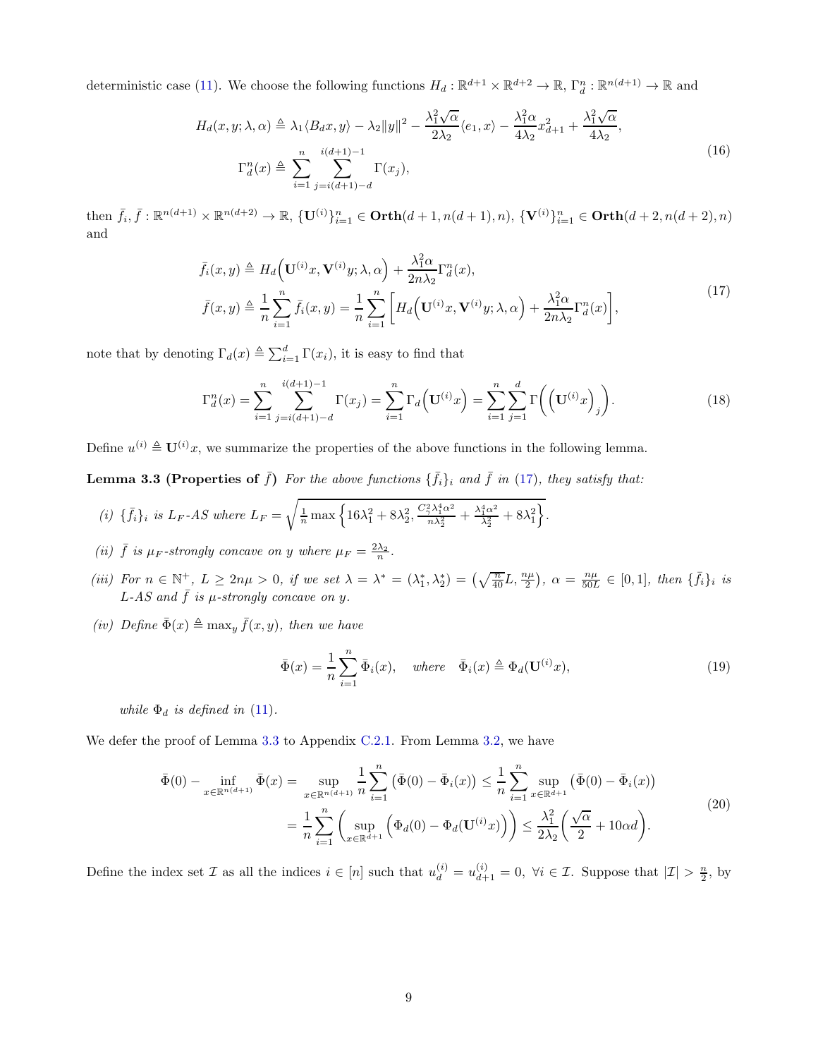deterministic case (11). We choose the following functions $H_d : \mathbb{R}^{d+1} \times \mathbb{R}^{d+2} \to \mathbb{R}$, $\Gamma_d^n : \mathbb{R}^{n(d+1)} \to \mathbb{R}$ and

$$
\begin{aligned}
H_d(x, y; \lambda, \alpha) &\triangleq \lambda_1 \langle B_d x, y\rangle - \lambda_2 \|y\|^2 - \frac{\lambda_1^2 \sqrt{\alpha}}{2\lambda_2}\langle e_1, x\rangle - \frac{\lambda_1^2 \alpha}{4\lambda_2} x_{d+1}^2 + \frac{\lambda_1^2 \sqrt{\alpha}}{4\lambda_2}, \\
\Gamma_d^n(x) &\triangleq \sum_{i=1}^n \sum_{j=i(d+1)-d}^{i(d+1)-1} \Gamma(x_j),
\end{aligned} \tag{16}
$$

then $\bar{f}_i, \bar{f} : \mathbb{R}^{n(d+1)} \times \mathbb{R}^{n(d+2)} \to \mathbb{R}$, $\{\mathbf{U}^{(i)}\}_{i=1}^n \in \mathbf{Orth}(d+1, n(d+1), n)$, $\{\mathbf{V}^{(i)}\}_{i=1}^n \in \mathbf{Orth}(d+2, n(d+2), n)$ and

$$
\begin{aligned}
\bar{f}_i(x, y) &\triangleq H_d\Big(\mathbf{U}^{(i)} x, \mathbf{V}^{(i)} y; \lambda, \alpha\Big) + \frac{\lambda_1^2 \alpha}{2n\lambda_2} \Gamma_d^n(x), \\
\bar{f}(x, y) &\triangleq \frac{1}{n}\sum_{i=1}^n \bar{f}_i(x, y) = \frac{1}{n}\sum_{i=1}^n \Big[ H_d\Big(\mathbf{U}^{(i)} x, \mathbf{V}^{(i)} y; \lambda, \alpha\Big) + \frac{\lambda_1^2 \alpha}{2n\lambda_2}\Gamma_d^n(x)\Big],
\end{aligned} \tag{17}
$$

note that by denoting $\Gamma_d(x) \triangleq \sum_{i=1}^d \Gamma(x_i)$, it is easy to find that

$$
\Gamma_d^n(x) = \sum_{i=1}^n \sum_{j=i(d+1)-d}^{i(d+1)-1} \Gamma(x_j) = \sum_{i=1}^n \Gamma_d\Big(\mathbf{U}^{(i)} x\Big) = \sum_{i=1}^n \sum_{j=1}^d \Gamma\Big(\Big(\mathbf{U}^{(i)} x\Big)_j\Big). \tag{18}
$$

Define $u^{(i)} \triangleq \mathbf{U}^{(i)} x$, we summarize the properties of the above functions in the following lemma.

**Lemma 3.3 (Properties of $\bar{f}$)** *For the above functions $\{\bar{f}_i\}_i$ and $\bar{f}$ in (17), they satisfy that:*

*(i) $\{\bar{f}_i\}_i$ is $L_F$-AS where $L_F = \sqrt{\frac{1}{n}\max\Big\{16\lambda_1^2 + 8\lambda_2^2, \frac{C_\gamma^2 \lambda_1^4 \alpha^2}{n\lambda_2^2} + \frac{\lambda_1^4 \alpha^2}{\lambda_2^2} + 8\lambda_1^2\Big\}}$.*

*(ii) $\bar{f}$ is $\mu_F$-strongly concave on $y$ where $\mu_F = \frac{2\lambda_2}{n}$.*

*(iii) For $n \in \mathbb{N}^+$, $L \geq 2n\mu > 0$, if we set $\lambda = \lambda^* = (\lambda_1^*, \lambda_2^*) = \Big(\sqrt{\frac{n}{40}} L, \frac{n\mu}{2}\Big)$, $\alpha = \frac{n\mu}{50L} \in [0, 1]$, then $\{\bar{f}_i\}_i$ is $L$-AS and $\bar{f}$ is $\mu$-strongly concave on $y$.*

*(iv) Define $\bar{\Phi}(x) \triangleq \max_y \bar{f}(x, y)$, then we have*

$$
\bar{\Phi}(x) = \frac{1}{n}\sum_{i=1}^n \bar{\Phi}_i(x), \quad \textit{where} \quad \bar{\Phi}_i(x) \triangleq \Phi_d(\mathbf{U}^{(i)} x), \tag{19}
$$

*while $\Phi_d$ is defined in (11).*

We defer the proof of Lemma 3.3 to Appendix C.2.1. From Lemma 3.2, we have

$$
\begin{aligned}
\bar{\Phi}(0) - \inf_{x \in \mathbb{R}^{n(d+1)}} \bar{\Phi}(x) &= \sup_{x \in \mathbb{R}^{n(d+1)}} \frac{1}{n}\sum_{i=1}^n \big(\bar{\Phi}(0) - \bar{\Phi}_i(x)\big) \leq \frac{1}{n}\sum_{i=1}^n \sup_{x \in \mathbb{R}^{d+1}} \big(\bar{\Phi}(0) - \bar{\Phi}_i(x)\big) \\
&= \frac{1}{n}\sum_{i=1}^n \Big(\sup_{x \in \mathbb{R}^{d+1}} \Big(\Phi_d(0) - \Phi_d(\mathbf{U}^{(i)} x)\Big)\Big) \leq \frac{\lambda_1^2}{2\lambda_2}\Big(\frac{\sqrt{\alpha}}{2} + 10\alpha d\Big).
\end{aligned} \tag{20}
$$

Define the index set $\mathcal{I}$ as all the indices $i \in [n]$ such that $u_d^{(i)} = u_{d+1}^{(i)} = 0$, $\forall i \in \mathcal{I}$. Suppose that $|\mathcal{I}| > \frac{n}{2}$, by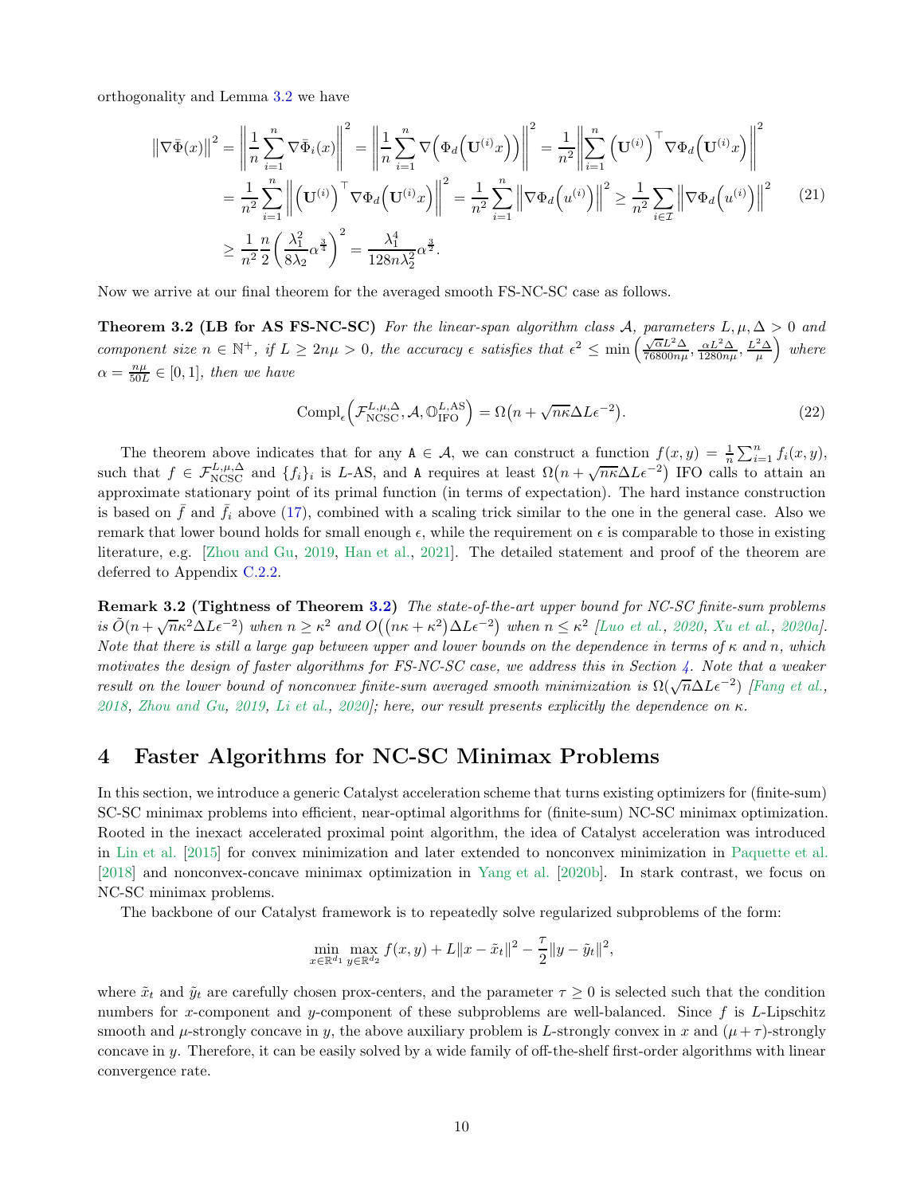orthogonality and Lemma 3.2 we have

$$
\begin{aligned}
\left\|\nabla\bar{\Phi}(x)\right\|^2 &= \left\|\frac{1}{n}\sum_{i=1}^{n}\nabla\bar{\Phi}_i(x)\right\|^2 = \left\|\frac{1}{n}\sum_{i=1}^{n}\nabla\left(\Phi_d\left(\mathbf{U}^{(i)}x\right)\right)\right\|^2 = \frac{1}{n^2}\left\|\sum_{i=1}^{n}\left(\mathbf{U}^{(i)}\right)^\top\nabla\Phi_d\left(\mathbf{U}^{(i)}x\right)\right\|^2 \\
&= \frac{1}{n^2}\sum_{i=1}^{n}\left\|\left(\mathbf{U}^{(i)}\right)^\top\nabla\Phi_d\left(\mathbf{U}^{(i)}x\right)\right\|^2 = \frac{1}{n^2}\sum_{i=1}^{n}\left\|\nabla\Phi_d\left(u^{(i)}\right)\right\|^2 \geq \frac{1}{n^2}\sum_{i\in\mathcal{I}}\left\|\nabla\Phi_d\left(u^{(i)}\right)\right\|^2 \\
&\geq \frac{1}{n^2}\frac{n}{2}\left(\frac{\lambda_1^2}{8\lambda_2}\alpha^{\frac{3}{4}}\right)^2 = \frac{\lambda_1^4}{128n\lambda_2^2}\alpha^{\frac{3}{2}}.
\end{aligned} \tag{21}
$$

Now we arrive at our final theorem for the averaged smooth FS-NC-SC case as follows.

**Theorem 3.2 (LB for AS FS-NC-SC)** *For the linear-span algorithm class $\mathcal{A}$, parameters $L,\mu,\Delta > 0$ and component size $n \in \mathbb{N}^+$, if $L \geq 2n\mu > 0$, the accuracy $\epsilon$ satisfies that $\epsilon^2 \leq \min\left(\frac{\sqrt{\alpha}L^2\Delta}{76800n\mu}, \frac{\alpha L^2\Delta}{1280n\mu}, \frac{L^2\Delta}{\mu}\right)$ where $\alpha = \frac{n\mu}{50L} \in [0,1]$, then we have*

$$
\mathrm{Compl}_\epsilon\left(\mathcal{F}_{\mathrm{NCSC}}^{L,\mu,\Delta}, \mathcal{A}, \mathbb{O}_{\mathrm{IFO}}^{L,\mathrm{AS}}\right) = \Omega\left(n + \sqrt{n\kappa}\Delta L\epsilon^{-2}\right). \tag{22}
$$

The theorem above indicates that for any $\mathtt{A} \in \mathcal{A}$, we can construct a function $f(x,y) = \frac{1}{n}\sum_{i=1}^n f_i(x,y)$, such that $f \in \mathcal{F}_{\mathrm{NCSC}}^{L,\mu,\Delta}$ and $\{f_i\}_i$ is $L$-AS, and $\mathtt{A}$ requires at least $\Omega\left(n + \sqrt{n\kappa}\Delta L\epsilon^{-2}\right)$ IFO calls to attain an approximate stationary point of its primal function (in terms of expectation). The hard instance construction is based on $\bar{f}$ and $\bar{f}_i$ above (17), combined with a scaling trick similar to the one in the general case. Also we remark that lower bound holds for small enough $\epsilon$, while the requirement on $\epsilon$ is comparable to those in existing literature, e.g. [Zhou and Gu, 2019, Han et al., 2021]. The detailed statement and proof of the theorem are deferred to Appendix C.2.2.

**Remark 3.2 (Tightness of Theorem 3.2)** *The state-of-the-art upper bound for NC-SC finite-sum problems is $\tilde{O}(n + \sqrt{n}\kappa^2\Delta L\epsilon^{-2})$ when $n \geq \kappa^2$ and $O\left((n\kappa + \kappa^2)\Delta L\epsilon^{-2}\right)$ when $n \leq \kappa^2$ [Luo et al., 2020, Xu et al., 2020a]. Note that there is still a large gap between upper and lower bounds on the dependence in terms of $\kappa$ and $n$, which motivates the design of faster algorithms for FS-NC-SC case, we address this in Section 4. Note that a weaker result on the lower bound of nonconvex finite-sum averaged smooth minimization is $\Omega(\sqrt{n}\Delta L\epsilon^{-2})$ [Fang et al., 2018, Zhou and Gu, 2019, Li et al., 2020]; here, our result presents explicitly the dependence on $\kappa$.*

# 4 Faster Algorithms for NC-SC Minimax Problems

In this section, we introduce a generic Catalyst acceleration scheme that turns existing optimizers for (finite-sum) SC-SC minimax problems into efficient, near-optimal algorithms for (finite-sum) NC-SC minimax optimization. Rooted in the inexact accelerated proximal point algorithm, the idea of Catalyst acceleration was introduced in Lin et al. [2015] for convex minimization and later extended to nonconvex minimization in Paquette et al. [2018] and nonconvex-concave minimax optimization in Yang et al. [2020b]. In stark contrast, we focus on NC-SC minimax problems.

The backbone of our Catalyst framework is to repeatedly solve regularized subproblems of the form:

$$
\min_{x\in\mathbb{R}^{d_1}}\max_{y\in\mathbb{R}^{d_2}} f(x,y) + L\|x-\tilde{x}_t\|^2 - \frac{\tau}{2}\|y-\tilde{y}_t\|^2,
$$

where $\tilde{x}_t$ and $\tilde{y}_t$ are carefully chosen prox-centers, and the parameter $\tau \geq 0$ is selected such that the condition numbers for $x$-component and $y$-component of these subproblems are well-balanced. Since $f$ is $L$-Lipschitz smooth and $\mu$-strongly concave in $y$, the above auxiliary problem is $L$-strongly convex in $x$ and $(\mu+\tau)$-strongly concave in $y$. Therefore, it can be easily solved by a wide family of off-the-shelf first-order algorithms with linear convergence rate.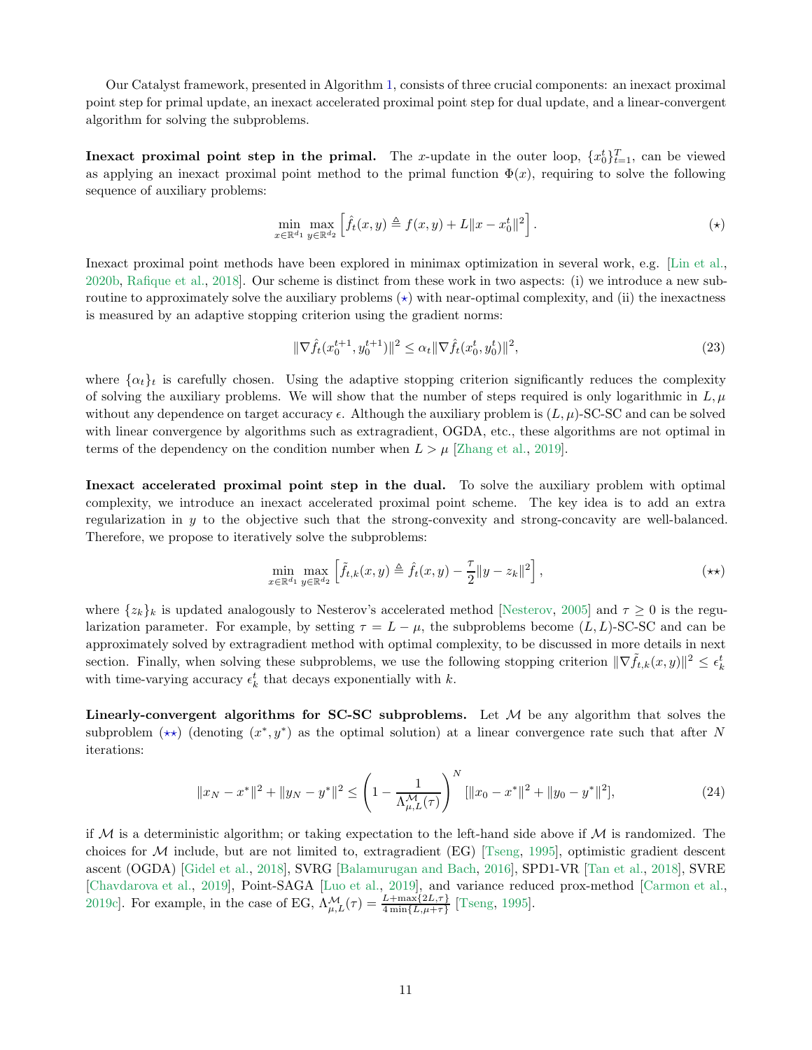Our Catalyst framework, presented in Algorithm 1, consists of three crucial components: an inexact proximal point step for primal update, an inexact accelerated proximal point step for dual update, and a linear-convergent algorithm for solving the subproblems.

**Inexact proximal point step in the primal.** The $x$-update in the outer loop, $\{x_0^t\}_{t=1}^T$, can be viewed as applying an inexact proximal point method to the primal function $\Phi(x)$, requiring to solve the following sequence of auxiliary problems:

$$\min_{x \in \mathbb{R}^{d_1}} \max_{y \in \mathbb{R}^{d_2}} \left[ \hat{f}_t(x, y) \triangleq f(x, y) + L\|x - x_0^t\|^2 \right]. \tag{$\star$}$$

Inexact proximal point methods have been explored in minimax optimization in several work, e.g. [Lin et al., 2020b, Rafique et al., 2018]. Our scheme is distinct from these work in two aspects: (i) we introduce a new subroutine to approximately solve the auxiliary problems ($\star$) with near-optimal complexity, and (ii) the inexactness is measured by an adaptive stopping criterion using the gradient norms:

$$\|\nabla \hat{f}_t(x_0^{t+1}, y_0^{t+1})\|^2 \leq \alpha_t \|\nabla \hat{f}_t(x_0^t, y_0^t)\|^2, \tag{23}$$

where $\{\alpha_t\}_t$ is carefully chosen. Using the adaptive stopping criterion significantly reduces the complexity of solving the auxiliary problems. We will show that the number of steps required is only logarithmic in $L, \mu$ without any dependence on target accuracy $\epsilon$. Although the auxiliary problem is $(L, \mu)$-SC-SC and can be solved with linear convergence by algorithms such as extragradient, OGDA, etc., these algorithms are not optimal in terms of the dependency on the condition number when $L > \mu$ [Zhang et al., 2019].

**Inexact accelerated proximal point step in the dual.** To solve the auxiliary problem with optimal complexity, we introduce an inexact accelerated proximal point scheme. The key idea is to add an extra regularization in $y$ to the objective such that the strong-convexity and strong-concavity are well-balanced. Therefore, we propose to iteratively solve the subproblems:

$$\min_{x \in \mathbb{R}^{d_1}} \max_{y \in \mathbb{R}^{d_2}} \left[ \tilde{f}_{t,k}(x, y) \triangleq \hat{f}_t(x, y) - \frac{\tau}{2}\|y - z_k\|^2 \right], \tag{$\star\star$}$$

where $\{z_k\}_k$ is updated analogously to Nesterov's accelerated method [Nesterov, 2005] and $\tau \geq 0$ is the regularization parameter. For example, by setting $\tau = L - \mu$, the subproblems become $(L, L)$-SC-SC and can be approximately solved by extragradient method with optimal complexity, to be discussed in more details in next section. Finally, when solving these subproblems, we use the following stopping criterion $\|\nabla \tilde{f}_{t,k}(x, y)\|^2 \leq \epsilon_k^t$ with time-varying accuracy $\epsilon_k^t$ that decays exponentially with $k$.

**Linearly-convergent algorithms for SC-SC subproblems.** Let $\mathcal{M}$ be any algorithm that solves the subproblem ($\star\star$) (denoting $(x^*, y^*)$ as the optimal solution) at a linear convergence rate such that after $N$ iterations:

$$\|x_N - x^*\|^2 + \|y_N - y^*\|^2 \leq \left(1 - \frac{1}{\Lambda_{\mu,L}^{\mathcal{M}}(\tau)}\right)^N [\|x_0 - x^*\|^2 + \|y_0 - y^*\|^2], \tag{24}$$

if $\mathcal{M}$ is a deterministic algorithm; or taking expectation to the left-hand side above if $\mathcal{M}$ is randomized. The choices for $\mathcal{M}$ include, but are not limited to, extragradient (EG) [Tseng, 1995], optimistic gradient descent ascent (OGDA) [Gidel et al., 2018], SVRG [Balamurugan and Bach, 2016], SPD1-VR [Tan et al., 2018], SVRE [Chavdarova et al., 2019], Point-SAGA [Luo et al., 2019], and variance reduced prox-method [Carmon et al., 2019c]. For example, in the case of EG, $\Lambda_{\mu,L}^{\mathcal{M}}(\tau) = \frac{L + \max\{2L, \tau\}}{4 \min\{L, \mu + \tau\}}$ [Tseng, 1995].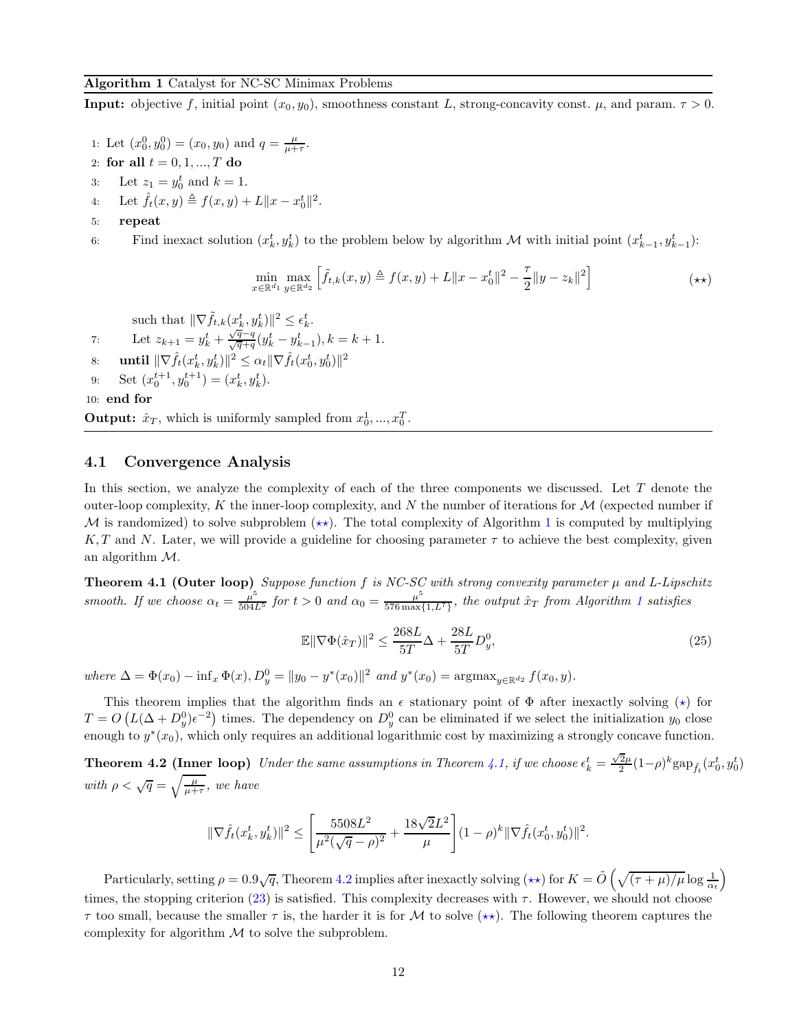---

**Algorithm 1** Catalyst for NC-SC Minimax Problems

---

**Input:** objective $f$, initial point $(x_0, y_0)$, smoothness constant $L$, strong-concavity const. $\mu$, and param. $\tau > 0$.

1: Let $(x_0^0, y_0^0) = (x_0, y_0)$ and $q = \frac{\mu}{\mu+\tau}$.

2: **for all** $t = 0, 1, ..., T$ **do**

3: Let $z_1 = y_0^t$ and $k = 1$.

4: Let $\hat{f}_t(x, y) \triangleq f(x, y) + L\|x - x_0^t\|^2$.

5: **repeat**

6: Find inexact solution $(x_k^t, y_k^t)$ to the problem below by algorithm $\mathcal{M}$ with initial point $(x_{k-1}^t, y_{k-1}^t)$:

$$\min_{x \in \mathbb{R}^{d_1}} \max_{y \in \mathbb{R}^{d_2}} \left[\tilde{f}_{t,k}(x, y) \triangleq f(x, y) + L\|x - x_0^t\|^2 - \frac{\tau}{2}\|y - z_k\|^2\right] \tag{$\star\star$}$$

such that $\|\nabla \tilde{f}_{t,k}(x_k^t, y_k^t)\|^2 \le \epsilon_k^t$.

7: Let $z_{k+1} = y_k^t + \frac{\sqrt{q}-q}{\sqrt{q}+q}(y_k^t - y_{k-1}^t), k = k + 1$.

8: **until** $\|\nabla \hat{f}_t(x_k^t, y_k^t)\|^2 \le \alpha_t \|\nabla \hat{f}_t(x_0^t, y_0^t)\|^2$

9: Set $(x_0^{t+1}, y_0^{t+1}) = (x_k^t, y_k^t)$.

10: **end for**

**Output:** $\hat{x}_T$, which is uniformly sampled from $x_0^1, ..., x_0^T$.

---

### 4.1 Convergence Analysis

In this section, we analyze the complexity of each of the three components we discussed. Let $T$ denote the outer-loop complexity, $K$ the inner-loop complexity, and $N$ the number of iterations for $\mathcal{M}$ (expected number if $\mathcal{M}$ is randomized) to solve subproblem ($\star\star$). The total complexity of Algorithm 1 is computed by multiplying $K, T$ and $N$. Later, we will provide a guideline for choosing parameter $\tau$ to achieve the best complexity, given an algorithm $\mathcal{M}$.

**Theorem 4.1 (Outer loop)** *Suppose function $f$ is NC-SC with strong convexity parameter $\mu$ and $L$-Lipschitz smooth. If we choose $\alpha_t = \frac{\mu^5}{504L^5}$ for $t > 0$ and $\alpha_0 = \frac{\mu^5}{576\max\{1, L^7\}}$, the output $\hat{x}_T$ from Algorithm 1 satisfies*

$$\mathbb{E}\|\nabla\Phi(\hat{x}_T)\|^2 \le \frac{268L}{5T}\Delta + \frac{28L}{5T}D_y^0, \tag{25}$$

*where $\Delta = \Phi(x_0) - \inf_x \Phi(x)$, $D_y^0 = \|y_0 - y^*(x_0)\|^2$ and $y^*(x_0) = \operatorname{argmax}_{y \in \mathbb{R}^{d_2}} f(x_0, y)$.*

This theorem implies that the algorithm finds an $\epsilon$ stationary point of $\Phi$ after inexactly solving ($\star$) for $T = O\left(L(\Delta + D_y^0)\epsilon^{-2}\right)$ times. The dependency on $D_y^0$ can be eliminated if we select the initialization $y_0$ close enough to $y^*(x_0)$, which only requires an additional logarithmic cost by maximizing a strongly concave function.

**Theorem 4.2 (Inner loop)** *Under the same assumptions in Theorem 4.1, if we choose $\epsilon_k^t = \frac{\sqrt{2}\mu}{2}(1-\rho)^k \text{gap}_{\hat{f}_t}(x_0^t, y_0^t)$ with $\rho < \sqrt{q} = \sqrt{\frac{\mu}{\mu+\tau}}$, we have*

$$\|\nabla \hat{f}_t(x_k^t, y_k^t)\|^2 \le \left[\frac{5508L^2}{\mu^2(\sqrt{q}-\rho)^2} + \frac{18\sqrt{2}L^2}{\mu}\right](1-\rho)^k \|\nabla \hat{f}_t(x_0^t, y_0^t)\|^2.$$

Particularly, setting $\rho = 0.9\sqrt{q}$, Theorem 4.2 implies after inexactly solving ($\star\star$) for $K = \tilde{O}\left(\sqrt{(\tau+\mu)/\mu}\log\frac{1}{\alpha_t}\right)$ times, the stopping criterion (23) is satisfied. This complexity decreases with $\tau$. However, we should not choose $\tau$ too small, because the smaller $\tau$ is, the harder it is for $\mathcal{M}$ to solve ($\star\star$). The following theorem captures the complexity for algorithm $\mathcal{M}$ to solve the subproblem.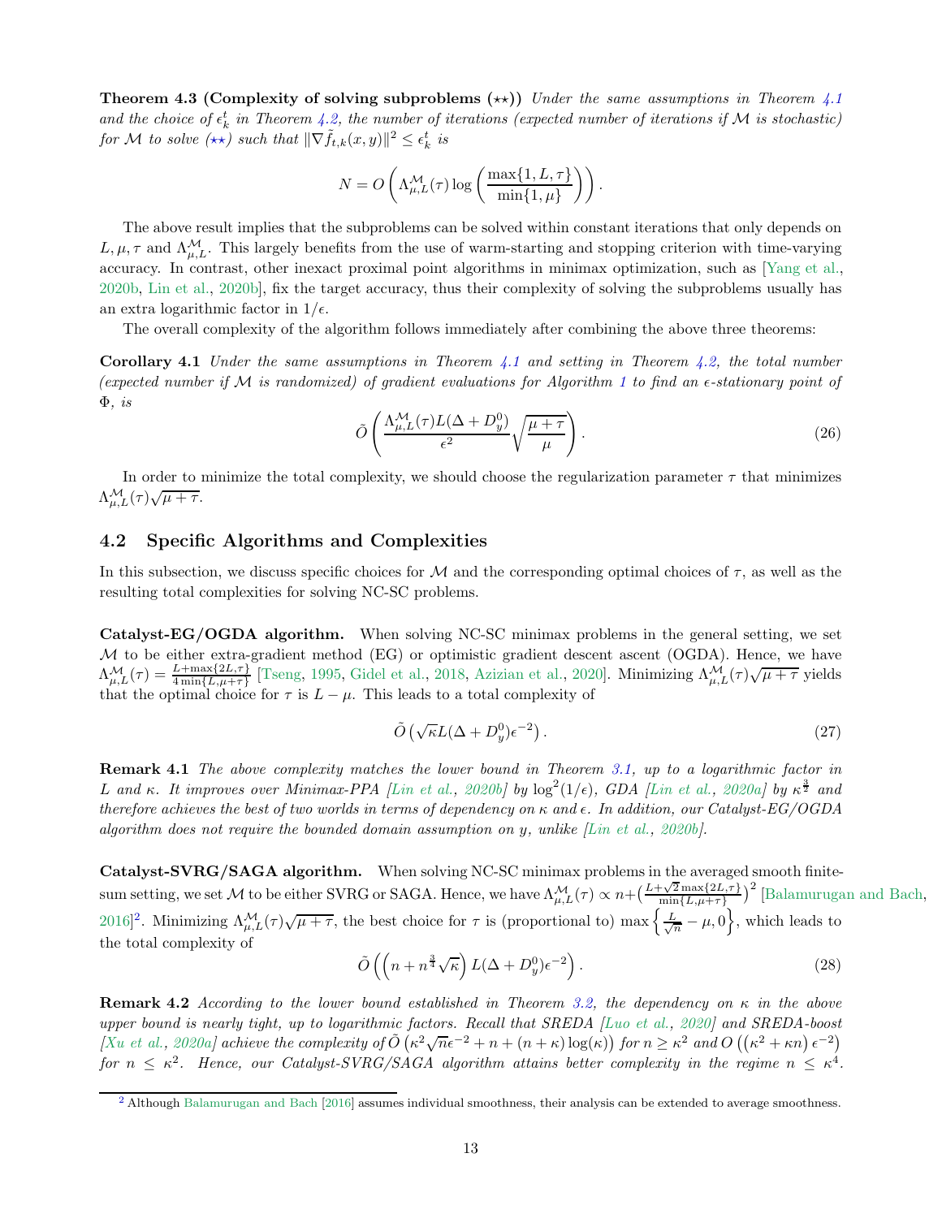**Theorem 4.3 (Complexity of solving subproblems ($\star\star$))** *Under the same assumptions in Theorem 4.1 and the choice of $\epsilon_k^t$ in Theorem 4.2, the number of iterations (expected number of iterations if $\mathcal{M}$ is stochastic) for $\mathcal{M}$ to solve ($\star\star$) such that $\|\nabla \tilde{f}_{t,k}(x,y)\|^2 \leq \epsilon_k^t$ is*

$$N = O\left(\Lambda^{\mathcal{M}}_{\mu,L}(\tau)\log\left(\frac{\max\{1,L,\tau\}}{\min\{1,\mu\}}\right)\right).$$

The above result implies that the subproblems can be solved within constant iterations that only depends on $L, \mu, \tau$ and $\Lambda^{\mathcal{M}}_{\mu,L}$. This largely benefits from the use of warm-starting and stopping criterion with time-varying accuracy. In contrast, other inexact proximal point algorithms in minimax optimization, such as [Yang et al., 2020b, Lin et al., 2020b], fix the target accuracy, thus their complexity of solving the subproblems usually has an extra logarithmic factor in $1/\epsilon$.

The overall complexity of the algorithm follows immediately after combining the above three theorems:

**Corollary 4.1** *Under the same assumptions in Theorem 4.1 and setting in Theorem 4.2, the total number (expected number if $\mathcal{M}$ is randomized) of gradient evaluations for Algorithm 1 to find an $\epsilon$-stationary point of $\Phi$, is*

$$\tilde{O}\left(\frac{\Lambda^{\mathcal{M}}_{\mu,L}(\tau)L(\Delta + D_y^0)}{\epsilon^2}\sqrt{\frac{\mu+\tau}{\mu}}\right). \tag{26}$$

In order to minimize the total complexity, we should choose the regularization parameter $\tau$ that minimizes $\Lambda^{\mathcal{M}}_{\mu,L}(\tau)\sqrt{\mu+\tau}$.

## 4.2 Specific Algorithms and Complexities

In this subsection, we discuss specific choices for $\mathcal{M}$ and the corresponding optimal choices of $\tau$, as well as the resulting total complexities for solving NC-SC problems.

**Catalyst-EG/OGDA algorithm.** When solving NC-SC minimax problems in the general setting, we set $\mathcal{M}$ to be either extra-gradient method (EG) or optimistic gradient descent ascent (OGDA). Hence, we have $\Lambda^{\mathcal{M}}_{\mu,L}(\tau) = \frac{L+\max\{2L,\tau\}}{4\min\{L,\mu+\tau\}}$ [Tseng, 1995, Gidel et al., 2018, Azizian et al., 2020]. Minimizing $\Lambda^{\mathcal{M}}_{\mu,L}(\tau)\sqrt{\mu+\tau}$ yields that the optimal choice for $\tau$ is $L-\mu$. This leads to a total complexity of

$$\tilde{O}\left(\sqrt{\kappa}L(\Delta + D_y^0)\epsilon^{-2}\right). \tag{27}$$

**Remark 4.1** *The above complexity matches the lower bound in Theorem 3.1, up to a logarithmic factor in $L$ and $\kappa$. It improves over Minimax-PPA [Lin et al., 2020b] by $\log^2(1/\epsilon)$, GDA [Lin et al., 2020a] by $\kappa^{\frac{3}{2}}$ and therefore achieves the best of two worlds in terms of dependency on $\kappa$ and $\epsilon$. In addition, our Catalyst-EG/OGDA algorithm does not require the bounded domain assumption on $y$, unlike [Lin et al., 2020b].*

**Catalyst-SVRG/SAGA algorithm.** When solving NC-SC minimax problems in the averaged smooth finite-sum setting, we set $\mathcal{M}$ to be either SVRG or SAGA. Hence, we have $\Lambda^{\mathcal{M}}_{\mu,L}(\tau) \propto n + \left(\frac{L+\sqrt{2}\max\{2L,\tau\}}{\min\{L,\mu+\tau\}}\right)^2$ [Balamurugan and Bach, 2016][2]. Minimizing $\Lambda^{\mathcal{M}}_{\mu,L}(\tau)\sqrt{\mu+\tau}$, the best choice for $\tau$ is (proportional to) $\max\left\{\frac{L}{\sqrt{n}} - \mu, 0\right\}$, which leads to the total complexity of

$$\tilde{O}\left(\left(n + n^{\frac{3}{4}}\sqrt{\kappa}\right)L(\Delta + D_y^0)\epsilon^{-2}\right). \tag{28}$$

**Remark 4.2** *According to the lower bound established in Theorem 3.2, the dependency on $\kappa$ in the above upper bound is nearly tight, up to logarithmic factors. Recall that SREDA [Luo et al., 2020] and SREDA-boost [Xu et al., 2020a] achieve the complexity of $\tilde{O}\left(\kappa^2\sqrt{n}\epsilon^{-2} + n + (n+\kappa)\log(\kappa)\right)$ for $n \geq \kappa^2$ and $O\left(\left(\kappa^2 + \kappa n\right)\epsilon^{-2}\right)$ for $n \leq \kappa^2$. Hence, our Catalyst-SVRG/SAGA algorithm attains better complexity in the regime $n \leq \kappa^4$.*

[2] Although Balamurugan and Bach [2016] assumes individual smoothness, their analysis can be extended to average smoothness.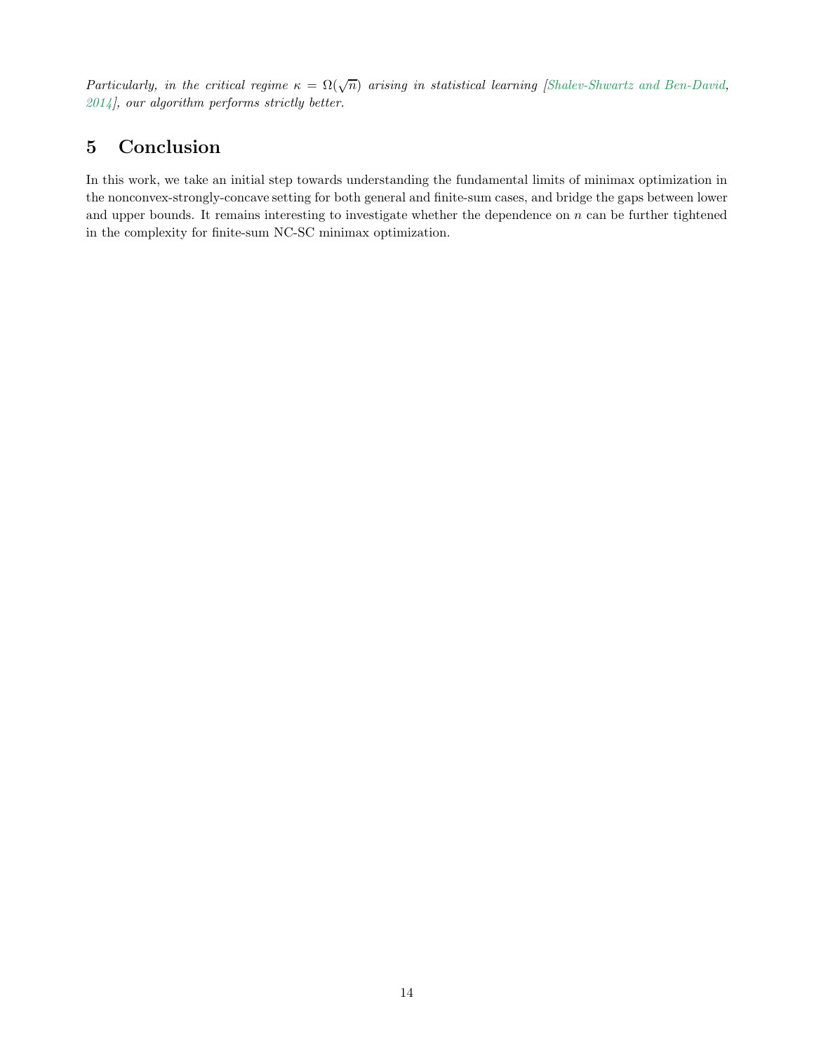*Particularly, in the critical regime $\kappa = \Omega(\sqrt{n})$ arising in statistical learning [Shalev-Shwartz and Ben-David, 2014], our algorithm performs strictly better.*

## 5 Conclusion

In this work, we take an initial step towards understanding the fundamental limits of minimax optimization in the nonconvex-strongly-concave setting for both general and finite-sum cases, and bridge the gaps between lower and upper bounds. It remains interesting to investigate whether the dependence on $n$ can be further tightened in the complexity for finite-sum NC-SC minimax optimization.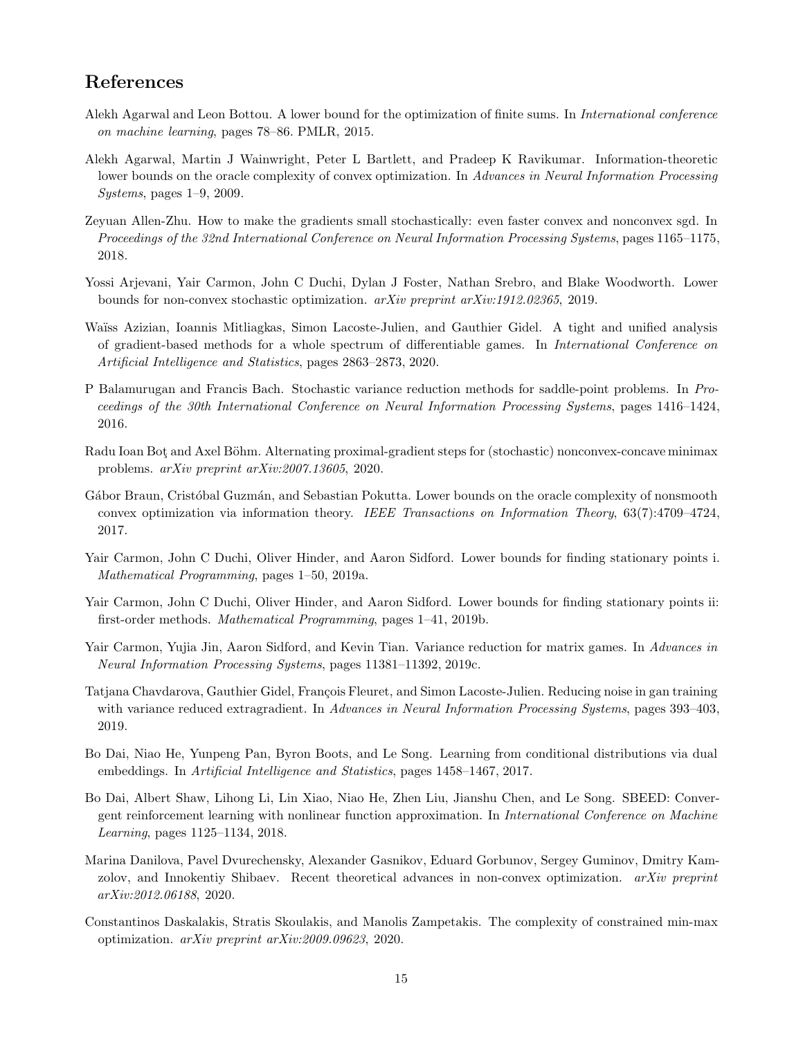# References

Alekh Agarwal and Leon Bottou. A lower bound for the optimization of finite sums. In *International conference on machine learning*, pages 78–86. PMLR, 2015.

Alekh Agarwal, Martin J Wainwright, Peter L Bartlett, and Pradeep K Ravikumar. Information-theoretic lower bounds on the oracle complexity of convex optimization. In *Advances in Neural Information Processing Systems*, pages 1–9, 2009.

Zeyuan Allen-Zhu. How to make the gradients small stochastically: even faster convex and nonconvex sgd. In *Proceedings of the 32nd International Conference on Neural Information Processing Systems*, pages 1165–1175, 2018.

Yossi Arjevani, Yair Carmon, John C Duchi, Dylan J Foster, Nathan Srebro, and Blake Woodworth. Lower bounds for non-convex stochastic optimization. *arXiv preprint arXiv:1912.02365*, 2019.

Waïss Azizian, Ioannis Mitliagkas, Simon Lacoste-Julien, and Gauthier Gidel. A tight and unified analysis of gradient-based methods for a whole spectrum of differentiable games. In *International Conference on Artificial Intelligence and Statistics*, pages 2863–2873, 2020.

P Balamurugan and Francis Bach. Stochastic variance reduction methods for saddle-point problems. In *Proceedings of the 30th International Conference on Neural Information Processing Systems*, pages 1416–1424, 2016.

Radu Ioan Boţ and Axel Böhm. Alternating proximal-gradient steps for (stochastic) nonconvex-concave minimax problems. *arXiv preprint arXiv:2007.13605*, 2020.

Gábor Braun, Cristóbal Guzmán, and Sebastian Pokutta. Lower bounds on the oracle complexity of nonsmooth convex optimization via information theory. *IEEE Transactions on Information Theory*, 63(7):4709–4724, 2017.

Yair Carmon, John C Duchi, Oliver Hinder, and Aaron Sidford. Lower bounds for finding stationary points i. *Mathematical Programming*, pages 1–50, 2019a.

Yair Carmon, John C Duchi, Oliver Hinder, and Aaron Sidford. Lower bounds for finding stationary points ii: first-order methods. *Mathematical Programming*, pages 1–41, 2019b.

Yair Carmon, Yujia Jin, Aaron Sidford, and Kevin Tian. Variance reduction for matrix games. In *Advances in Neural Information Processing Systems*, pages 11381–11392, 2019c.

Tatjana Chavdarova, Gauthier Gidel, François Fleuret, and Simon Lacoste-Julien. Reducing noise in gan training with variance reduced extragradient. In *Advances in Neural Information Processing Systems*, pages 393–403, 2019.

Bo Dai, Niao He, Yunpeng Pan, Byron Boots, and Le Song. Learning from conditional distributions via dual embeddings. In *Artificial Intelligence and Statistics*, pages 1458–1467, 2017.

Bo Dai, Albert Shaw, Lihong Li, Lin Xiao, Niao He, Zhen Liu, Jianshu Chen, and Le Song. SBEED: Convergent reinforcement learning with nonlinear function approximation. In *International Conference on Machine Learning*, pages 1125–1134, 2018.

Marina Danilova, Pavel Dvurechensky, Alexander Gasnikov, Eduard Gorbunov, Sergey Guminov, Dmitry Kamzolov, and Innokentiy Shibaev. Recent theoretical advances in non-convex optimization. *arXiv preprint arXiv:2012.06188*, 2020.

Constantinos Daskalakis, Stratis Skoulakis, and Manolis Zampetakis. The complexity of constrained min-max optimization. *arXiv preprint arXiv:2009.09623*, 2020.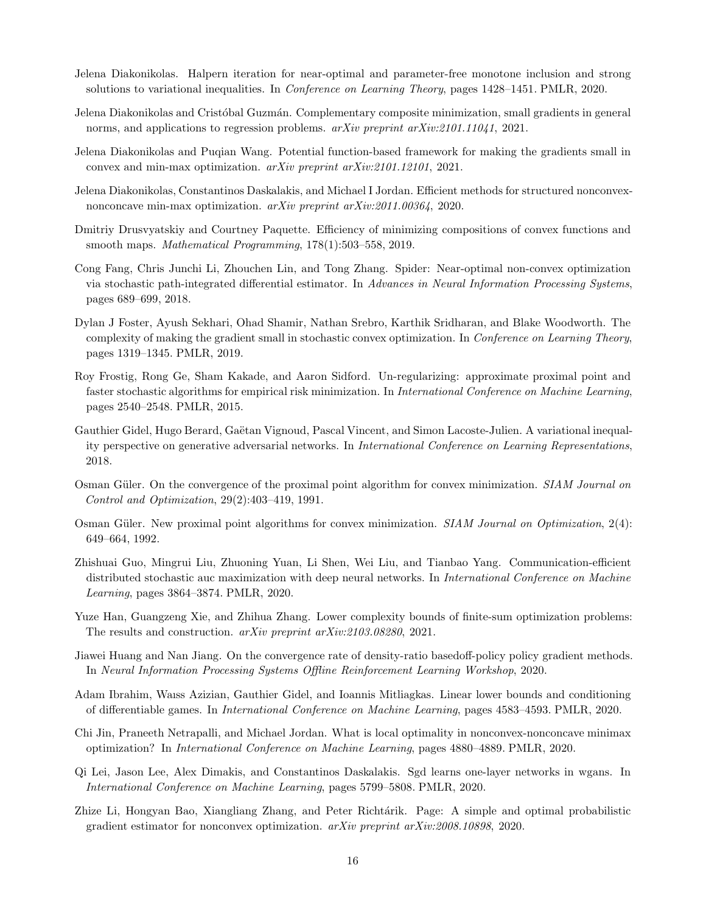Jelena Diakonikolas. Halpern iteration for near-optimal and parameter-free monotone inclusion and strong solutions to variational inequalities. In *Conference on Learning Theory*, pages 1428–1451. PMLR, 2020.

Jelena Diakonikolas and Cristóbal Guzmán. Complementary composite minimization, small gradients in general norms, and applications to regression problems. *arXiv preprint arXiv:2101.11041*, 2021.

Jelena Diakonikolas and Puqian Wang. Potential function-based framework for making the gradients small in convex and min-max optimization. *arXiv preprint arXiv:2101.12101*, 2021.

Jelena Diakonikolas, Constantinos Daskalakis, and Michael I Jordan. Efficient methods for structured nonconvex-nonconcave min-max optimization. *arXiv preprint arXiv:2011.00364*, 2020.

Dmitriy Drusvyatskiy and Courtney Paquette. Efficiency of minimizing compositions of convex functions and smooth maps. *Mathematical Programming*, 178(1):503–558, 2019.

Cong Fang, Chris Junchi Li, Zhouchen Lin, and Tong Zhang. Spider: Near-optimal non-convex optimization via stochastic path-integrated differential estimator. In *Advances in Neural Information Processing Systems*, pages 689–699, 2018.

Dylan J Foster, Ayush Sekhari, Ohad Shamir, Nathan Srebro, Karthik Sridharan, and Blake Woodworth. The complexity of making the gradient small in stochastic convex optimization. In *Conference on Learning Theory*, pages 1319–1345. PMLR, 2019.

Roy Frostig, Rong Ge, Sham Kakade, and Aaron Sidford. Un-regularizing: approximate proximal point and faster stochastic algorithms for empirical risk minimization. In *International Conference on Machine Learning*, pages 2540–2548. PMLR, 2015.

Gauthier Gidel, Hugo Berard, Gaëtan Vignoud, Pascal Vincent, and Simon Lacoste-Julien. A variational inequality perspective on generative adversarial networks. In *International Conference on Learning Representations*, 2018.

Osman Güler. On the convergence of the proximal point algorithm for convex minimization. *SIAM Journal on Control and Optimization*, 29(2):403–419, 1991.

Osman Güler. New proximal point algorithms for convex minimization. *SIAM Journal on Optimization*, 2(4): 649–664, 1992.

Zhishuai Guo, Mingrui Liu, Zhuoning Yuan, Li Shen, Wei Liu, and Tianbao Yang. Communication-efficient distributed stochastic auc maximization with deep neural networks. In *International Conference on Machine Learning*, pages 3864–3874. PMLR, 2020.

Yuze Han, Guangzeng Xie, and Zhihua Zhang. Lower complexity bounds of finite-sum optimization problems: The results and construction. *arXiv preprint arXiv:2103.08280*, 2021.

Jiawei Huang and Nan Jiang. On the convergence rate of density-ratio basedoff-policy policy gradient methods. In *Neural Information Processing Systems Offline Reinforcement Learning Workshop*, 2020.

Adam Ibrahim, Waıss Azizian, Gauthier Gidel, and Ioannis Mitliagkas. Linear lower bounds and conditioning of differentiable games. In *International Conference on Machine Learning*, pages 4583–4593. PMLR, 2020.

Chi Jin, Praneeth Netrapalli, and Michael Jordan. What is local optimality in nonconvex-nonconcave minimax optimization? In *International Conference on Machine Learning*, pages 4880–4889. PMLR, 2020.

Qi Lei, Jason Lee, Alex Dimakis, and Constantinos Daskalakis. Sgd learns one-layer networks in wgans. In *International Conference on Machine Learning*, pages 5799–5808. PMLR, 2020.

Zhize Li, Hongyan Bao, Xiangliang Zhang, and Peter Richtárik. Page: A simple and optimal probabilistic gradient estimator for nonconvex optimization. *arXiv preprint arXiv:2008.10898*, 2020.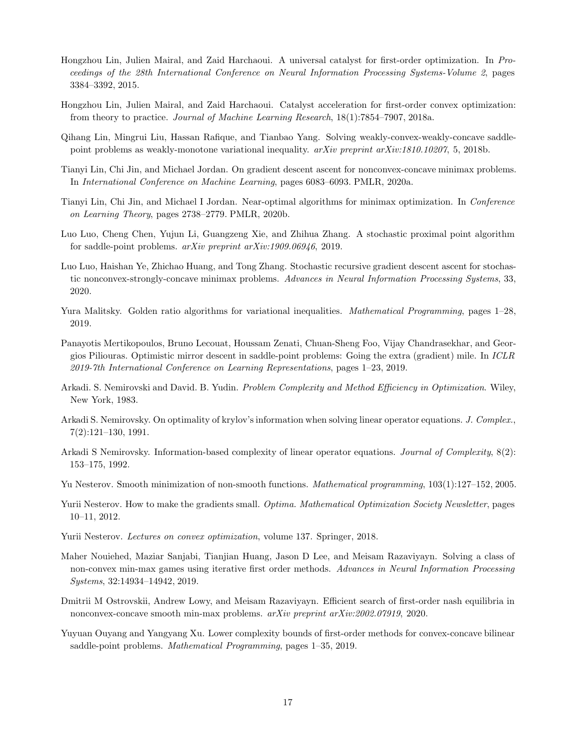Hongzhou Lin, Julien Mairal, and Zaid Harchaoui. A universal catalyst for first-order optimization. In *Proceedings of the 28th International Conference on Neural Information Processing Systems-Volume 2*, pages 3384–3392, 2015.

Hongzhou Lin, Julien Mairal, and Zaid Harchaoui. Catalyst acceleration for first-order convex optimization: from theory to practice. *Journal of Machine Learning Research*, 18(1):7854–7907, 2018a.

Qihang Lin, Mingrui Liu, Hassan Rafique, and Tianbao Yang. Solving weakly-convex-weakly-concave saddle-point problems as weakly-monotone variational inequality. *arXiv preprint arXiv:1810.10207*, 5, 2018b.

Tianyi Lin, Chi Jin, and Michael Jordan. On gradient descent ascent for nonconvex-concave minimax problems. In *International Conference on Machine Learning*, pages 6083–6093. PMLR, 2020a.

Tianyi Lin, Chi Jin, and Michael I Jordan. Near-optimal algorithms for minimax optimization. In *Conference on Learning Theory*, pages 2738–2779. PMLR, 2020b.

Luo Luo, Cheng Chen, Yujun Li, Guangzeng Xie, and Zhihua Zhang. A stochastic proximal point algorithm for saddle-point problems. *arXiv preprint arXiv:1909.06946*, 2019.

Luo Luo, Haishan Ye, Zhichao Huang, and Tong Zhang. Stochastic recursive gradient descent ascent for stochastic nonconvex-strongly-concave minimax problems. *Advances in Neural Information Processing Systems*, 33, 2020.

Yura Malitsky. Golden ratio algorithms for variational inequalities. *Mathematical Programming*, pages 1–28, 2019.

Panayotis Mertikopoulos, Bruno Lecouat, Houssam Zenati, Chuan-Sheng Foo, Vijay Chandrasekhar, and Georgios Piliouras. Optimistic mirror descent in saddle-point problems: Going the extra (gradient) mile. In *ICLR 2019-7th International Conference on Learning Representations*, pages 1–23, 2019.

Arkadi. S. Nemirovski and David. B. Yudin. *Problem Complexity and Method Efficiency in Optimization*. Wiley, New York, 1983.

Arkadi S. Nemirovsky. On optimality of krylov's information when solving linear operator equations. *J. Complex.*, 7(2):121–130, 1991.

Arkadi S Nemirovsky. Information-based complexity of linear operator equations. *Journal of Complexity*, 8(2): 153–175, 1992.

Yu Nesterov. Smooth minimization of non-smooth functions. *Mathematical programming*, 103(1):127–152, 2005.

Yurii Nesterov. How to make the gradients small. *Optima. Mathematical Optimization Society Newsletter*, pages 10–11, 2012.

Yurii Nesterov. *Lectures on convex optimization*, volume 137. Springer, 2018.

Maher Nouiehed, Maziar Sanjabi, Tianjian Huang, Jason D Lee, and Meisam Razaviyayn. Solving a class of non-convex min-max games using iterative first order methods. *Advances in Neural Information Processing Systems*, 32:14934–14942, 2019.

Dmitrii M Ostrovskii, Andrew Lowy, and Meisam Razaviyayn. Efficient search of first-order nash equilibria in nonconvex-concave smooth min-max problems. *arXiv preprint arXiv:2002.07919*, 2020.

Yuyuan Ouyang and Yangyang Xu. Lower complexity bounds of first-order methods for convex-concave bilinear saddle-point problems. *Mathematical Programming*, pages 1–35, 2019.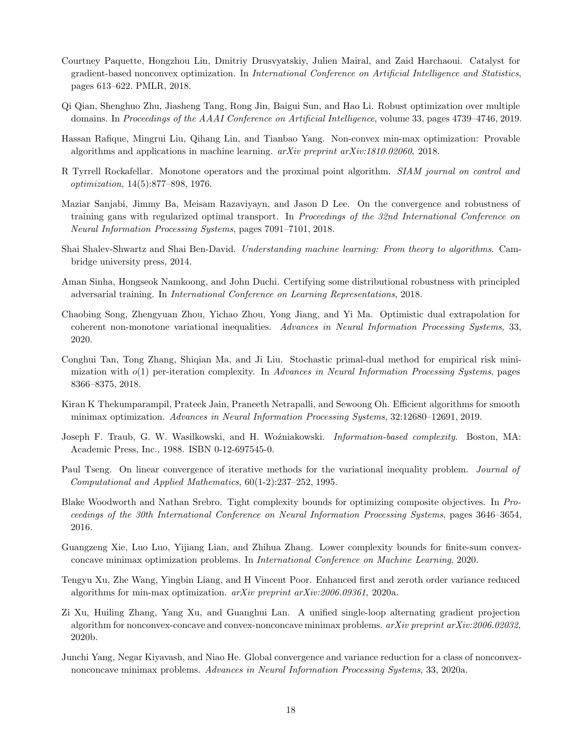Courtney Paquette, Hongzhou Lin, Dmitriy Drusvyatskiy, Julien Mairal, and Zaid Harchaoui. Catalyst for gradient-based nonconvex optimization. In *International Conference on Artificial Intelligence and Statistics*, pages 613–622. PMLR, 2018.

Qi Qian, Shenghuo Zhu, Jiasheng Tang, Rong Jin, Baigui Sun, and Hao Li. Robust optimization over multiple domains. In *Proceedings of the AAAI Conference on Artificial Intelligence*, volume 33, pages 4739–4746, 2019.

Hassan Rafique, Mingrui Liu, Qihang Lin, and Tianbao Yang. Non-convex min-max optimization: Provable algorithms and applications in machine learning. *arXiv preprint arXiv:1810.02060*, 2018.

R Tyrrell Rockafellar. Monotone operators and the proximal point algorithm. *SIAM journal on control and optimization*, 14(5):877–898, 1976.

Maziar Sanjabi, Jimmy Ba, Meisam Razaviyayn, and Jason D Lee. On the convergence and robustness of training gans with regularized optimal transport. In *Proceedings of the 32nd International Conference on Neural Information Processing Systems*, pages 7091–7101, 2018.

Shai Shalev-Shwartz and Shai Ben-David. *Understanding machine learning: From theory to algorithms*. Cambridge university press, 2014.

Aman Sinha, Hongseok Namkoong, and John Duchi. Certifying some distributional robustness with principled adversarial training. In *International Conference on Learning Representations*, 2018.

Chaobing Song, Zhengyuan Zhou, Yichao Zhou, Yong Jiang, and Yi Ma. Optimistic dual extrapolation for coherent non-monotone variational inequalities. *Advances in Neural Information Processing Systems*, 33, 2020.

Conghui Tan, Tong Zhang, Shiqian Ma, and Ji Liu. Stochastic primal-dual method for empirical risk minimization with $o(1)$ per-iteration complexity. In *Advances in Neural Information Processing Systems*, pages 8366–8375, 2018.

Kiran K Thekumparampil, Prateek Jain, Praneeth Netrapalli, and Sewoong Oh. Efficient algorithms for smooth minimax optimization. *Advances in Neural Information Processing Systems*, 32:12680–12691, 2019.

Joseph F. Traub, G. W. Wasilkowski, and H. Woźniakowski. *Information-based complexity*. Boston, MA: Academic Press, Inc., 1988. ISBN 0-12-697545-0.

Paul Tseng. On linear convergence of iterative methods for the variational inequality problem. *Journal of Computational and Applied Mathematics*, 60(1-2):237–252, 1995.

Blake Woodworth and Nathan Srebro. Tight complexity bounds for optimizing composite objectives. In *Proceedings of the 30th International Conference on Neural Information Processing Systems*, pages 3646–3654, 2016.

Guangzeng Xie, Luo Luo, Yijiang Lian, and Zhihua Zhang. Lower complexity bounds for finite-sum convex-concave minimax optimization problems. In *International Conference on Machine Learning*, 2020.

Tengyu Xu, Zhe Wang, Yingbin Liang, and H Vincent Poor. Enhanced first and zeroth order variance reduced algorithms for min-max optimization. *arXiv preprint arXiv:2006.09361*, 2020a.

Zi Xu, Huiling Zhang, Yang Xu, and Guanghui Lan. A unified single-loop alternating gradient projection algorithm for nonconvex-concave and convex-nonconcave minimax problems. *arXiv preprint arXiv:2006.02032*, 2020b.

Junchi Yang, Negar Kiyavash, and Niao He. Global convergence and variance reduction for a class of nonconvex-nonconcave minimax problems. *Advances in Neural Information Processing Systems*, 33, 2020a.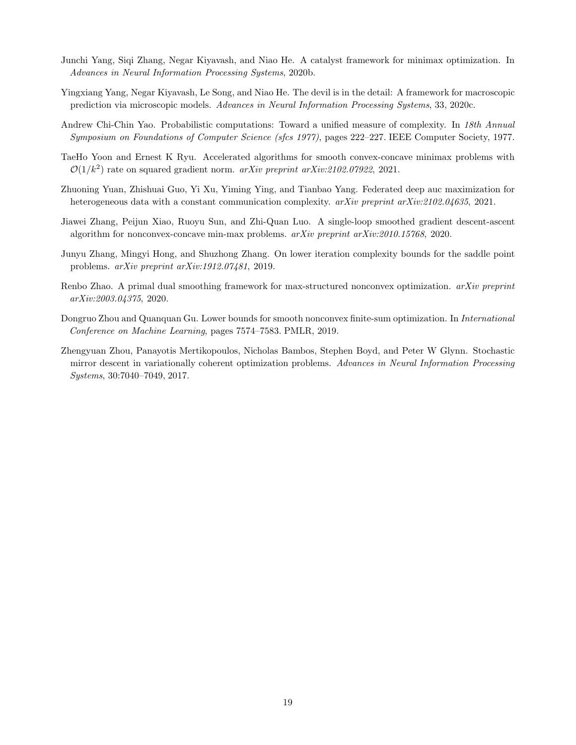Junchi Yang, Siqi Zhang, Negar Kiyavash, and Niao He. A catalyst framework for minimax optimization. In *Advances in Neural Information Processing Systems*, 2020b.

Yingxiang Yang, Negar Kiyavash, Le Song, and Niao He. The devil is in the detail: A framework for macroscopic prediction via microscopic models. *Advances in Neural Information Processing Systems*, 33, 2020c.

Andrew Chi-Chin Yao. Probabilistic computations: Toward a unified measure of complexity. In *18th Annual Symposium on Foundations of Computer Science (sfcs 1977)*, pages 222–227. IEEE Computer Society, 1977.

TaeHo Yoon and Ernest K Ryu. Accelerated algorithms for smooth convex-concave minimax problems with $\mathcal{O}(1/k^2)$ rate on squared gradient norm. *arXiv preprint arXiv:2102.07922*, 2021.

Zhuoning Yuan, Zhishuai Guo, Yi Xu, Yiming Ying, and Tianbao Yang. Federated deep auc maximization for heterogeneous data with a constant communication complexity. *arXiv preprint arXiv:2102.04635*, 2021.

Jiawei Zhang, Peijun Xiao, Ruoyu Sun, and Zhi-Quan Luo. A single-loop smoothed gradient descent-ascent algorithm for nonconvex-concave min-max problems. *arXiv preprint arXiv:2010.15768*, 2020.

Junyu Zhang, Mingyi Hong, and Shuzhong Zhang. On lower iteration complexity bounds for the saddle point problems. *arXiv preprint arXiv:1912.07481*, 2019.

Renbo Zhao. A primal dual smoothing framework for max-structured nonconvex optimization. *arXiv preprint arXiv:2003.04375*, 2020.

Dongruo Zhou and Quanquan Gu. Lower bounds for smooth nonconvex finite-sum optimization. In *International Conference on Machine Learning*, pages 7574–7583. PMLR, 2019.

Zhengyuan Zhou, Panayotis Mertikopoulos, Nicholas Bambos, Stephen Boyd, and Peter W Glynn. Stochastic mirror descent in variationally coherent optimization problems. *Advances in Neural Information Processing Systems*, 30:7040–7049, 2017.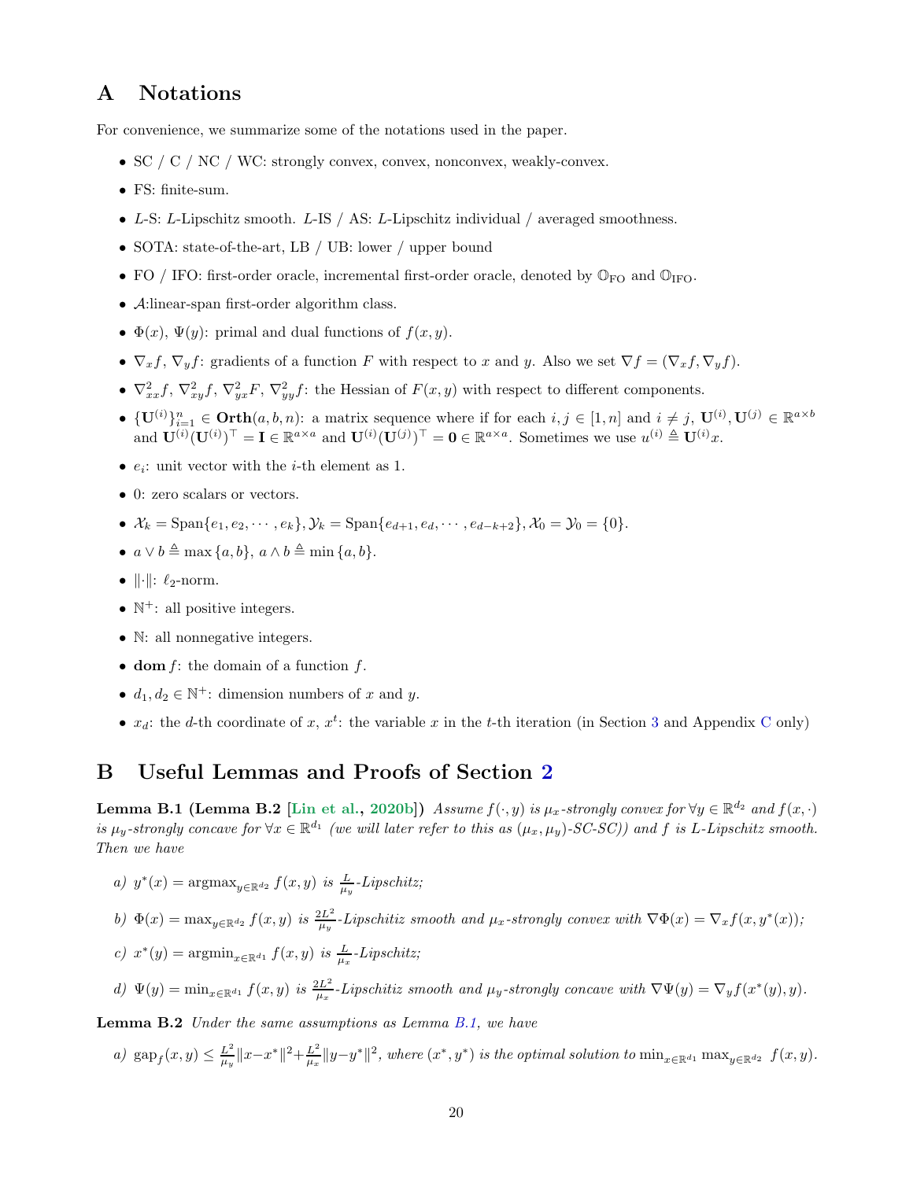# A Notations

For convenience, we summarize some of the notations used in the paper.

- SC / C / NC / WC: strongly convex, convex, nonconvex, weakly-convex.
- FS: finite-sum.
- $L$-S: $L$-Lipschitz smooth. $L$-IS / AS: $L$-Lipschitz individual / averaged smoothness.
- SOTA: state-of-the-art, LB / UB: lower / upper bound
- FO / IFO: first-order oracle, incremental first-order oracle, denoted by $\mathbb{O}_{\text{FO}}$ and $\mathbb{O}_{\text{IFO}}$.
- $\mathcal{A}$:linear-span first-order algorithm class.
- $\Phi(x)$, $\Psi(y)$: primal and dual functions of $f(x, y)$.
- $\nabla_x f$, $\nabla_y f$: gradients of a function $F$ with respect to $x$ and $y$. Also we set $\nabla f = (\nabla_x f, \nabla_y f)$.
- $\nabla^2_{xx} f$, $\nabla^2_{xy} f$, $\nabla^2_{yx} F$, $\nabla^2_{yy} f$: the Hessian of $F(x, y)$ with respect to different components.
- $\{\mathbf{U}^{(i)}\}_{i=1}^n \in \mathbf{Orth}(a, b, n)$: a matrix sequence where if for each $i, j \in [1, n]$ and $i \neq j$, $\mathbf{U}^{(i)}, \mathbf{U}^{(j)} \in \mathbb{R}^{a \times b}$ and $\mathbf{U}^{(i)}(\mathbf{U}^{(i)})^\top = \mathbf{I} \in \mathbb{R}^{a \times a}$ and $\mathbf{U}^{(i)}(\mathbf{U}^{(j)})^\top = \mathbf{0} \in \mathbb{R}^{a \times a}$. Sometimes we use $u^{(i)} \triangleq \mathbf{U}^{(i)} x$.
- $e_i$: unit vector with the $i$-th element as 1.
- 0: zero scalars or vectors.
- $\mathcal{X}_k = \text{Span}\{e_1, e_2, \cdots, e_k\}, \mathcal{Y}_k = \text{Span}\{e_{d+1}, e_d, \cdots, e_{d-k+2}\}, \mathcal{X}_0 = \mathcal{Y}_0 = \{0\}$.
- $a \vee b \triangleq \max\{a, b\}$, $a \wedge b \triangleq \min\{a, b\}$.
- $\|\cdot\|$: $\ell_2$-norm.
- $\mathbb{N}^+$: all positive integers.
- $\mathbb{N}$: all nonnegative integers.
- $\mathbf{dom}\, f$: the domain of a function $f$.
- $d_1, d_2 \in \mathbb{N}^+$: dimension numbers of $x$ and $y$.
- $x_d$: the $d$-th coordinate of $x$, $x^t$: the variable $x$ in the $t$-th iteration (in Section 3 and Appendix C only)

# B Useful Lemmas and Proofs of Section 2

**Lemma B.1 (Lemma B.2 [Lin et al., 2020b])** *Assume $f(\cdot, y)$ is $\mu_x$-strongly convex for $\forall y \in \mathbb{R}^{d_2}$ and $f(x, \cdot)$ is $\mu_y$-strongly concave for $\forall x \in \mathbb{R}^{d_1}$ (we will later refer to this as $(\mu_x, \mu_y)$-SC-SC)) and $f$ is $L$-Lipschitz smooth. Then we have*

*a) $y^*(x) = \operatorname{argmax}_{y \in \mathbb{R}^{d_2}} f(x, y)$ is $\frac{L}{\mu_y}$-Lipschitz;*

*b) $\Phi(x) = \max_{y \in \mathbb{R}^{d_2}} f(x, y)$ is $\frac{2L^2}{\mu_y}$-Lipschitiz smooth and $\mu_x$-strongly convex with $\nabla \Phi(x) = \nabla_x f(x, y^*(x))$;*

*c) $x^*(y) = \operatorname{argmin}_{x \in \mathbb{R}^{d_1}} f(x, y)$ is $\frac{L}{\mu_x}$-Lipschitz;*

*d) $\Psi(y) = \min_{x \in \mathbb{R}^{d_1}} f(x, y)$ is $\frac{2L^2}{\mu_x}$-Lipschitiz smooth and $\mu_y$-strongly concave with $\nabla \Psi(y) = \nabla_y f(x^*(y), y)$.*

**Lemma B.2** *Under the same assumptions as Lemma B.1, we have*

*a) $\text{gap}_f(x, y) \leq \frac{L^2}{\mu_y}\|x - x^*\|^2 + \frac{L^2}{\mu_x}\|y - y^*\|^2$, where $(x^*, y^*)$ is the optimal solution to $\min_{x \in \mathbb{R}^{d_1}} \max_{y \in \mathbb{R}^{d_2}} f(x, y)$.*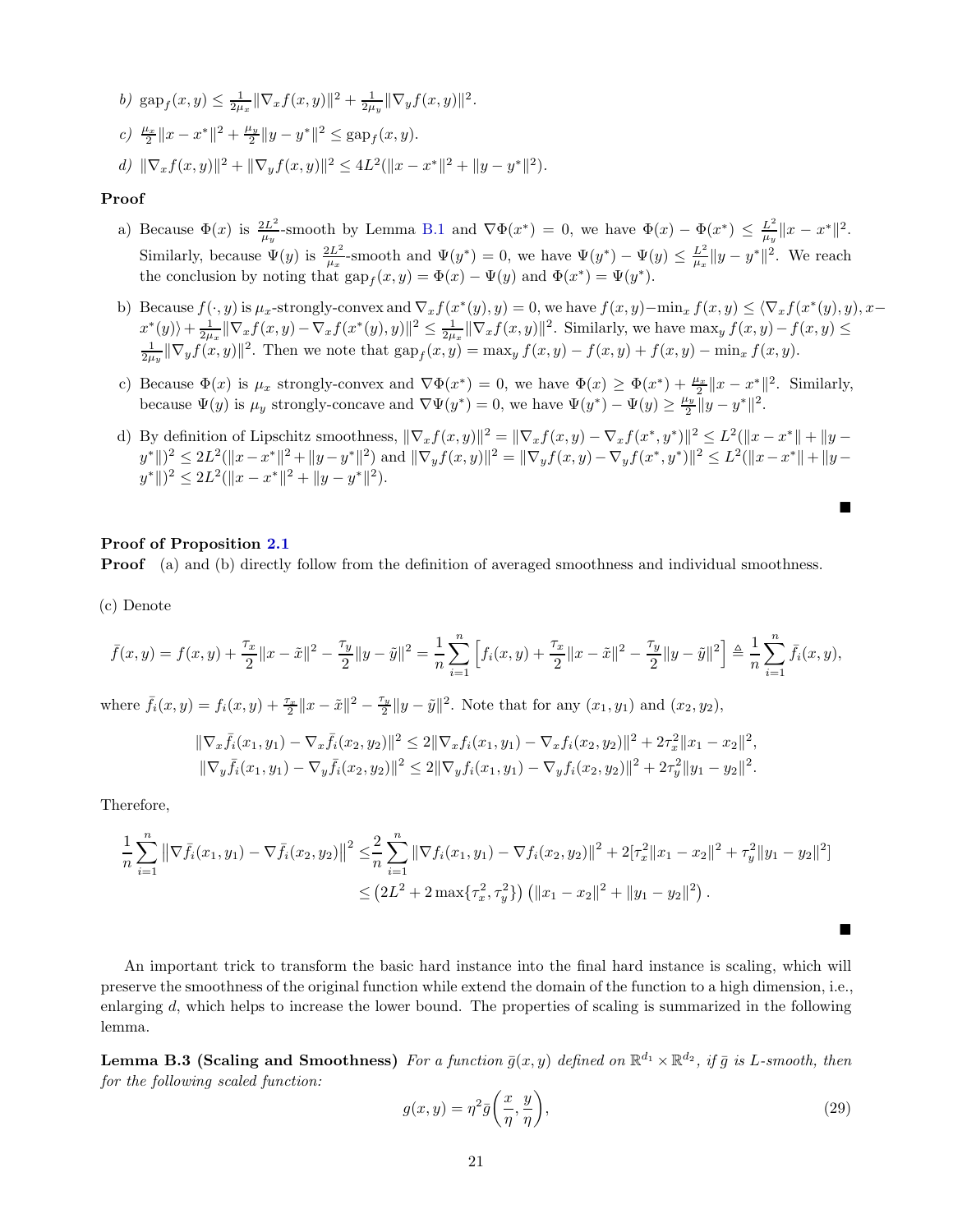*b)* $\mathrm{gap}_f(x,y) \leq \frac{1}{2\mu_x}\|\nabla_x f(x,y)\|^2 + \frac{1}{2\mu_y}\|\nabla_y f(x,y)\|^2$.

*c)* $\frac{\mu_x}{2}\|x-x^*\|^2 + \frac{\mu_y}{2}\|y-y^*\|^2 \leq \mathrm{gap}_f(x,y)$.

*d)* $\|\nabla_x f(x,y)\|^2 + \|\nabla_y f(x,y)\|^2 \leq 4L^2(\|x-x^*\|^2 + \|y-y^*\|^2)$.

**Proof**

a) Because $\Phi(x)$ is $\frac{2L^2}{\mu_y}$-smooth by Lemma B.1 and $\nabla\Phi(x^*) = 0$, we have $\Phi(x) - \Phi(x^*) \leq \frac{L^2}{\mu_y}\|x-x^*\|^2$. Similarly, because $\Psi(y)$ is $\frac{2L^2}{\mu_x}$-smooth and $\Psi(y^*) = 0$, we have $\Psi(y^*) - \Psi(y) \leq \frac{L^2}{\mu_x}\|y-y^*\|^2$. We reach the conclusion by noting that $\mathrm{gap}_f(x,y) = \Phi(x) - \Psi(y)$ and $\Phi(x^*) = \Psi(y^*)$.

b) Because $f(\cdot,y)$ is $\mu_x$-strongly-convex and $\nabla_x f(x^*(y),y) = 0$, we have $f(x,y) - \min_x f(x,y) \leq \langle \nabla_x f(x^*(y),y), x - x^*(y)\rangle + \frac{1}{2\mu_x}\|\nabla_x f(x,y) - \nabla_x f(x^*(y),y)\|^2 \leq \frac{1}{2\mu_x}\|\nabla_x f(x,y)\|^2$. Similarly, we have $\max_y f(x,y) - f(x,y) \leq \frac{1}{2\mu_y}\|\nabla_y f(x,y)\|^2$. Then we note that $\mathrm{gap}_f(x,y) = \max_y f(x,y) - f(x,y) + f(x,y) - \min_x f(x,y)$.

c) Because $\Phi(x)$ is $\mu_x$ strongly-convex and $\nabla\Phi(x^*) = 0$, we have $\Phi(x) \geq \Phi(x^*) + \frac{\mu_x}{2}\|x-x^*\|^2$. Similarly, because $\Psi(y)$ is $\mu_y$ strongly-concave and $\nabla\Psi(y^*) = 0$, we have $\Psi(y^*) - \Psi(y) \geq \frac{\mu_y}{2}\|y-y^*\|^2$.

d) By definition of Lipschitz smoothness, $\|\nabla_x f(x,y)\|^2 = \|\nabla_x f(x,y) - \nabla_x f(x^*,y^*)\|^2 \leq L^2(\|x-x^*\| + \|y-y^*\|)^2 \leq 2L^2(\|x-x^*\|^2 + \|y-y^*\|^2)$ and $\|\nabla_y f(x,y)\|^2 = \|\nabla_y f(x,y) - \nabla_y f(x^*,y^*)\|^2 \leq L^2(\|x-x^*\| + \|y-y^*\|)^2 \leq 2L^2(\|x-x^*\|^2 + \|y-y^*\|^2)$.

■

**Proof of Proposition 2.1**

**Proof** (a) and (b) directly follow from the definition of averaged smoothness and individual smoothness.

(c) Denote

$$\bar{f}(x,y) = f(x,y) + \frac{\tau_x}{2}\|x-\tilde{x}\|^2 - \frac{\tau_y}{2}\|y-\tilde{y}\|^2 = \frac{1}{n}\sum_{i=1}^n \left[f_i(x,y) + \frac{\tau_x}{2}\|x-\tilde{x}\|^2 - \frac{\tau_y}{2}\|y-\tilde{y}\|^2\right] \triangleq \frac{1}{n}\sum_{i=1}^n \bar{f}_i(x,y),$$

where $\bar{f}_i(x,y) = f_i(x,y) + \frac{\tau_x}{2}\|x-\tilde{x}\|^2 - \frac{\tau_y}{2}\|y-\tilde{y}\|^2$. Note that for any $(x_1,y_1)$ and $(x_2,y_2)$,

$$\|\nabla_x \bar{f}_i(x_1,y_1) - \nabla_x \bar{f}_i(x_2,y_2)\|^2 \leq 2\|\nabla_x f_i(x_1,y_1) - \nabla_x f_i(x_2,y_2)\|^2 + 2\tau_x^2\|x_1-x_2\|^2,$$
$$\|\nabla_y \bar{f}_i(x_1,y_1) - \nabla_y \bar{f}_i(x_2,y_2)\|^2 \leq 2\|\nabla_y f_i(x_1,y_1) - \nabla_y f_i(x_2,y_2)\|^2 + 2\tau_y^2\|y_1-y_2\|^2.$$

Therefore,

$$\begin{aligned}\frac{1}{n}\sum_{i=1}^n \left\|\nabla\bar{f}_i(x_1,y_1) - \nabla\bar{f}_i(x_2,y_2)\right\|^2 \leq& \frac{2}{n}\sum_{i=1}^n \|\nabla f_i(x_1,y_1) - \nabla f_i(x_2,y_2)\|^2 + 2[\tau_x^2\|x_1-x_2\|^2 + \tau_y^2\|y_1-y_2\|^2] \\ \leq& \left(2L^2 + 2\max\{\tau_x^2,\tau_y^2\}\right)\left(\|x_1-x_2\|^2 + \|y_1-y_2\|^2\right).\end{aligned}$$

■

An important trick to transform the basic hard instance into the final hard instance is scaling, which will preserve the smoothness of the original function while extend the domain of the function to a high dimension, i.e., enlarging $d$, which helps to increase the lower bound. The properties of scaling is summarized in the following lemma.

**Lemma B.3 (Scaling and Smoothness)** *For a function $\bar{g}(x,y)$ defined on $\mathbb{R}^{d_1}\times\mathbb{R}^{d_2}$, if $\bar{g}$ is $L$-smooth, then for the following scaled function:*

$$g(x,y) = \eta^2\bar{g}\left(\frac{x}{\eta},\frac{y}{\eta}\right), \tag{29}$$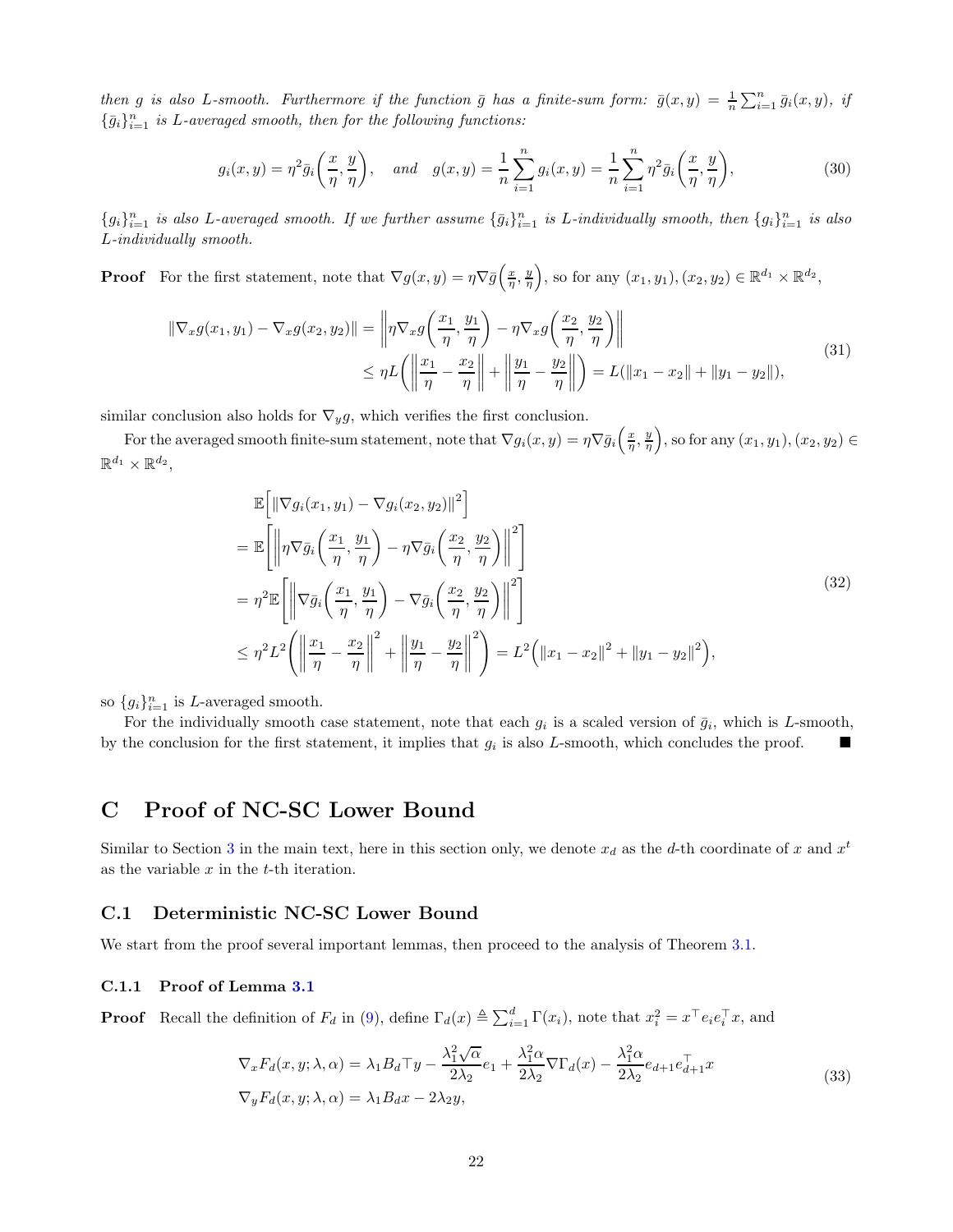*then $g$ is also $L$-smooth. Furthermore if the function $\bar{g}$ has a finite-sum form: $\bar{g}(x,y) = \frac{1}{n}\sum_{i=1}^{n} \bar{g}_i(x,y)$, if $\{\bar{g}_i\}_{i=1}^n$ is $L$-averaged smooth, then for the following functions:*

$$
g_i(x,y) = \eta^2 \bar{g}_i\left(\frac{x}{\eta}, \frac{y}{\eta}\right), \quad \text{and} \quad g(x,y) = \frac{1}{n}\sum_{i=1}^{n} g_i(x,y) = \frac{1}{n}\sum_{i=1}^{n} \eta^2 \bar{g}_i\left(\frac{x}{\eta}, \frac{y}{\eta}\right), \tag{30}
$$

*$\{g_i\}_{i=1}^n$ is also $L$-averaged smooth. If we further assume $\{\bar{g}_i\}_{i=1}^n$ is $L$-individually smooth, then $\{g_i\}_{i=1}^n$ is also $L$-individually smooth.*

**Proof** For the first statement, note that $\nabla g(x,y) = \eta \nabla \bar{g}\left(\frac{x}{\eta}, \frac{y}{\eta}\right)$, so for any $(x_1,y_1),(x_2,y_2) \in \mathbb{R}^{d_1} \times \mathbb{R}^{d_2}$,

$$
\begin{aligned}
\|\nabla_x g(x_1,y_1) - \nabla_x g(x_2,y_2)\| &= \left\| \eta \nabla_x g\left(\frac{x_1}{\eta}, \frac{y_1}{\eta}\right) - \eta \nabla_x g\left(\frac{x_2}{\eta}, \frac{y_2}{\eta}\right) \right\| \\
&\leq \eta L \left( \left\| \frac{x_1}{\eta} - \frac{x_2}{\eta} \right\| + \left\| \frac{y_1}{\eta} - \frac{y_2}{\eta} \right\| \right) = L(\|x_1 - x_2\| + \|y_1 - y_2\|),
\end{aligned} \tag{31}
$$

similar conclusion also holds for $\nabla_y g$, which verifies the first conclusion.

For the averaged smooth finite-sum statement, note that $\nabla g_i(x,y) = \eta \nabla \bar{g}_i\left(\frac{x}{\eta}, \frac{y}{\eta}\right)$, so for any $(x_1,y_1),(x_2,y_2) \in \mathbb{R}^{d_1} \times \mathbb{R}^{d_2}$,

$$
\begin{aligned}
&\mathbb{E}\left[\|\nabla g_i(x_1,y_1) - \nabla g_i(x_2,y_2)\|^2\right] \\
&= \mathbb{E}\left[ \left\| \eta \nabla \bar{g}_i\left(\frac{x_1}{\eta}, \frac{y_1}{\eta}\right) - \eta \nabla \bar{g}_i\left(\frac{x_2}{\eta}, \frac{y_2}{\eta}\right) \right\|^2 \right] \\
&= \eta^2 \mathbb{E}\left[ \left\| \nabla \bar{g}_i\left(\frac{x_1}{\eta}, \frac{y_1}{\eta}\right) - \nabla \bar{g}_i\left(\frac{x_2}{\eta}, \frac{y_2}{\eta}\right) \right\|^2 \right] \\
&\leq \eta^2 L^2 \left( \left\| \frac{x_1}{\eta} - \frac{x_2}{\eta} \right\|^2 + \left\| \frac{y_1}{\eta} - \frac{y_2}{\eta} \right\|^2 \right) = L^2\left(\|x_1 - x_2\|^2 + \|y_1 - y_2\|^2\right),
\end{aligned} \tag{32}
$$

so $\{g_i\}_{i=1}^n$ is $L$-averaged smooth.

For the individually smooth case statement, note that each $g_i$ is a scaled version of $\bar{g}_i$, which is $L$-smooth, by the conclusion for the first statement, it implies that $g_i$ is also $L$-smooth, which concludes the proof. ■

# C Proof of NC-SC Lower Bound

Similar to Section 3 in the main text, here in this section only, we denote $x_d$ as the $d$-th coordinate of $x$ and $x^t$ as the variable $x$ in the $t$-th iteration.

## C.1 Deterministic NC-SC Lower Bound

We start from the proof several important lemmas, then proceed to the analysis of Theorem 3.1.

### C.1.1 Proof of Lemma 3.1

**Proof** Recall the definition of $F_d$ in (9), define $\Gamma_d(x) \triangleq \sum_{i=1}^{d} \Gamma(x_i)$, note that $x_i^2 = x^\top e_i e_i^\top x$, and

$$
\begin{aligned}
\nabla_x F_d(x,y;\lambda,\alpha) &= \lambda_1 B_d \top y - \frac{\lambda_1^2 \sqrt{\alpha}}{2\lambda_2} e_1 + \frac{\lambda_1^2 \alpha}{2\lambda_2} \nabla \Gamma_d(x) - \frac{\lambda_1^2 \alpha}{2\lambda_2} e_{d+1} e_{d+1}^\top x \\
\nabla_y F_d(x,y;\lambda,\alpha) &= \lambda_1 B_d x - 2\lambda_2 y,
\end{aligned} \tag{33}
$$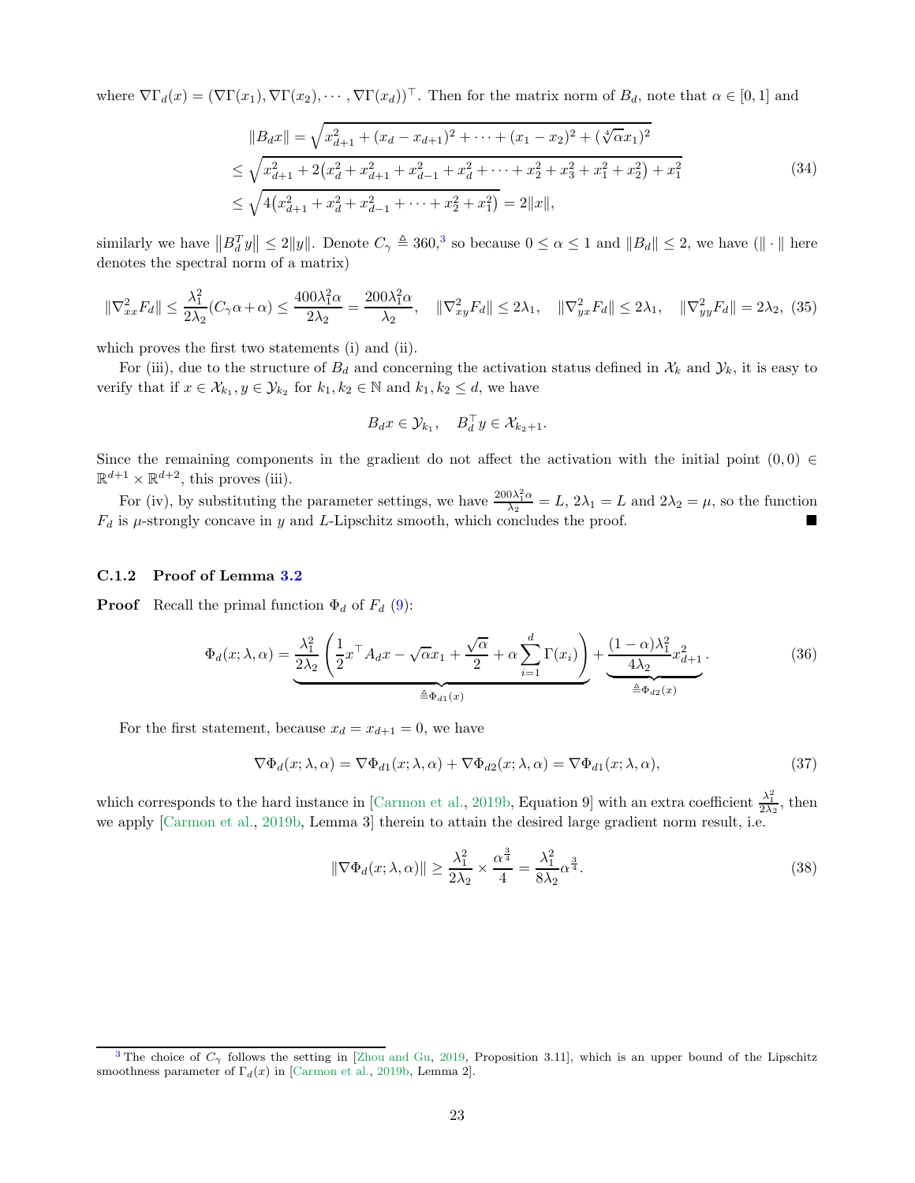where $\nabla \Gamma_d(x) = (\nabla \Gamma(x_1), \nabla \Gamma(x_2), \cdots, \nabla \Gamma(x_d))^\top$. Then for the matrix norm of $B_d$, note that $\alpha \in [0, 1]$ and

$$
\begin{aligned}
\|B_d x\| &= \sqrt{x_{d+1}^2 + (x_d - x_{d+1})^2 + \cdots + (x_1 - x_2)^2 + (\sqrt[4]{\alpha} x_1)^2} \\
&\leq \sqrt{x_{d+1}^2 + 2\big(x_d^2 + x_{d+1}^2 + x_{d-1}^2 + x_d^2 + \cdots + x_2^2 + x_3^2 + x_1^2 + x_2^2\big) + x_1^2} \\
&\leq \sqrt{4\big(x_{d+1}^2 + x_d^2 + x_{d-1}^2 + \cdots + x_2^2 + x_1^2\big)} = 2\|x\|,
\end{aligned} \tag{34}
$$

similarly we have $\left\|B_d^T y\right\| \leq 2\|y\|$. Denote $C_\gamma \triangleq 360$,[3] so because $0 \leq \alpha \leq 1$ and $\|B_d\| \leq 2$, we have ($\|\cdot\|$ here denotes the spectral norm of a matrix)

$$
\|\nabla_{xx}^2 F_d\| \leq \frac{\lambda_1^2}{2\lambda_2}(C_\gamma \alpha + \alpha) \leq \frac{400\lambda_1^2\alpha}{2\lambda_2} = \frac{200\lambda_1^2\alpha}{\lambda_2}, \quad \|\nabla_{xy}^2 F_d\| \leq 2\lambda_1, \quad \|\nabla_{yx}^2 F_d\| \leq 2\lambda_1, \quad \|\nabla_{yy}^2 F_d\| = 2\lambda_2, \tag{35}
$$

which proves the first two statements (i) and (ii).

For (iii), due to the structure of $B_d$ and concerning the activation status defined in $\mathcal{X}_k$ and $\mathcal{Y}_k$, it is easy to verify that if $x \in \mathcal{X}_{k_1}, y \in \mathcal{Y}_{k_2}$ for $k_1, k_2 \in \mathbb{N}$ and $k_1, k_2 \leq d$, we have

$$
B_d x \in \mathcal{Y}_{k_1}, \quad B_d^\top y \in \mathcal{X}_{k_2+1}.
$$

Since the remaining components in the gradient do not affect the activation with the initial point $(0, 0) \in \mathbb{R}^{d+1} \times \mathbb{R}^{d+2}$, this proves (iii).

For (iv), by substituting the parameter settings, we have $\frac{200\lambda_1^2\alpha}{\lambda_2} = L$, $2\lambda_1 = L$ and $2\lambda_2 = \mu$, so the function $F_d$ is $\mu$-strongly concave in $y$ and $L$-Lipschitz smooth, which concludes the proof. ∎

### C.1.2 Proof of Lemma 3.2

**Proof** Recall the primal function $\Phi_d$ of $F_d$ (9):

$$
\Phi_d(x; \lambda, \alpha) = \underbrace{\frac{\lambda_1^2}{2\lambda_2}\left(\frac{1}{2}x^\top A_d x - \sqrt{\alpha}x_1 + \frac{\sqrt{\alpha}}{2} + \alpha\sum_{i=1}^{d}\Gamma(x_i)\right)}_{\triangleq \Phi_{d1}(x)} + \underbrace{\frac{(1-\alpha)\lambda_1^2}{4\lambda_2}x_{d+1}^2}_{\triangleq \Phi_{d2}(x)}. \tag{36}
$$

For the first statement, because $x_d = x_{d+1} = 0$, we have

$$
\nabla \Phi_d(x; \lambda, \alpha) = \nabla \Phi_{d1}(x; \lambda, \alpha) + \nabla \Phi_{d2}(x; \lambda, \alpha) = \nabla \Phi_{d1}(x; \lambda, \alpha), \tag{37}
$$

which corresponds to the hard instance in [Carmon et al., 2019b, Equation 9] with an extra coefficient $\frac{\lambda_1^2}{2\lambda_2}$, then we apply [Carmon et al., 2019b, Lemma 3] therein to attain the desired large gradient norm result, i.e.

$$
\|\nabla \Phi_d(x; \lambda, \alpha)\| \geq \frac{\lambda_1^2}{2\lambda_2} \times \frac{\alpha^{\frac{3}{4}}}{4} = \frac{\lambda_1^2}{8\lambda_2}\alpha^{\frac{3}{4}}. \tag{38}
$$

---

[3] The choice of $C_\gamma$ follows the setting in [Zhou and Gu, 2019, Proposition 3.11], which is an upper bound of the Lipschitz smoothness parameter of $\Gamma_d(x)$ in [Carmon et al., 2019b, Lemma 2].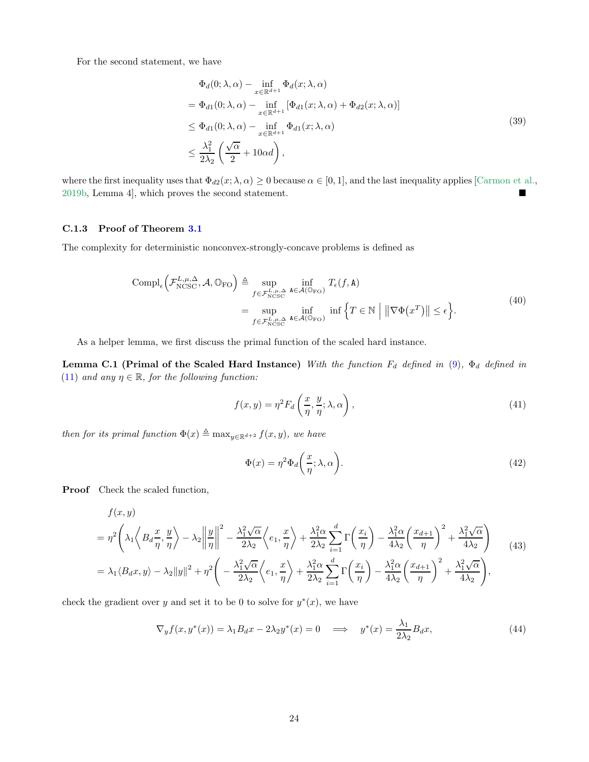For the second statement, we have

$$
\begin{aligned}
&\Phi_d(0;\lambda,\alpha) - \inf_{x\in\mathbb{R}^{d+1}} \Phi_d(x;\lambda,\alpha) \\
&= \Phi_{d1}(0;\lambda,\alpha) - \inf_{x\in\mathbb{R}^{d+1}} \left[\Phi_{d1}(x;\lambda,\alpha) + \Phi_{d2}(x;\lambda,\alpha)\right] \\
&\le \Phi_{d1}(0;\lambda,\alpha) - \inf_{x\in\mathbb{R}^{d+1}} \Phi_{d1}(x;\lambda,\alpha) \\
&\le \frac{\lambda_1^2}{2\lambda_2}\left(\frac{\sqrt{\alpha}}{2} + 10\alpha d\right),
\end{aligned}
\tag{39}
$$

where the first inequality uses that $\Phi_{d2}(x;\lambda,\alpha) \ge 0$ because $\alpha \in [0,1]$, and the last inequality applies [Carmon et al., 2019b, Lemma 4], which proves the second statement. ■

### C.1.3 Proof of Theorem 3.1

The complexity for deterministic nonconvex-strongly-concave problems is defined as

$$
\begin{aligned}
\mathrm{Compl}_\epsilon\Big(\mathcal{F}_{\mathrm{NCSC}}^{L,\mu,\Delta}, \mathcal{A}, \mathbb{O}_{\mathrm{FO}}\Big) &\triangleq \sup_{f\in\mathcal{F}_{\mathrm{NCSC}}^{L,\mu,\Delta}} \inf_{\mathtt{A}\in\mathcal{A}(\mathbb{O}_{\mathrm{FO}})} T_\epsilon(f,\mathtt{A}) \\
&= \sup_{f\in\mathcal{F}_{\mathrm{NCSC}}^{L,\mu,\Delta}} \inf_{\mathtt{A}\in\mathcal{A}(\mathbb{O}_{\mathrm{FO}})} \inf\Big\{T\in\mathbb{N} \;\Big|\; \big\|\nabla\Phi\big(x^T\big)\big\| \le \epsilon\Big\}.
\end{aligned}
\tag{40}
$$

As a helper lemma, we first discuss the primal function of the scaled hard instance.

**Lemma C.1 (Primal of the Scaled Hard Instance)** *With the function $F_d$ defined in (9), $\Phi_d$ defined in (11) and any $\eta \in \mathbb{R}$, for the following function:*

$$
f(x,y) = \eta^2 F_d\left(\frac{x}{\eta}, \frac{y}{\eta}; \lambda, \alpha\right),
\tag{41}
$$

*then for its primal function $\Phi(x) \triangleq \max_{y\in\mathbb{R}^{d+2}} f(x,y)$, we have*

$$
\Phi(x) = \eta^2 \Phi_d\bigg(\frac{x}{\eta}; \lambda, \alpha\bigg).
\tag{42}
$$

**Proof** Check the scaled function,

$$
\begin{aligned}
&f(x,y) \\
&= \eta^2\Bigg(\lambda_1\bigg\langle B_d\frac{x}{\eta}, \frac{y}{\eta}\bigg\rangle - \lambda_2\bigg\|\frac{y}{\eta}\bigg\|^2 - \frac{\lambda_1^2\sqrt{\alpha}}{2\lambda_2}\bigg\langle e_1, \frac{x}{\eta}\bigg\rangle + \frac{\lambda_1^2\alpha}{2\lambda_2}\sum_{i=1}^d \Gamma\bigg(\frac{x_i}{\eta}\bigg) - \frac{\lambda_1^2\alpha}{4\lambda_2}\bigg(\frac{x_{d+1}}{\eta}\bigg)^2 + \frac{\lambda_1^2\sqrt{\alpha}}{4\lambda_2}\Bigg) \\
&= \lambda_1\langle B_d x, y\rangle - \lambda_2\|y\|^2 + \eta^2\Bigg(-\frac{\lambda_1^2\sqrt{\alpha}}{2\lambda_2}\bigg\langle e_1, \frac{x}{\eta}\bigg\rangle + \frac{\lambda_1^2\alpha}{2\lambda_2}\sum_{i=1}^d \Gamma\bigg(\frac{x_i}{\eta}\bigg) - \frac{\lambda_1^2\alpha}{4\lambda_2}\bigg(\frac{x_{d+1}}{\eta}\bigg)^2 + \frac{\lambda_1^2\sqrt{\alpha}}{4\lambda_2}\Bigg),
\end{aligned}
\tag{43}
$$

check the gradient over $y$ and set it to be 0 to solve for $y^*(x)$, we have

$$
\nabla_y f(x, y^*(x)) = \lambda_1 B_d x - 2\lambda_2 y^*(x) = 0 \quad\Longrightarrow\quad y^*(x) = \frac{\lambda_1}{2\lambda_2} B_d x,
\tag{44}
$$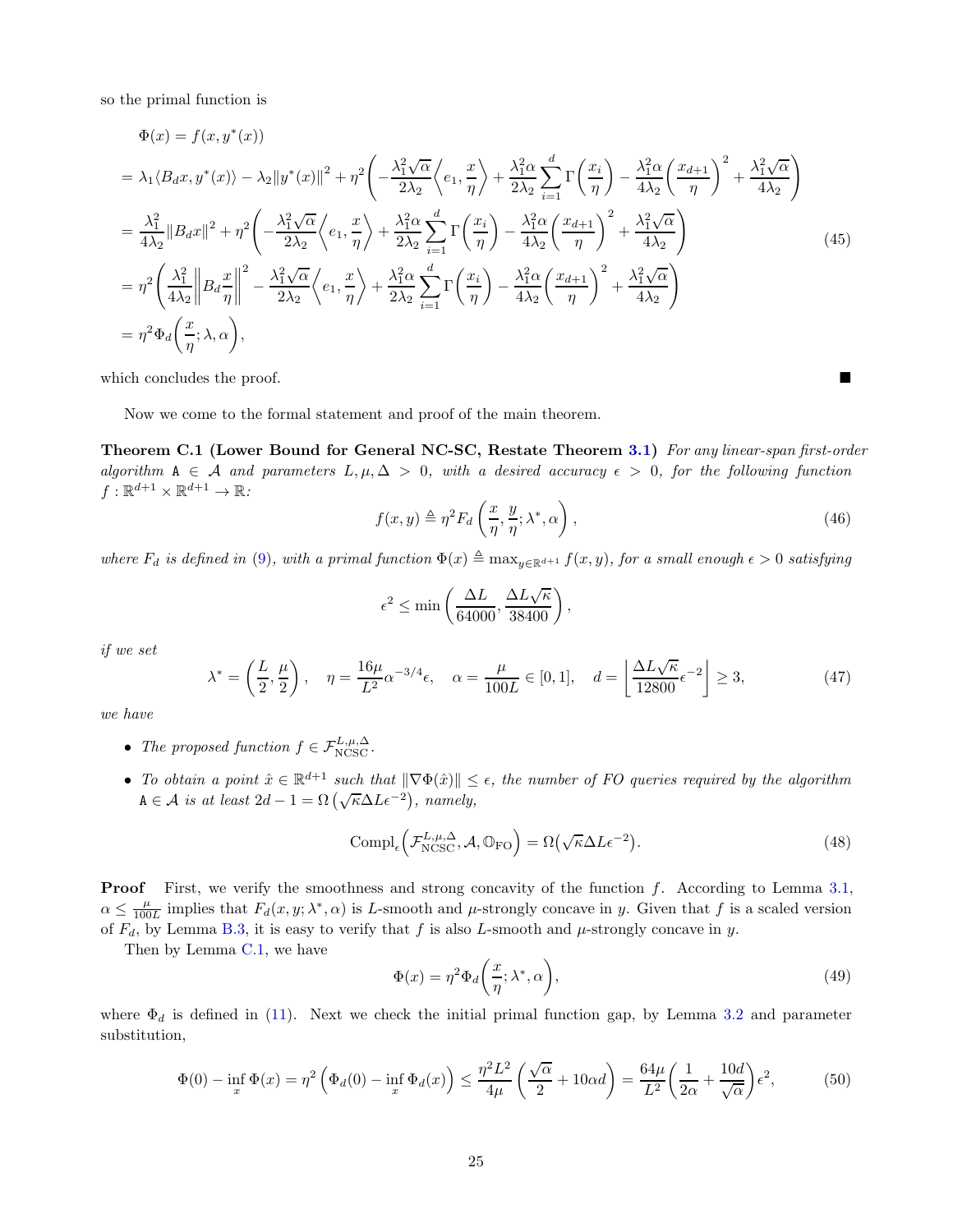so the primal function is

$$
\begin{aligned}
&\Phi(x) = f(x, y^*(x)) \\
&= \lambda_1 \langle B_d x, y^*(x)\rangle - \lambda_2 \|y^*(x)\|^2 + \eta^2\left( -\frac{\lambda_1^2\sqrt{\alpha}}{2\lambda_2}\left\langle e_1, \frac{x}{\eta}\right\rangle + \frac{\lambda_1^2\alpha}{2\lambda_2}\sum_{i=1}^{d}\Gamma\left(\frac{x_i}{\eta}\right) - \frac{\lambda_1^2\alpha}{4\lambda_2}\left(\frac{x_{d+1}}{\eta}\right)^2 + \frac{\lambda_1^2\sqrt{\alpha}}{4\lambda_2}\right) \\
&= \frac{\lambda_1^2}{4\lambda_2}\|B_d x\|^2 + \eta^2\left( -\frac{\lambda_1^2\sqrt{\alpha}}{2\lambda_2}\left\langle e_1, \frac{x}{\eta}\right\rangle + \frac{\lambda_1^2\alpha}{2\lambda_2}\sum_{i=1}^{d}\Gamma\left(\frac{x_i}{\eta}\right) - \frac{\lambda_1^2\alpha}{4\lambda_2}\left(\frac{x_{d+1}}{\eta}\right)^2 + \frac{\lambda_1^2\sqrt{\alpha}}{4\lambda_2}\right) \\
&= \eta^2\left( \frac{\lambda_1^2}{4\lambda_2}\left\|B_d\frac{x}{\eta}\right\|^2 -\frac{\lambda_1^2\sqrt{\alpha}}{2\lambda_2}\left\langle e_1, \frac{x}{\eta}\right\rangle + \frac{\lambda_1^2\alpha}{2\lambda_2}\sum_{i=1}^{d}\Gamma\left(\frac{x_i}{\eta}\right) - \frac{\lambda_1^2\alpha}{4\lambda_2}\left(\frac{x_{d+1}}{\eta}\right)^2 + \frac{\lambda_1^2\sqrt{\alpha}}{4\lambda_2}\right) \\
&= \eta^2\Phi_d\left(\frac{x}{\eta}; \lambda, \alpha\right),
\end{aligned} \tag{45}
$$

which concludes the proof. ■

Now we come to the formal statement and proof of the main theorem.

**Theorem C.1 (Lower Bound for General NC-SC, Restate Theorem 3.1)** *For any linear-span first-order algorithm $\mathtt{A} \in \mathcal{A}$ and parameters $L, \mu, \Delta > 0$, with a desired accuracy $\epsilon > 0$, for the following function $f : \mathbb{R}^{d+1} \times \mathbb{R}^{d+1} \to \mathbb{R}$:*

$$
f(x, y) \triangleq \eta^2 F_d\left(\frac{x}{\eta}, \frac{y}{\eta}; \lambda^*, \alpha\right), \tag{46}
$$

*where $F_d$ is defined in (9), with a primal function $\Phi(x) \triangleq \max_{y\in\mathbb{R}^{d+1}} f(x, y)$, for a small enough $\epsilon > 0$ satisfying*

$$
\epsilon^2 \le \min\left(\frac{\Delta L}{64000}, \frac{\Delta L\sqrt{\kappa}}{38400}\right),
$$

*if we set*

$$
\lambda^* = \left(\frac{L}{2}; \frac{\mu}{2}\right), \quad \eta = \frac{16\mu}{L^2}\alpha^{-3/4}\epsilon, \quad \alpha = \frac{\mu}{100L} \in [0, 1], \quad d = \left\lfloor \frac{\Delta L\sqrt{\kappa}}{12800}\epsilon^{-2}\right\rfloor \ge 3, \tag{47}
$$

*we have*

- *The proposed function $f \in \mathcal{F}^{L,\mu,\Delta}_{\mathrm{NCSC}}$.*
- *To obtain a point $\hat{x} \in \mathbb{R}^{d+1}$ such that $\|\nabla\Phi(\hat{x})\| \le \epsilon$, the number of FO queries required by the algorithm $\mathtt{A} \in \mathcal{A}$ is at least $2d - 1 = \Omega\left(\sqrt{\kappa}\Delta L\epsilon^{-2}\right)$, namely,*

$$
\mathrm{Compl}_\epsilon\Big(\mathcal{F}^{L,\mu,\Delta}_{\mathrm{NCSC}}, \mathcal{A}, \mathbb{O}_{\mathrm{FO}}\Big) = \Omega\big(\sqrt{\kappa}\Delta L\epsilon^{-2}\big). \tag{48}
$$

**Proof** First, we verify the smoothness and strong concavity of the function $f$. According to Lemma 3.1, $\alpha \le \frac{\mu}{100L}$ implies that $F_d(x, y; \lambda^*, \alpha)$ is $L$-smooth and $\mu$-strongly concave in $y$. Given that $f$ is a scaled version of $F_d$, by Lemma B.3, it is easy to verify that $f$ is also $L$-smooth and $\mu$-strongly concave in $y$.

Then by Lemma C.1, we have

$$
\Phi(x) = \eta^2\Phi_d\Big(\frac{x}{\eta}; \lambda^*, \alpha\Big), \tag{49}
$$

where $\Phi_d$ is defined in (11). Next we check the initial primal function gap, by Lemma 3.2 and parameter substitution,

$$
\Phi(0) - \inf_x \Phi(x) = \eta^2\left(\Phi_d(0) - \inf_x \Phi_d(x)\right) \le \frac{\eta^2 L^2}{4\mu}\left(\frac{\sqrt{\alpha}}{2} + 10\alpha d\right) = \frac{64\mu}{L^2}\Big(\frac{1}{2\alpha} + \frac{10d}{\sqrt{\alpha}}\Big)\epsilon^2, \tag{50}
$$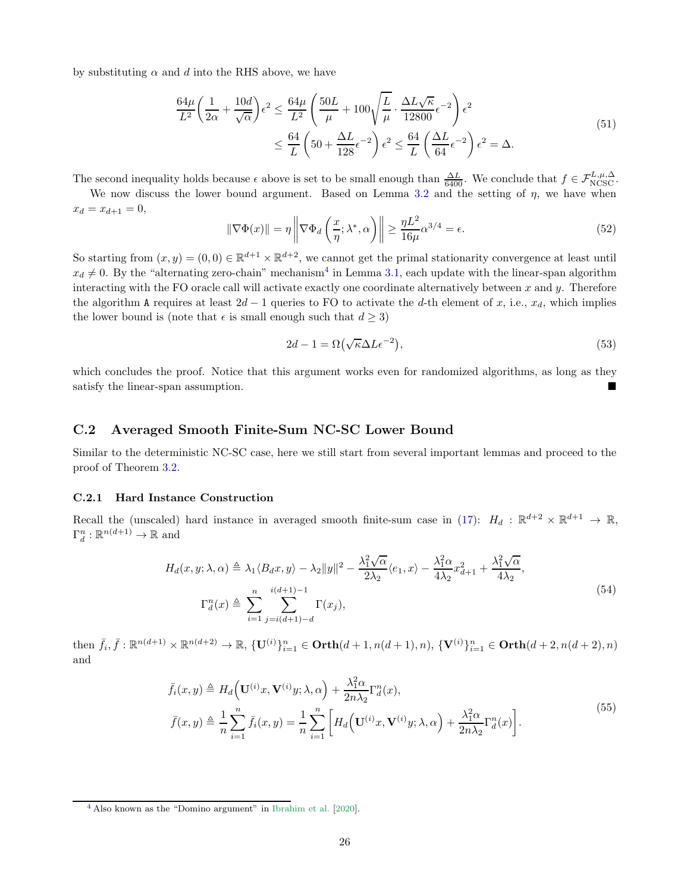by substituting $\alpha$ and $d$ into the RHS above, we have

$$
\begin{aligned}
\frac{64\mu}{L^2}\left(\frac{1}{2\alpha}+\frac{10d}{\sqrt{\alpha}}\right)\epsilon^2 &\le \frac{64\mu}{L^2}\left(\frac{50L}{\mu}+100\sqrt{\frac{L}{\mu}}\cdot\frac{\Delta L\sqrt{\kappa}}{12800}\epsilon^{-2}\right)\epsilon^2 \\
&\le \frac{64}{L}\left(50+\frac{\Delta L}{128}\epsilon^{-2}\right)\epsilon^2 \le \frac{64}{L}\left(\frac{\Delta L}{64}\epsilon^{-2}\right)\epsilon^2 = \Delta.
\end{aligned}
\tag{51}
$$

The second inequality holds because $\epsilon$ above is set to be small enough than $\frac{\Delta L}{6400}$. We conclude that $f \in \mathcal{F}_{\mathrm{NCSC}}^{L,\mu,\Delta}$.

We now discuss the lower bound argument. Based on Lemma 3.2 and the setting of $\eta$, we have when $x_d = x_{d+1} = 0$,

$$
\|\nabla \Phi(x)\| = \eta \left\|\nabla \Phi_d\left(\frac{x}{\eta};\lambda^*,\alpha\right)\right\| \ge \frac{\eta L^2}{16\mu}\alpha^{3/4} = \epsilon. \tag{52}
$$

So starting from $(x,y) = (0,0) \in \mathbb{R}^{d+1}\times\mathbb{R}^{d+2}$, we cannot get the primal stationarity convergence at least until $x_d \neq 0$. By the "alternating zero-chain" mechanism[4] in Lemma 3.1, each update with the linear-span algorithm interacting with the FO oracle call will activate exactly one coordinate alternatively between $x$ and $y$. Therefore the algorithm A requires at least $2d-1$ queries to FO to activate the $d$-th element of $x$, i.e., $x_d$, which implies the lower bound is (note that $\epsilon$ is small enough such that $d \ge 3$)

$$
2d - 1 = \Omega\big(\sqrt{\kappa}\Delta L \epsilon^{-2}\big), \tag{53}
$$

which concludes the proof. Notice that this argument works even for randomized algorithms, as long as they satisfy the linear-span assumption. ■

## C.2 Averaged Smooth Finite-Sum NC-SC Lower Bound

Similar to the deterministic NC-SC case, here we still start from several important lemmas and proceed to the proof of Theorem 3.2.

### C.2.1 Hard Instance Construction

Recall the (unscaled) hard instance in averaged smooth finite-sum case in (17): $H_d : \mathbb{R}^{d+2}\times\mathbb{R}^{d+1}\to\mathbb{R}$, $\Gamma_d^n : \mathbb{R}^{n(d+1)}\to\mathbb{R}$ and

$$
\begin{aligned}
H_d(x,y;\lambda,\alpha) &\triangleq \lambda_1\langle B_d x, y\rangle - \lambda_2\|y\|^2 - \frac{\lambda_1^2\sqrt{\alpha}}{2\lambda_2}\langle e_1, x\rangle - \frac{\lambda_1^2\alpha}{4\lambda_2}x_{d+1}^2 + \frac{\lambda_1^2\sqrt{\alpha}}{4\lambda_2}, \\
\Gamma_d^n(x) &\triangleq \sum_{i=1}^{n}\sum_{j=i(d+1)-d}^{i(d+1)-1}\Gamma(x_j),
\end{aligned}
\tag{54}
$$

then $\bar{f}_i, \bar{f} : \mathbb{R}^{n(d+1)}\times\mathbb{R}^{n(d+2)}\to\mathbb{R}$, $\{\mathbf{U}^{(i)}\}_{i=1}^n \in \mathbf{Orth}(d+1, n(d+1), n)$, $\{\mathbf{V}^{(i)}\}_{i=1}^n \in \mathbf{Orth}(d+2, n(d+2), n)$ and

$$
\begin{aligned}
\bar{f}_i(x,y) &\triangleq H_d\Big(\mathbf{U}^{(i)}x, \mathbf{V}^{(i)}y;\lambda,\alpha\Big) + \frac{\lambda_1^2\alpha}{2n\lambda_2}\Gamma_d^n(x), \\
\bar{f}(x,y) &\triangleq \frac{1}{n}\sum_{i=1}^{n}\bar{f}_i(x,y) = \frac{1}{n}\sum_{i=1}^{n}\Big[H_d\Big(\mathbf{U}^{(i)}x, \mathbf{V}^{(i)}y;\lambda,\alpha\Big) + \frac{\lambda_1^2\alpha}{2n\lambda_2}\Gamma_d^n(x)\Big].
\end{aligned}
\tag{55}
$$

[4] Also known as the "Domino argument" in Ibrahim et al. [2020].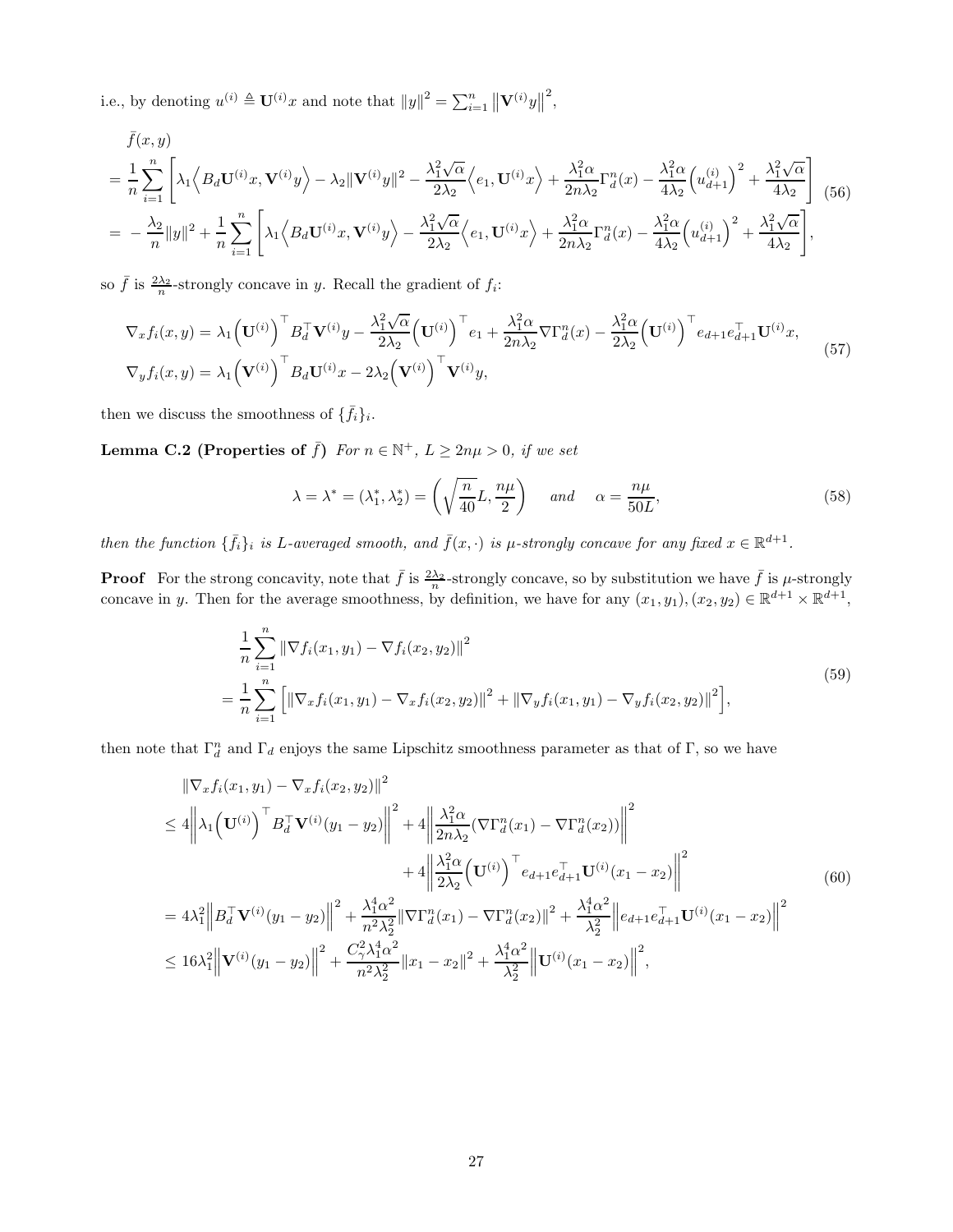i.e., by denoting $u^{(i)} \triangleq \mathbf{U}^{(i)}x$ and note that $\|y\|^2 = \sum_{i=1}^n \left\|\mathbf{V}^{(i)}y\right\|^2$,

$$
\begin{aligned}
&\bar{f}(x,y) \\
&= \frac{1}{n}\sum_{i=1}^n \left[\lambda_1\Big\langle B_d\mathbf{U}^{(i)}x, \mathbf{V}^{(i)}y\Big\rangle - \lambda_2\|\mathbf{V}^{(i)}y\|^2 - \frac{\lambda_1^2\sqrt{\alpha}}{2\lambda_2}\Big\langle e_1, \mathbf{U}^{(i)}x\Big\rangle + \frac{\lambda_1^2\alpha}{2n\lambda_2}\Gamma_d^n(x) - \frac{\lambda_1^2\alpha}{4\lambda_2}\Big(u_{d+1}^{(i)}\Big)^2 + \frac{\lambda_1^2\sqrt{\alpha}}{4\lambda_2}\right] \\
&= -\frac{\lambda_2}{n}\|y\|^2 + \frac{1}{n}\sum_{i=1}^n \left[\lambda_1\Big\langle B_d\mathbf{U}^{(i)}x, \mathbf{V}^{(i)}y\Big\rangle - \frac{\lambda_1^2\sqrt{\alpha}}{2\lambda_2}\Big\langle e_1, \mathbf{U}^{(i)}x\Big\rangle + \frac{\lambda_1^2\alpha}{2n\lambda_2}\Gamma_d^n(x) - \frac{\lambda_1^2\alpha}{4\lambda_2}\Big(u_{d+1}^{(i)}\Big)^2 + \frac{\lambda_1^2\sqrt{\alpha}}{4\lambda_2}\right],
\end{aligned}
\tag{56}
$$

so $\bar{f}$ is $\frac{2\lambda_2}{n}$-strongly concave in $y$. Recall the gradient of $f_i$:

$$
\begin{aligned}
\nabla_x f_i(x,y) &= \lambda_1\Big(\mathbf{U}^{(i)}\Big)^\top B_d^\top \mathbf{V}^{(i)}y - \frac{\lambda_1^2\sqrt{\alpha}}{2\lambda_2}\Big(\mathbf{U}^{(i)}\Big)^\top e_1 + \frac{\lambda_1^2\alpha}{2n\lambda_2}\nabla\Gamma_d^n(x) - \frac{\lambda_1^2\alpha}{2\lambda_2}\Big(\mathbf{U}^{(i)}\Big)^\top e_{d+1}e_{d+1}^\top \mathbf{U}^{(i)}x, \\
\nabla_y f_i(x,y) &= \lambda_1\Big(\mathbf{V}^{(i)}\Big)^\top B_d\mathbf{U}^{(i)}x - 2\lambda_2\Big(\mathbf{V}^{(i)}\Big)^\top \mathbf{V}^{(i)}y,
\end{aligned}
\tag{57}
$$

then we discuss the smoothness of $\{\bar{f}_i\}_i$.

**Lemma C.2 (Properties of $\bar{f}$)** *For $n \in \mathbb{N}^+$, $L \geq 2n\mu > 0$, if we set*

$$
\lambda = \lambda^* = (\lambda_1^*, \lambda_2^*) = \left(\sqrt{\frac{n}{40}}L, \frac{n\mu}{2}\right) \quad \text{and} \quad \alpha = \frac{n\mu}{50L},
\tag{58}
$$

*then the function $\{\bar{f}_i\}_i$ is $L$-averaged smooth, and $\bar{f}(x,\cdot)$ is $\mu$-strongly concave for any fixed $x \in \mathbb{R}^{d+1}$.*

**Proof** For the strong concavity, note that $\bar{f}$ is $\frac{2\lambda_2}{n}$-strongly concave, so by substitution we have $\bar{f}$ is $\mu$-strongly concave in $y$. Then for the average smoothness, by definition, we have for any $(x_1,y_1),(x_2,y_2) \in \mathbb{R}^{d+1}\times\mathbb{R}^{d+1}$,

$$
\begin{aligned}
&\frac{1}{n}\sum_{i=1}^n \|\nabla f_i(x_1,y_1) - \nabla f_i(x_2,y_2)\|^2 \\
&= \frac{1}{n}\sum_{i=1}^n \Big[\|\nabla_x f_i(x_1,y_1) - \nabla_x f_i(x_2,y_2)\|^2 + \|\nabla_y f_i(x_1,y_1) - \nabla_y f_i(x_2,y_2)\|^2\Big],
\end{aligned}
\tag{59}
$$

then note that $\Gamma_d^n$ and $\Gamma_d$ enjoys the same Lipschitz smoothness parameter as that of $\Gamma$, so we have

$$
\begin{aligned}
&\|\nabla_x f_i(x_1,y_1) - \nabla_x f_i(x_2,y_2)\|^2 \\
&\leq 4\left\|\lambda_1\Big(\mathbf{U}^{(i)}\Big)^\top B_d^\top \mathbf{V}^{(i)}(y_1-y_2)\right\|^2 + 4\left\|\frac{\lambda_1^2\alpha}{2n\lambda_2}(\nabla\Gamma_d^n(x_1) - \nabla\Gamma_d^n(x_2))\right\|^2 \\
&\qquad\qquad + 4\left\|\frac{\lambda_1^2\alpha}{2\lambda_2}\Big(\mathbf{U}^{(i)}\Big)^\top e_{d+1}e_{d+1}^\top \mathbf{U}^{(i)}(x_1-x_2)\right\|^2 \\
&= 4\lambda_1^2\Big\|B_d^\top \mathbf{V}^{(i)}(y_1-y_2)\Big\|^2 + \frac{\lambda_1^4\alpha^2}{n^2\lambda_2^2}\|\nabla\Gamma_d^n(x_1) - \nabla\Gamma_d^n(x_2)\|^2 + \frac{\lambda_1^4\alpha^2}{\lambda_2^2}\Big\|e_{d+1}e_{d+1}^\top \mathbf{U}^{(i)}(x_1-x_2)\Big\|^2 \\
&\leq 16\lambda_1^2\Big\|\mathbf{V}^{(i)}(y_1-y_2)\Big\|^2 + \frac{C_\gamma^2\lambda_1^4\alpha^2}{n^2\lambda_2^2}\|x_1-x_2\|^2 + \frac{\lambda_1^4\alpha^2}{\lambda_2^2}\Big\|\mathbf{U}^{(i)}(x_1-x_2)\Big\|^2,
\end{aligned}
\tag{60}
$$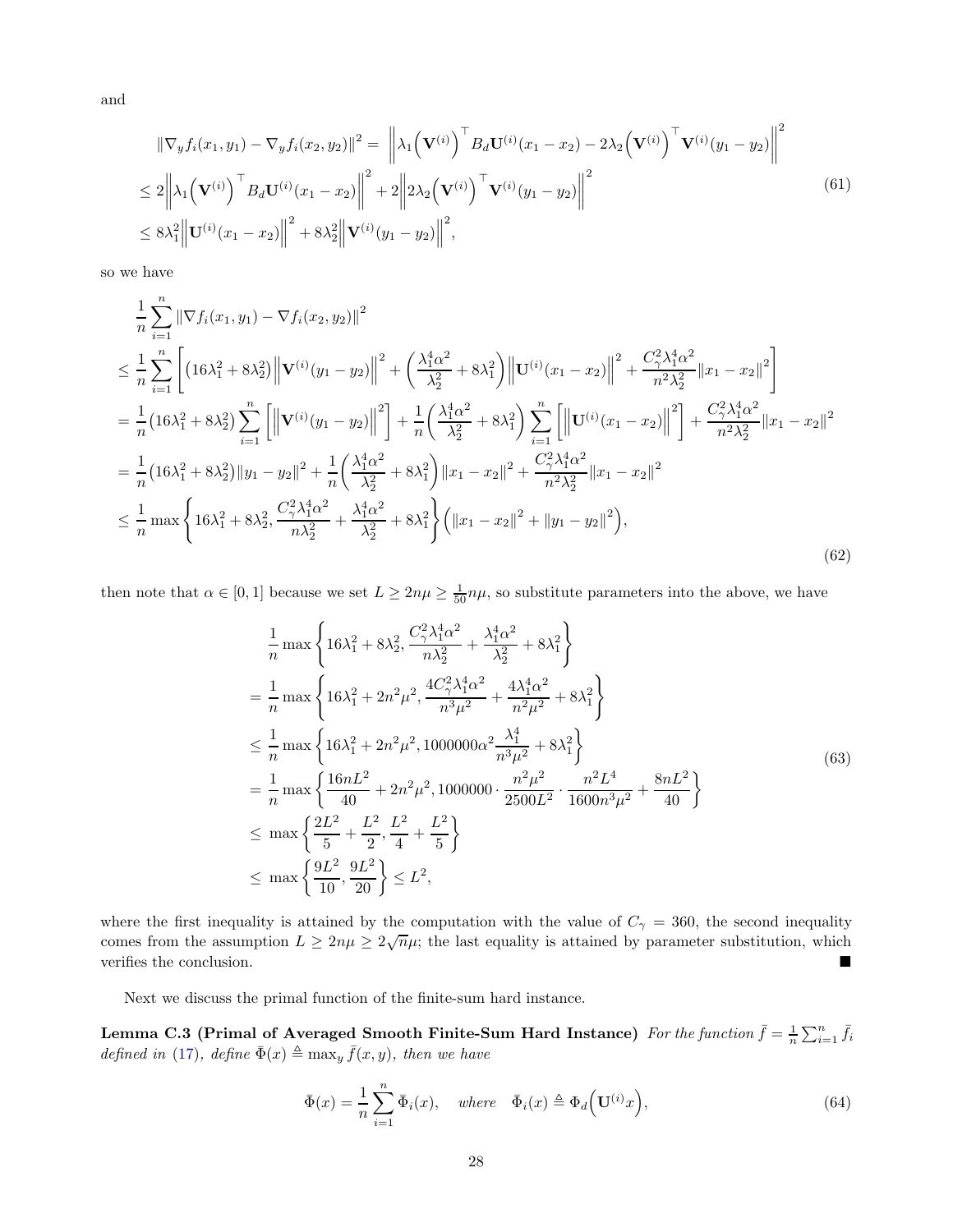and

$$
\begin{aligned}
&\|\nabla_y f_i(x_1, y_1) - \nabla_y f_i(x_2, y_2)\|^2 = \left\|\lambda_1 \Big(\mathbf{V}^{(i)}\Big)^\top B_d \mathbf{U}^{(i)}(x_1 - x_2) - 2\lambda_2 \Big(\mathbf{V}^{(i)}\Big)^\top \mathbf{V}^{(i)}(y_1 - y_2)\right\|^2 \\
&\leq 2\left\|\lambda_1 \Big(\mathbf{V}^{(i)}\Big)^\top B_d \mathbf{U}^{(i)}(x_1 - x_2)\right\|^2 + 2\left\|2\lambda_2 \Big(\mathbf{V}^{(i)}\Big)^\top \mathbf{V}^{(i)}(y_1 - y_2)\right\|^2 \\
&\leq 8\lambda_1^2 \left\|\mathbf{U}^{(i)}(x_1 - x_2)\right\|^2 + 8\lambda_2^2 \left\|\mathbf{V}^{(i)}(y_1 - y_2)\right\|^2,
\end{aligned}
\tag{61}
$$

so we have

$$
\begin{aligned}
&\frac{1}{n}\sum_{i=1}^n \|\nabla f_i(x_1, y_1) - \nabla f_i(x_2, y_2)\|^2 \\
&\leq \frac{1}{n}\sum_{i=1}^n \left[\big(16\lambda_1^2 + 8\lambda_2^2\big)\left\|\mathbf{V}^{(i)}(y_1 - y_2)\right\|^2 + \left(\frac{\lambda_1^4\alpha^2}{\lambda_2^2} + 8\lambda_1^2\right)\left\|\mathbf{U}^{(i)}(x_1 - x_2)\right\|^2 + \frac{C_\gamma^2\lambda_1^4\alpha^2}{n^2\lambda_2^2}\|x_1 - x_2\|^2\right] \\
&= \frac{1}{n}\big(16\lambda_1^2 + 8\lambda_2^2\big)\sum_{i=1}^n \left[\left\|\mathbf{V}^{(i)}(y_1 - y_2)\right\|^2\right] + \frac{1}{n}\left(\frac{\lambda_1^4\alpha^2}{\lambda_2^2} + 8\lambda_1^2\right)\sum_{i=1}^n \left[\left\|\mathbf{U}^{(i)}(x_1 - x_2)\right\|^2\right] + \frac{C_\gamma^2\lambda_1^4\alpha^2}{n^2\lambda_2^2}\|x_1 - x_2\|^2 \\
&= \frac{1}{n}\big(16\lambda_1^2 + 8\lambda_2^2\big)\|y_1 - y_2\|^2 + \frac{1}{n}\left(\frac{\lambda_1^4\alpha^2}{\lambda_2^2} + 8\lambda_1^2\right)\|x_1 - x_2\|^2 + \frac{C_\gamma^2\lambda_1^4\alpha^2}{n^2\lambda_2^2}\|x_1 - x_2\|^2 \\
&\leq \frac{1}{n}\max\left\{16\lambda_1^2 + 8\lambda_2^2, \frac{C_\gamma^2\lambda_1^4\alpha^2}{n\lambda_2^2} + \frac{\lambda_1^4\alpha^2}{\lambda_2^2} + 8\lambda_1^2\right\}\Big(\|x_1 - x_2\|^2 + \|y_1 - y_2\|^2\Big),
\end{aligned}
\tag{62}
$$

then note that $\alpha \in [0, 1]$ because we set $L \geq 2n\mu \geq \frac{1}{50}n\mu$, so substitute parameters into the above, we have

$$
\begin{aligned}
&\frac{1}{n}\max\left\{16\lambda_1^2 + 8\lambda_2^2, \frac{C_\gamma^2\lambda_1^4\alpha^2}{n\lambda_2^2} + \frac{\lambda_1^4\alpha^2}{\lambda_2^2} + 8\lambda_1^2\right\} \\
&= \frac{1}{n}\max\left\{16\lambda_1^2 + 2n^2\mu^2, \frac{4C_\gamma^2\lambda_1^4\alpha^2}{n^3\mu^2} + \frac{4\lambda_1^4\alpha^2}{n^2\mu^2} + 8\lambda_1^2\right\} \\
&\leq \frac{1}{n}\max\left\{16\lambda_1^2 + 2n^2\mu^2, 1000000\alpha^2\frac{\lambda_1^4}{n^3\mu^2} + 8\lambda_1^2\right\} \\
&= \frac{1}{n}\max\left\{\frac{16nL^2}{40} + 2n^2\mu^2, 1000000 \cdot \frac{n^2\mu^2}{2500L^2} \cdot \frac{n^2L^4}{1600n^3\mu^2} + \frac{8nL^2}{40}\right\} \\
&\leq \max\left\{\frac{2L^2}{5} + \frac{L^2}{2}, \frac{L^2}{4} + \frac{L^2}{5}\right\} \\
&\leq \max\left\{\frac{9L^2}{10}, \frac{9L^2}{20}\right\} \leq L^2,
\end{aligned}
\tag{63}
$$

where the first inequality is attained by the computation with the value of $C_\gamma = 360$, the second inequality comes from the assumption $L \geq 2n\mu \geq 2\sqrt{n}\mu$; the last equality is attained by parameter substitution, which verifies the conclusion. ■

Next we discuss the primal function of the finite-sum hard instance.

**Lemma C.3 (Primal of Averaged Smooth Finite-Sum Hard Instance)** *For the function $\bar{f} = \frac{1}{n}\sum_{i=1}^n \bar{f}_i$ defined in (17), define $\bar{\Phi}(x) \triangleq \max_y \bar{f}(x, y)$, then we have*

$$
\bar{\Phi}(x) = \frac{1}{n}\sum_{i=1}^n \bar{\Phi}_i(x), \quad \text{where} \quad \bar{\Phi}_i(x) \triangleq \Phi_d\Big(\mathbf{U}^{(i)}x\Big),
\tag{64}
$$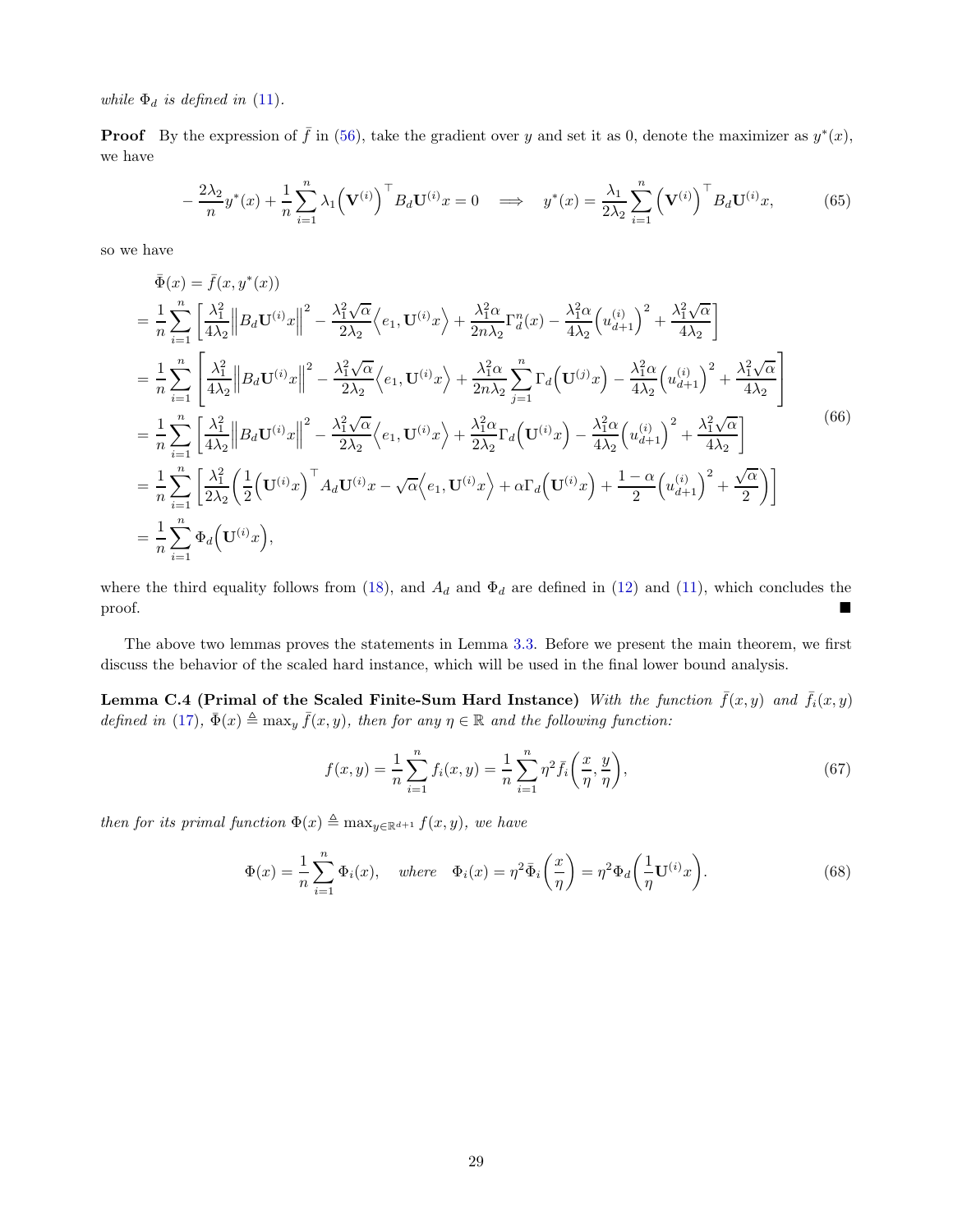*while $\Phi_d$ is defined in (11).*

**Proof** By the expression of $\bar{f}$ in (56), take the gradient over $y$ and set it as 0, denote the maximizer as $y^*(x)$, we have

$$
-\frac{2\lambda_2}{n}y^*(x) + \frac{1}{n}\sum_{i=1}^{n}\lambda_1\left(\mathbf{V}^{(i)}\right)^\top B_d\mathbf{U}^{(i)}x = 0 \quad \Longrightarrow \quad y^*(x) = \frac{\lambda_1}{2\lambda_2}\sum_{i=1}^{n}\left(\mathbf{V}^{(i)}\right)^\top B_d\mathbf{U}^{(i)}x, \tag{65}
$$

so we have

$$
\begin{aligned}
&\bar{\Phi}(x) = \bar{f}(x, y^*(x)) \\
&= \frac{1}{n}\sum_{i=1}^{n}\left[\frac{\lambda_1^2}{4\lambda_2}\left\|B_d\mathbf{U}^{(i)}x\right\|^2 - \frac{\lambda_1^2\sqrt{\alpha}}{2\lambda_2}\left\langle e_1, \mathbf{U}^{(i)}x\right\rangle + \frac{\lambda_1^2\alpha}{2n\lambda_2}\Gamma_d^n(x) - \frac{\lambda_1^2\alpha}{4\lambda_2}\left(u_{d+1}^{(i)}\right)^2 + \frac{\lambda_1^2\sqrt{\alpha}}{4\lambda_2}\right] \\
&= \frac{1}{n}\sum_{i=1}^{n}\left[\frac{\lambda_1^2}{4\lambda_2}\left\|B_d\mathbf{U}^{(i)}x\right\|^2 - \frac{\lambda_1^2\sqrt{\alpha}}{2\lambda_2}\left\langle e_1, \mathbf{U}^{(i)}x\right\rangle + \frac{\lambda_1^2\alpha}{2n\lambda_2}\sum_{j=1}^{n}\Gamma_d\left(\mathbf{U}^{(j)}x\right) - \frac{\lambda_1^2\alpha}{4\lambda_2}\left(u_{d+1}^{(i)}\right)^2 + \frac{\lambda_1^2\sqrt{\alpha}}{4\lambda_2}\right] \\
&= \frac{1}{n}\sum_{i=1}^{n}\left[\frac{\lambda_1^2}{4\lambda_2}\left\|B_d\mathbf{U}^{(i)}x\right\|^2 - \frac{\lambda_1^2\sqrt{\alpha}}{2\lambda_2}\left\langle e_1, \mathbf{U}^{(i)}x\right\rangle + \frac{\lambda_1^2\alpha}{2\lambda_2}\Gamma_d\left(\mathbf{U}^{(i)}x\right) - \frac{\lambda_1^2\alpha}{4\lambda_2}\left(u_{d+1}^{(i)}\right)^2 + \frac{\lambda_1^2\sqrt{\alpha}}{4\lambda_2}\right] \\
&= \frac{1}{n}\sum_{i=1}^{n}\left[\frac{\lambda_1^2}{2\lambda_2}\left(\frac{1}{2}\left(\mathbf{U}^{(i)}x\right)^\top A_d\mathbf{U}^{(i)}x - \sqrt{\alpha}\left\langle e_1, \mathbf{U}^{(i)}x\right\rangle + \alpha\Gamma_d\left(\mathbf{U}^{(i)}x\right) + \frac{1-\alpha}{2}\left(u_{d+1}^{(i)}\right)^2 + \frac{\sqrt{\alpha}}{2}\right)\right] \\
&= \frac{1}{n}\sum_{i=1}^{n}\Phi_d\left(\mathbf{U}^{(i)}x\right),
\end{aligned} \tag{66}
$$

where the third equality follows from (18), and $A_d$ and $\Phi_d$ are defined in (12) and (11), which concludes the proof. ■

The above two lemmas proves the statements in Lemma 3.3. Before we present the main theorem, we first discuss the behavior of the scaled hard instance, which will be used in the final lower bound analysis.

**Lemma C.4 (Primal of the Scaled Finite-Sum Hard Instance)** *With the function $\bar{f}(x, y)$ and $\bar{f}_i(x, y)$ defined in (17), $\bar{\Phi}(x) \triangleq \max_y \bar{f}(x, y)$, then for any $\eta \in \mathbb{R}$ and the following function:*

$$
f(x, y) = \frac{1}{n}\sum_{i=1}^{n}f_i(x, y) = \frac{1}{n}\sum_{i=1}^{n}\eta^2\bar{f}_i\left(\frac{x}{\eta}, \frac{y}{\eta}\right), \tag{67}
$$

*then for its primal function $\Phi(x) \triangleq \max_{y\in\mathbb{R}^{d+1}} f(x, y)$, we have*

$$
\Phi(x) = \frac{1}{n}\sum_{i=1}^{n}\Phi_i(x), \quad \textit{where} \quad \Phi_i(x) = \eta^2\bar{\Phi}_i\left(\frac{x}{\eta}\right) = \eta^2\Phi_d\left(\frac{1}{\eta}\mathbf{U}^{(i)}x\right). \tag{68}
$$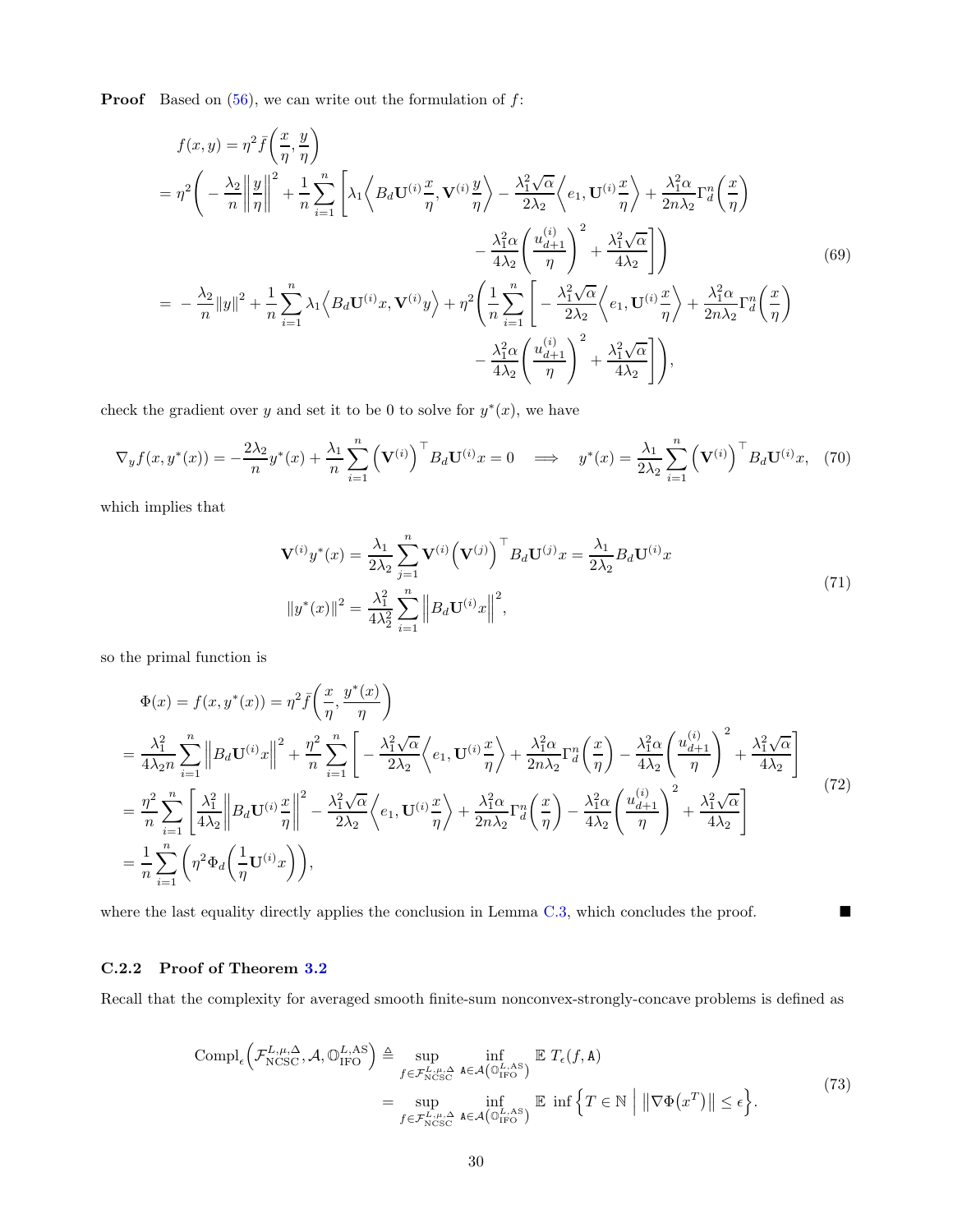**Proof** Based on (56), we can write out the formulation of $f$:

$$
\begin{aligned}
f(x,y) &= \eta^2 \bar{f}\left(\frac{x}{\eta}, \frac{y}{\eta}\right) \\
&= \eta^2 \Bigg( -\frac{\lambda_2}{n}\left\|\frac{y}{\eta}\right\|^2 + \frac{1}{n}\sum_{i=1}^{n}\Bigg[\lambda_1\left\langle B_d \mathbf{U}^{(i)}\frac{x}{\eta}, \mathbf{V}^{(i)}\frac{y}{\eta}\right\rangle - \frac{\lambda_1^2\sqrt{\alpha}}{2\lambda_2}\left\langle e_1, \mathbf{U}^{(i)}\frac{x}{\eta}\right\rangle + \frac{\lambda_1^2\alpha}{2n\lambda_2}\Gamma_d^n\left(\frac{x}{\eta}\right) \\
&\qquad\qquad - \frac{\lambda_1^2\alpha}{4\lambda_2}\left(\frac{u_{d+1}^{(i)}}{\eta}\right)^2 + \frac{\lambda_1^2\sqrt{\alpha}}{4\lambda_2}\Bigg]\Bigg) \\
&= -\frac{\lambda_2}{n}\|y\|^2 + \frac{1}{n}\sum_{i=1}^{n}\lambda_1\left\langle B_d\mathbf{U}^{(i)}x, \mathbf{V}^{(i)}y\right\rangle + \eta^2\Bigg(\frac{1}{n}\sum_{i=1}^{n}\Bigg[-\frac{\lambda_1^2\sqrt{\alpha}}{2\lambda_2}\left\langle e_1, \mathbf{U}^{(i)}\frac{x}{\eta}\right\rangle + \frac{\lambda_1^2\alpha}{2n\lambda_2}\Gamma_d^n\left(\frac{x}{\eta}\right) \\
&\qquad\qquad - \frac{\lambda_1^2\alpha}{4\lambda_2}\left(\frac{u_{d+1}^{(i)}}{\eta}\right)^2 + \frac{\lambda_1^2\sqrt{\alpha}}{4\lambda_2}\Bigg]\Bigg),
\end{aligned}
\tag{69}
$$

check the gradient over $y$ and set it to be 0 to solve for $y^*(x)$, we have

$$
\nabla_y f(x, y^*(x)) = -\frac{2\lambda_2}{n}y^*(x) + \frac{\lambda_1}{n}\sum_{i=1}^{n}\left(\mathbf{V}^{(i)}\right)^\top B_d\mathbf{U}^{(i)}x = 0 \quad \Longrightarrow \quad y^*(x) = \frac{\lambda_1}{2\lambda_2}\sum_{i=1}^{n}\left(\mathbf{V}^{(i)}\right)^\top B_d\mathbf{U}^{(i)}x, \tag{70}
$$

which implies that

$$
\begin{aligned}
\mathbf{V}^{(i)}y^*(x) &= \frac{\lambda_1}{2\lambda_2}\sum_{j=1}^{n}\mathbf{V}^{(i)}\left(\mathbf{V}^{(j)}\right)^\top B_d\mathbf{U}^{(j)}x = \frac{\lambda_1}{2\lambda_2}B_d\mathbf{U}^{(i)}x \\
\|y^*(x)\|^2 &= \frac{\lambda_1^2}{4\lambda_2^2}\sum_{i=1}^{n}\left\|B_d\mathbf{U}^{(i)}x\right\|^2,
\end{aligned}
\tag{71}
$$

so the primal function is

$$
\begin{aligned}
\Phi(x) &= f(x, y^*(x)) = \eta^2\bar{f}\left(\frac{x}{\eta}, \frac{y^*(x)}{\eta}\right) \\
&= \frac{\lambda_1^2}{4\lambda_2 n}\sum_{i=1}^{n}\left\|B_d\mathbf{U}^{(i)}x\right\|^2 + \frac{\eta^2}{n}\sum_{i=1}^{n}\left[-\frac{\lambda_1^2\sqrt{\alpha}}{2\lambda_2}\left\langle e_1, \mathbf{U}^{(i)}\frac{x}{\eta}\right\rangle + \frac{\lambda_1^2\alpha}{2n\lambda_2}\Gamma_d^n\left(\frac{x}{\eta}\right) - \frac{\lambda_1^2\alpha}{4\lambda_2}\left(\frac{u_{d+1}^{(i)}}{\eta}\right)^2 + \frac{\lambda_1^2\sqrt{\alpha}}{4\lambda_2}\right] \\
&= \frac{\eta^2}{n}\sum_{i=1}^{n}\left[\frac{\lambda_1^2}{4\lambda_2}\left\|B_d\mathbf{U}^{(i)}\frac{x}{\eta}\right\|^2 - \frac{\lambda_1^2\sqrt{\alpha}}{2\lambda_2}\left\langle e_1, \mathbf{U}^{(i)}\frac{x}{\eta}\right\rangle + \frac{\lambda_1^2\alpha}{2n\lambda_2}\Gamma_d^n\left(\frac{x}{\eta}\right) - \frac{\lambda_1^2\alpha}{4\lambda_2}\left(\frac{u_{d+1}^{(i)}}{\eta}\right)^2 + \frac{\lambda_1^2\sqrt{\alpha}}{4\lambda_2}\right] \\
&= \frac{1}{n}\sum_{i=1}^{n}\left(\eta^2\Phi_d\left(\frac{1}{\eta}\mathbf{U}^{(i)}x\right)\right),
\end{aligned}
\tag{72}
$$

where the last equality directly applies the conclusion in Lemma C.3, which concludes the proof. ■

### C.2.2 Proof of Theorem 3.2

Recall that the complexity for averaged smooth finite-sum nonconvex-strongly-concave problems is defined as

$$
\begin{aligned}
\mathrm{Compl}_\epsilon\left(\mathcal{F}_{\mathrm{NCSC}}^{L,\mu,\Delta}, \mathcal{A}, \mathbb{O}_{\mathrm{IFO}}^{L,\mathrm{AS}}\right) &\triangleq \sup_{f\in\mathcal{F}_{\mathrm{NCSC}}^{L,\mu,\Delta}}\ \inf_{\mathtt{A}\in\mathcal{A}\left(\mathbb{O}_{\mathrm{IFO}}^{L,\mathrm{AS}}\right)}\ \mathbb{E}\ T_\epsilon(f, \mathtt{A}) \\
&= \sup_{f\in\mathcal{F}_{\mathrm{NCSC}}^{L,\mu,\Delta}}\ \inf_{\mathtt{A}\in\mathcal{A}\left(\mathbb{O}_{\mathrm{IFO}}^{L,\mathrm{AS}}\right)}\ \mathbb{E}\ \inf\left\{T\in\mathbb{N}\ \middle|\ \left\|\nabla\Phi\left(x^T\right)\right\| \le \epsilon\right\}.
\end{aligned}
\tag{73}
$$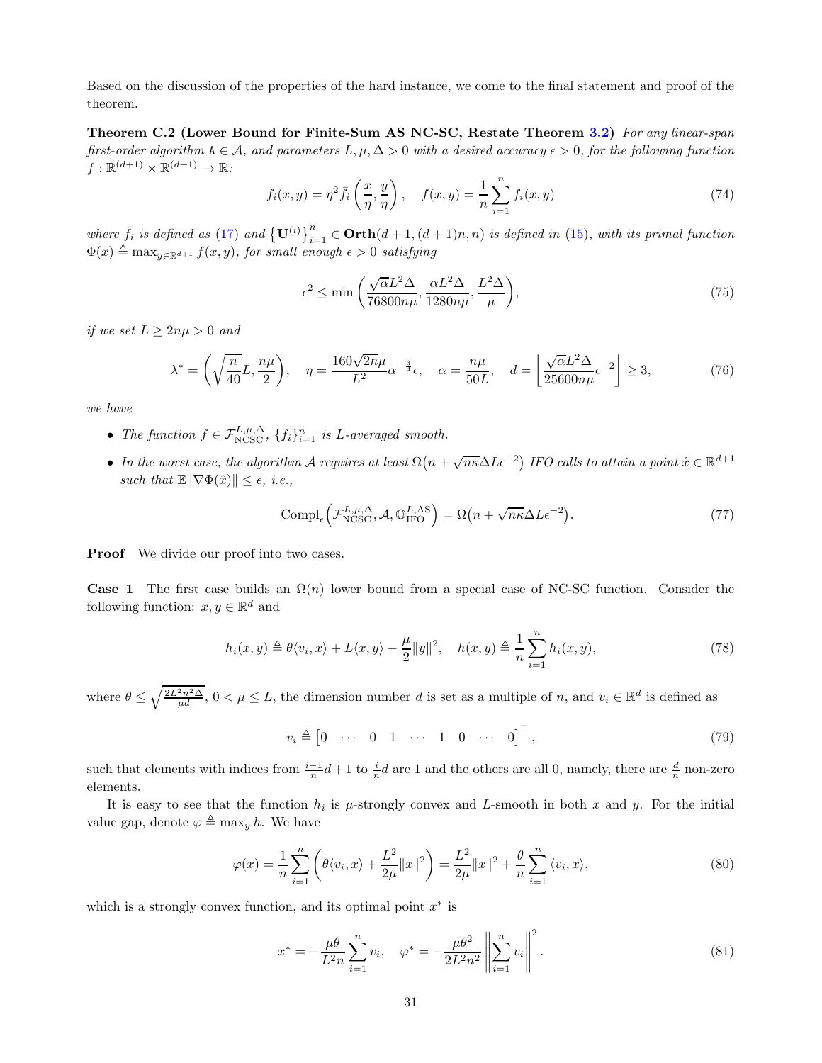Based on the discussion of the properties of the hard instance, we come to the final statement and proof of the theorem.

**Theorem C.2 (Lower Bound for Finite-Sum AS NC-SC, Restate Theorem 3.2)** *For any linear-span first-order algorithm* $\mathtt{A} \in \mathcal{A}$*, and parameters* $L, \mu, \Delta > 0$ *with a desired accuracy* $\epsilon > 0$*, for the following function* $f : \mathbb{R}^{(d+1)} \times \mathbb{R}^{(d+1)} \to \mathbb{R}$*:*

$$
f_i(x, y) = \eta^2 \bar{f}_i\left(\frac{x}{\eta}, \frac{y}{\eta}\right), \quad f(x, y) = \frac{1}{n}\sum_{i=1}^{n} f_i(x, y) \tag{74}
$$

*where* $\bar{f}_i$ *is defined as* (17) *and* $\left\{\mathbf{U}^{(i)}\right\}_{i=1}^{n} \in \mathbf{Orth}(d+1, (d+1)n, n)$ *is defined in* (15)*, with its primal function* $\Phi(x) \triangleq \max_{y \in \mathbb{R}^{d+1}} f(x, y)$*, for small enough* $\epsilon > 0$ *satisfying*

$$
\epsilon^2 \le \min\left(\frac{\sqrt{\alpha} L^2 \Delta}{76800 n\mu}, \frac{\alpha L^2 \Delta}{1280 n\mu}, \frac{L^2 \Delta}{\mu}\right), \tag{75}
$$

*if we set* $L \ge 2n\mu > 0$ *and*

$$
\lambda^* = \left(\sqrt{\frac{n}{40}} L, \frac{n\mu}{2}\right), \quad \eta = \frac{160\sqrt{2n}\mu}{L^2}\alpha^{-\frac{3}{4}}\epsilon, \quad \alpha = \frac{n\mu}{50L}, \quad d = \left\lfloor \frac{\sqrt{\alpha} L^2 \Delta}{25600 n\mu}\epsilon^{-2} \right\rfloor \ge 3, \tag{76}
$$

*we have*

- *The function* $f \in \mathcal{F}_{\mathrm{NCSC}}^{L,\mu,\Delta}$*,* $\{f_i\}_{i=1}^{n}$ *is* $L$*-averaged smooth.*
- *In the worst case, the algorithm* $\mathcal{A}$ *requires at least* $\Omega\big(n + \sqrt{n\kappa}\Delta L \epsilon^{-2}\big)$ *IFO calls to attain a point* $\hat{x} \in \mathbb{R}^{d+1}$ *such that* $\mathbb{E}\|\nabla \Phi(\hat{x})\| \le \epsilon$*, i.e.,*

$$
\mathrm{Compl}_{\epsilon}\Big(\mathcal{F}_{\mathrm{NCSC}}^{L,\mu,\Delta}, \mathcal{A}, \mathbb{O}_{\mathrm{IFO}}^{L,\mathrm{AS}}\Big) = \Omega\big(n + \sqrt{n\kappa}\Delta L \epsilon^{-2}\big). \tag{77}
$$

**Proof** We divide our proof into two cases.

**Case 1** The first case builds an $\Omega(n)$ lower bound from a special case of NC-SC function. Consider the following function: $x, y \in \mathbb{R}^d$ and

$$
h_i(x, y) \triangleq \theta\langle v_i, x\rangle + L\langle x, y\rangle - \frac{\mu}{2}\|y\|^2, \quad h(x, y) \triangleq \frac{1}{n}\sum_{i=1}^{n} h_i(x, y), \tag{78}
$$

where $\theta \le \sqrt{\frac{2L^2 n^2 \Delta}{\mu d}}$, $0 < \mu \le L$, the dimension number $d$ is set as a multiple of $n$, and $v_i \in \mathbb{R}^d$ is defined as

$$
v_i \triangleq \begin{bmatrix} 0 & \cdots & 0 & 1 & \cdots & 1 & 0 & \cdots & 0 \end{bmatrix}^\top, \tag{79}
$$

such that elements with indices from $\frac{i-1}{n}d + 1$ to $\frac{i}{n}d$ are 1 and the others are all 0, namely, there are $\frac{d}{n}$ non-zero elements.

It is easy to see that the function $h_i$ is $\mu$-strongly convex and $L$-smooth in both $x$ and $y$. For the initial value gap, denote $\varphi \triangleq \max_y h$. We have

$$
\varphi(x) = \frac{1}{n}\sum_{i=1}^{n}\left(\theta\langle v_i, x\rangle + \frac{L^2}{2\mu}\|x\|^2\right) = \frac{L^2}{2\mu}\|x\|^2 + \frac{\theta}{n}\sum_{i=1}^{n}\langle v_i, x\rangle, \tag{80}
$$

which is a strongly convex function, and its optimal point $x^*$ is

$$
x^* = -\frac{\mu\theta}{L^2 n}\sum_{i=1}^{n} v_i, \quad \varphi^* = -\frac{\mu\theta^2}{2L^2 n^2}\left\|\sum_{i=1}^{n} v_i\right\|^2. \tag{81}
$$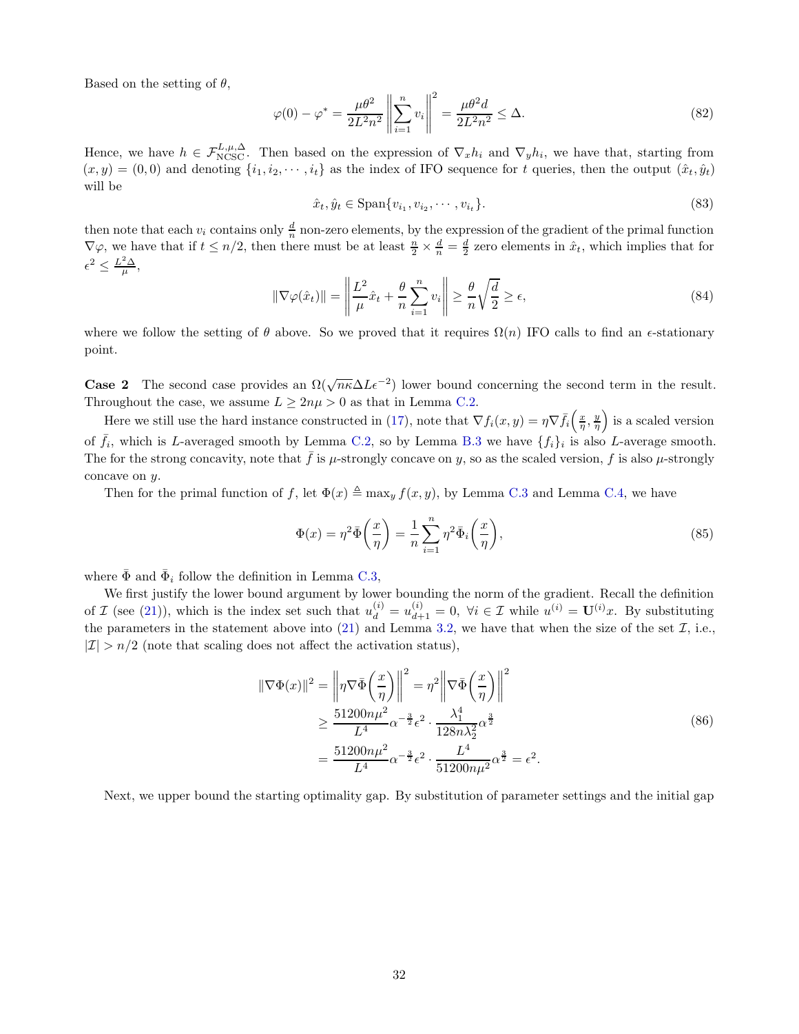Based on the setting of $\theta$,

$$\varphi(0) - \varphi^* = \frac{\mu\theta^2}{2L^2n^2}\left\|\sum_{i=1}^{n} v_i\right\|^2 = \frac{\mu\theta^2 d}{2L^2n^2} \le \Delta. \tag{82}$$

Hence, we have $h \in \mathcal{F}_{\mathrm{NCSC}}^{L,\mu,\Delta}$. Then based on the expression of $\nabla_x h_i$ and $\nabla_y h_i$, we have that, starting from $(x, y) = (0, 0)$ and denoting $\{i_1, i_2, \cdots, i_t\}$ as the index of IFO sequence for $t$ queries, then the output $(\hat{x}_t, \hat{y}_t)$ will be

$$\hat{x}_t, \hat{y}_t \in \mathrm{Span}\{v_{i_1}, v_{i_2}, \cdots, v_{i_t}\}. \tag{83}$$

then note that each $v_i$ contains only $\frac{d}{n}$ non-zero elements, by the expression of the gradient of the primal function $\nabla\varphi$, we have that if $t \le n/2$, then there must be at least $\frac{n}{2} \times \frac{d}{n} = \frac{d}{2}$ zero elements in $\hat{x}_t$, which implies that for $\epsilon^2 \le \frac{L^2\Delta}{\mu}$,

$$\|\nabla\varphi(\hat{x}_t)\| = \left\|\frac{L^2}{\mu}\hat{x}_t + \frac{\theta}{n}\sum_{i=1}^{n} v_i\right\| \ge \frac{\theta}{n}\sqrt{\frac{d}{2}} \ge \epsilon, \tag{84}$$

where we follow the setting of $\theta$ above. So we proved that it requires $\Omega(n)$ IFO calls to find an $\epsilon$-stationary point.

**Case 2** The second case provides an $\Omega(\sqrt{n\kappa}\Delta L\epsilon^{-2})$ lower bound concerning the second term in the result. Throughout the case, we assume $L \ge 2n\mu > 0$ as that in Lemma C.2.

Here we still use the hard instance constructed in (17), note that $\nabla f_i(x, y) = \eta\nabla\bar{f}_i\left(\frac{x}{\eta}, \frac{y}{\eta}\right)$ is a scaled version of $\bar{f}_i$, which is $L$-averaged smooth by Lemma C.2, so by Lemma B.3 we have $\{f_i\}_i$ is also $L$-average smooth. The for the strong concavity, note that $\bar{f}$ is $\mu$-strongly concave on $y$, so as the scaled version, $f$ is also $\mu$-strongly concave on $y$.

Then for the primal function of $f$, let $\Phi(x) \triangleq \max_y f(x, y)$, by Lemma C.3 and Lemma C.4, we have

$$\Phi(x) = \eta^2\bar{\Phi}\left(\frac{x}{\eta}\right) = \frac{1}{n}\sum_{i=1}^{n}\eta^2\bar{\Phi}_i\left(\frac{x}{\eta}\right), \tag{85}$$

where $\bar{\Phi}$ and $\bar{\Phi}_i$ follow the definition in Lemma C.3,

We first justify the lower bound argument by lower bounding the norm of the gradient. Recall the definition of $\mathcal{I}$ (see (21)), which is the index set such that $u_d^{(i)} = u_{d+1}^{(i)} = 0,\ \forall i \in \mathcal{I}$ while $u^{(i)} = \mathbf{U}^{(i)}x$. By substituting the parameters in the statement above into (21) and Lemma 3.2, we have that when the size of the set $\mathcal{I}$, i.e., $|\mathcal{I}| > n/2$ (note that scaling does not affect the activation status),

$$\begin{aligned}
\|\nabla\Phi(x)\|^2 &= \left\|\eta\nabla\bar{\Phi}\left(\frac{x}{\eta}\right)\right\|^2 = \eta^2\left\|\nabla\bar{\Phi}\left(\frac{x}{\eta}\right)\right\|^2 \\
&\ge \frac{51200n\mu^2}{L^4}\alpha^{-\frac{3}{2}}\epsilon^2 \cdot \frac{\lambda_1^4}{128n\lambda_2^2}\alpha^{\frac{3}{2}} \\
&= \frac{51200n\mu^2}{L^4}\alpha^{-\frac{3}{2}}\epsilon^2 \cdot \frac{L^4}{51200n\mu^2}\alpha^{\frac{3}{2}} = \epsilon^2.
\end{aligned} \tag{86}$$

Next, we upper bound the starting optimality gap. By substitution of parameter settings and the initial gap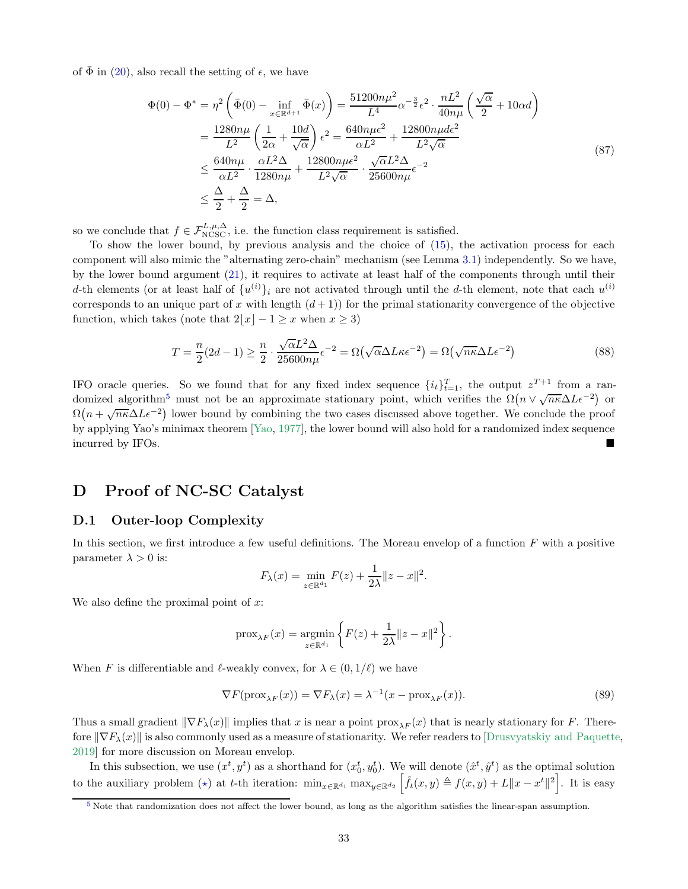of $\bar{\Phi}$ in (20), also recall the setting of $\epsilon$, we have

$$
\begin{aligned}
\Phi(0) - \Phi^* &= \eta^2 \left( \bar{\Phi}(0) - \inf_{x \in \mathbb{R}^{d+1}} \bar{\Phi}(x) \right) = \frac{51200 n \mu^2}{L^4} \alpha^{-\frac{3}{2}} \epsilon^2 \cdot \frac{n L^2}{40 n \mu} \left( \frac{\sqrt{\alpha}}{2} + 10 \alpha d \right) \\
&= \frac{1280 n \mu}{L^2} \left( \frac{1}{2\alpha} + \frac{10 d}{\sqrt{\alpha}} \right) \epsilon^2 = \frac{640 n \mu \epsilon^2}{\alpha L^2} + \frac{12800 n \mu d \epsilon^2}{L^2 \sqrt{\alpha}} \\
&\leq \frac{640 n \mu}{\alpha L^2} \cdot \frac{\alpha L^2 \Delta}{1280 n \mu} + \frac{12800 n \mu \epsilon^2}{L^2 \sqrt{\alpha}} \cdot \frac{\sqrt{\alpha} L^2 \Delta}{25600 n \mu} \epsilon^{-2} \\
&\leq \frac{\Delta}{2} + \frac{\Delta}{2} = \Delta,
\end{aligned}
\tag{87}
$$

so we conclude that $f \in \mathcal{F}_{\text{NCSC}}^{L,\mu,\Delta}$, i.e. the function class requirement is satisfied.

To show the lower bound, by previous analysis and the choice of (15), the activation process for each component will also mimic the "alternating zero-chain" mechanism (see Lemma 3.1) independently. So we have, by the lower bound argument (21), it requires to activate at least half of the components through until their $d$-th elements (or at least half of $\{u^{(i)}\}_i$ are not activated through until the $d$-th element, note that each $u^{(i)}$ corresponds to an unique part of $x$ with length $(d+1)$) for the primal stationarity convergence of the objective function, which takes (note that $2\lfloor x \rfloor - 1 \geq x$ when $x \geq 3$)

$$
T = \frac{n}{2}(2d - 1) \geq \frac{n}{2} \cdot \frac{\sqrt{\alpha} L^2 \Delta}{25600 n \mu} \epsilon^{-2} = \Omega\big(\sqrt{\alpha} \Delta L \kappa \epsilon^{-2}\big) = \Omega\big(\sqrt{n\kappa} \Delta L \epsilon^{-2}\big)
\tag{88}
$$

IFO oracle queries. So we found that for any fixed index sequence $\{i_t\}_{t=1}^T$, the output $z^{T+1}$ from a randomized algorithm[5] must not be an approximate stationary point, which verifies the $\Omega\big(n \vee \sqrt{n\kappa} \Delta L \epsilon^{-2}\big)$ or $\Omega\big(n + \sqrt{n\kappa} \Delta L \epsilon^{-2}\big)$ lower bound by combining the two cases discussed above together. We conclude the proof by applying Yao's minimax theorem [Yao, 1977], the lower bound will also hold for a randomized index sequence incurred by IFOs. ■

# D Proof of NC-SC Catalyst

## D.1 Outer-loop Complexity

In this section, we first introduce a few useful definitions. The Moreau envelop of a function $F$ with a positive parameter $\lambda > 0$ is:

$$
F_\lambda(x) = \min_{z \in \mathbb{R}^{d_1}} F(z) + \frac{1}{2\lambda} \|z - x\|^2.
$$

We also define the proximal point of $x$:

$$
\text{prox}_{\lambda F}(x) = \operatorname*{argmin}_{z \in \mathbb{R}^{d_1}} \left\{ F(z) + \frac{1}{2\lambda} \|z - x\|^2 \right\}.
$$

When $F$ is differentiable and $\ell$-weakly convex, for $\lambda \in (0, 1/\ell)$ we have

$$
\nabla F(\text{prox}_{\lambda F}(x)) = \nabla F_\lambda(x) = \lambda^{-1}(x - \text{prox}_{\lambda F}(x)).
\tag{89}
$$

Thus a small gradient $\|\nabla F_\lambda(x)\|$ implies that $x$ is near a point $\text{prox}_{\lambda F}(x)$ that is nearly stationary for $F$. Therefore $\|\nabla F_\lambda(x)\|$ is also commonly used as a measure of stationarity. We refer readers to [Drusvyatskiy and Paquette, 2019] for more discussion on Moreau envelop.

In this subsection, we use $(x^t, y^t)$ as a shorthand for $(x_0^t, y_0^t)$. We will denote $(\hat{x}^t, \hat{y}^t)$ as the optimal solution to the auxiliary problem ($\star$) at $t$-th iteration: $\min_{x \in \mathbb{R}^{d_1}} \max_{y \in \mathbb{R}^{d_2}} \left[ \hat{f}_t(x, y) \triangleq f(x, y) + L\|x - x^t\|^2 \right]$. It is easy

[5] Note that randomization does not affect the lower bound, as long as the algorithm satisfies the linear-span assumption.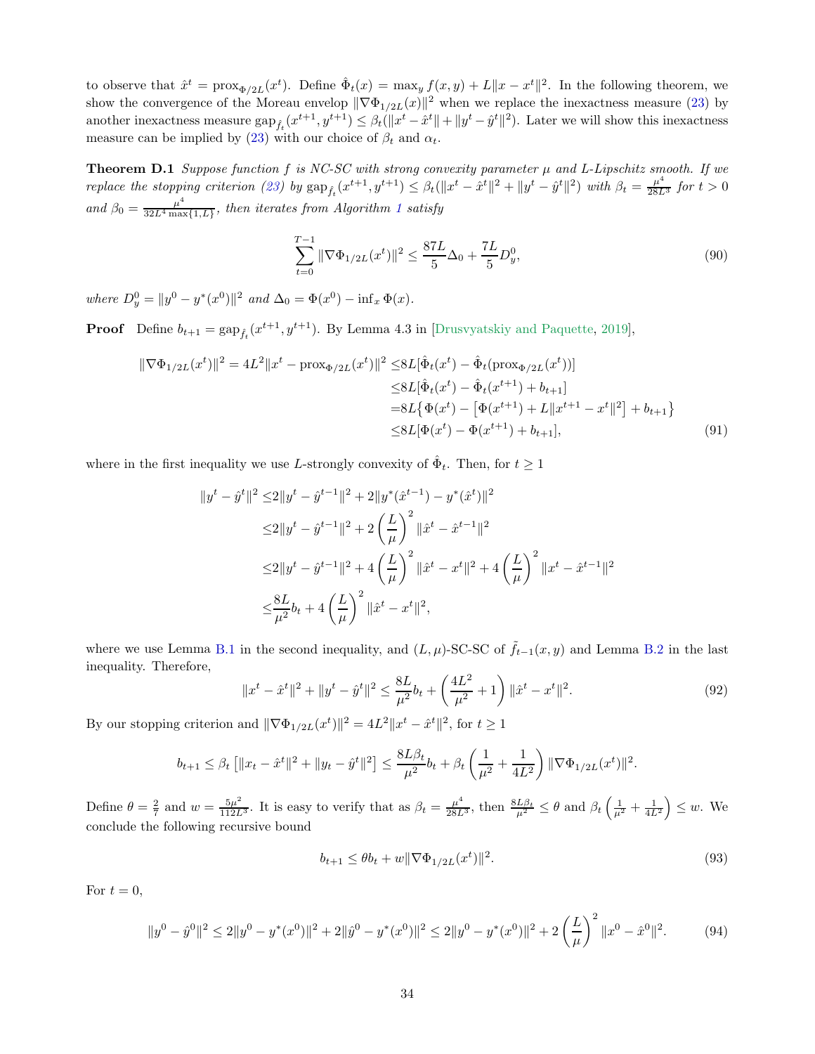to observe that $\hat{x}^t = \text{prox}_{\Phi/2L}(x^t)$. Define $\hat{\Phi}_t(x) = \max_y f(x,y) + L\|x - x^t\|^2$. In the following theorem, we show the convergence of the Moreau envelop $\|\nabla \Phi_{1/2L}(x)\|^2$ when we replace the inexactness measure (23) by another inexactness measure $\text{gap}_{\hat{f}_t}(x^{t+1}, y^{t+1}) \le \beta_t(\|x^t - \hat{x}^t\| + \|y^t - \hat{y}^t\|^2)$. Later we will show this inexactness measure can be implied by (23) with our choice of $\beta_t$ and $\alpha_t$.

**Theorem D.1** *Suppose function $f$ is NC-SC with strong convexity parameter $\mu$ and L-Lipschitz smooth. If we replace the stopping criterion (23) by $\text{gap}_{\hat{f}_t}(x^{t+1}, y^{t+1}) \le \beta_t(\|x^t - \hat{x}^t\|^2 + \|y^t - \hat{y}^t\|^2)$ with $\beta_t = \frac{\mu^4}{28L^3}$ for $t > 0$ and $\beta_0 = \frac{\mu^4}{32L^4 \max\{1, L\}}$, then iterates from Algorithm 1 satisfy*

$$\sum_{t=0}^{T-1} \|\nabla \Phi_{1/2L}(x^t)\|^2 \le \frac{87L}{5}\Delta_0 + \frac{7L}{5}D_y^0, \tag{90}$$

*where $D_y^0 = \|y^0 - y^*(x^0)\|^2$ and $\Delta_0 = \Phi(x^0) - \inf_x \Phi(x)$.*

**Proof** Define $b_{t+1} = \text{gap}_{\hat{f}_t}(x^{t+1}, y^{t+1})$. By Lemma 4.3 in [Drusvyatskiy and Paquette, 2019],

$$\begin{aligned}
\|\nabla \Phi_{1/2L}(x^t)\|^2 = 4L^2\|x^t - \text{prox}_{\Phi/2L}(x^t)\|^2 \le& 8L[\hat{\Phi}_t(x^t) - \hat{\Phi}_t(\text{prox}_{\Phi/2L}(x^t))] \\
\le& 8L[\hat{\Phi}_t(x^t) - \hat{\Phi}_t(x^{t+1}) + b_{t+1}] \\
=& 8L\{\Phi(x^t) - [\Phi(x^{t+1}) + L\|x^{t+1} - x^t\|^2] + b_{t+1}\} \\
\le& 8L[\Phi(x^t) - \Phi(x^{t+1}) + b_{t+1}],
\end{aligned} \tag{91}$$

where in the first inequality we use $L$-strongly convexity of $\hat{\Phi}_t$. Then, for $t \ge 1$

$$\begin{aligned}
\|y^t - \hat{y}^t\|^2 \le& 2\|y^t - \hat{y}^{t-1}\|^2 + 2\|y^*(\hat{x}^{t-1}) - y^*(\hat{x}^t)\|^2 \\
\le& 2\|y^t - \hat{y}^{t-1}\|^2 + 2\left(\frac{L}{\mu}\right)^2 \|\hat{x}^t - \hat{x}^{t-1}\|^2 \\
\le& 2\|y^t - \hat{y}^{t-1}\|^2 + 4\left(\frac{L}{\mu}\right)^2 \|\hat{x}^t - x^t\|^2 + 4\left(\frac{L}{\mu}\right)^2 \|x^t - \hat{x}^{t-1}\|^2 \\
\le& \frac{8L}{\mu^2}b_t + 4\left(\frac{L}{\mu}\right)^2 \|\hat{x}^t - x^t\|^2,
\end{aligned}$$

where we use Lemma B.1 in the second inequality, and $(L, \mu)$-SC-SC of $\tilde{f}_{t-1}(x, y)$ and Lemma B.2 in the last inequality. Therefore,

$$\|x^t - \hat{x}^t\|^2 + \|y^t - \hat{y}^t\|^2 \le \frac{8L}{\mu^2}b_t + \left(\frac{4L^2}{\mu^2} + 1\right)\|\hat{x}^t - x^t\|^2. \tag{92}$$

By our stopping criterion and $\|\nabla \Phi_{1/2L}(x^t)\|^2 = 4L^2\|x^t - \hat{x}^t\|^2$, for $t \ge 1$

$$b_{t+1} \le \beta_t \left[\|x_t - \hat{x}^t\|^2 + \|y_t - \hat{y}^t\|^2\right] \le \frac{8L\beta_t}{\mu^2}b_t + \beta_t\left(\frac{1}{\mu^2} + \frac{1}{4L^2}\right)\|\nabla \Phi_{1/2L}(x^t)\|^2.$$

Define $\theta = \frac{2}{7}$ and $w = \frac{5\mu^2}{112L^3}$. It is easy to verify that as $\beta_t = \frac{\mu^4}{28L^3}$, then $\frac{8L\beta_t}{\mu^2} \le \theta$ and $\beta_t\left(\frac{1}{\mu^2} + \frac{1}{4L^2}\right) \le w$. We conclude the following recursive bound

$$b_{t+1} \le \theta b_t + w\|\nabla \Phi_{1/2L}(x^t)\|^2. \tag{93}$$

For $t = 0$,

$$\|y^0 - \hat{y}^0\|^2 \le 2\|y^0 - y^*(x^0)\|^2 + 2\|\hat{y}^0 - y^*(x^0)\|^2 \le 2\|y^0 - y^*(x^0)\|^2 + 2\left(\frac{L}{\mu}\right)^2\|x^0 - \hat{x}^0\|^2. \tag{94}$$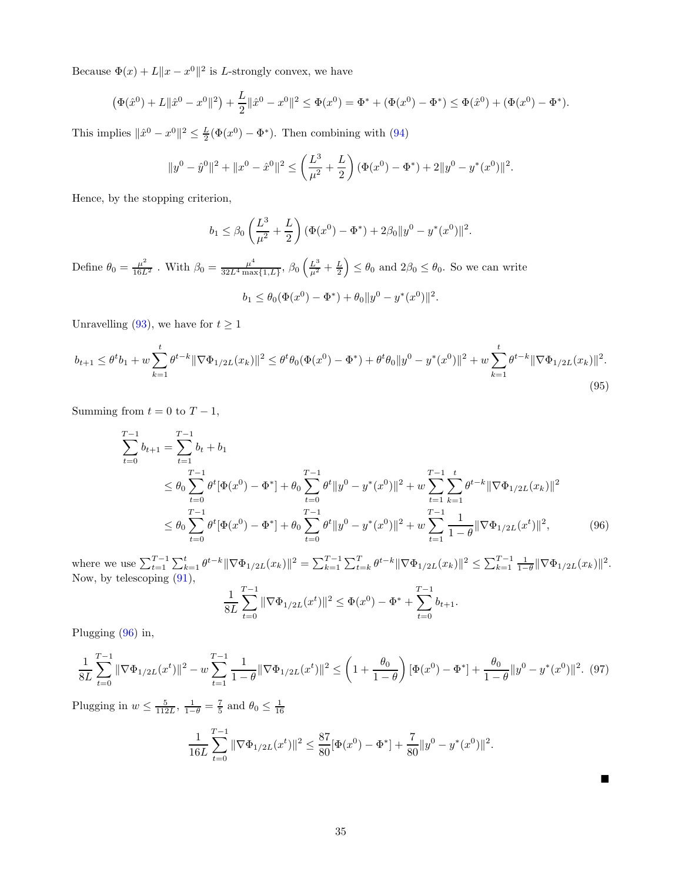Because $\Phi(x) + L\|x - x^0\|^2$ is $L$-strongly convex, we have

$$\left(\Phi(\hat{x}^0) + L\|\hat{x}^0 - x^0\|^2\right) + \frac{L}{2}\|\hat{x}^0 - x^0\|^2 \le \Phi(x^0) = \Phi^* + (\Phi(x^0) - \Phi^*) \le \Phi(\hat{x}^0) + (\Phi(x^0) - \Phi^*).$$

This implies $\|\hat{x}^0 - x^0\|^2 \le \frac{L}{2}(\Phi(x^0) - \Phi^*)$. Then combining with (94)

$$\|y^0 - \hat{y}^0\|^2 + \|x^0 - \hat{x}^0\|^2 \le \left(\frac{L^3}{\mu^2} + \frac{L}{2}\right)(\Phi(x^0) - \Phi^*) + 2\|y^0 - y^*(x^0)\|^2.$$

Hence, by the stopping criterion,

$$b_1 \le \beta_0 \left(\frac{L^3}{\mu^2} + \frac{L}{2}\right)(\Phi(x^0) - \Phi^*) + 2\beta_0\|y^0 - y^*(x^0)\|^2.$$

Define $\theta_0 = \frac{\mu^2}{16L^2}$ . With $\beta_0 = \frac{\mu^4}{32L^4 \max\{1,L\}}$, $\beta_0\left(\frac{L^3}{\mu^2} + \frac{L}{2}\right) \le \theta_0$ and $2\beta_0 \le \theta_0$. So we can write

$$b_1 \le \theta_0(\Phi(x^0) - \Phi^*) + \theta_0\|y^0 - y^*(x^0)\|^2.$$

Unravelling (93), we have for $t \ge 1$

$$b_{t+1} \le \theta^t b_1 + w\sum_{k=1}^{t} \theta^{t-k}\|\nabla\Phi_{1/2L}(x_k)\|^2 \le \theta^t\theta_0(\Phi(x^0) - \Phi^*) + \theta^t\theta_0\|y^0 - y^*(x^0)\|^2 + w\sum_{k=1}^{t}\theta^{t-k}\|\nabla\Phi_{1/2L}(x_k)\|^2. \tag{95}$$

Summing from $t = 0$ to $T - 1$,

$$\begin{aligned}
\sum_{t=0}^{T-1} b_{t+1} &= \sum_{t=1}^{T-1} b_t + b_1 \\
&\le \theta_0 \sum_{t=0}^{T-1} \theta^t[\Phi(x^0) - \Phi^*] + \theta_0 \sum_{t=0}^{T-1} \theta^t\|y^0 - y^*(x^0)\|^2 + w\sum_{t=1}^{T-1}\sum_{k=1}^{t}\theta^{t-k}\|\nabla\Phi_{1/2L}(x_k)\|^2 \\
&\le \theta_0 \sum_{t=0}^{T-1} \theta^t[\Phi(x^0) - \Phi^*] + \theta_0 \sum_{t=0}^{T-1} \theta^t\|y^0 - y^*(x^0)\|^2 + w\sum_{t=1}^{T-1}\frac{1}{1-\theta}\|\nabla\Phi_{1/2L}(x^t)\|^2,
\end{aligned} \tag{96}$$

where we use $\sum_{t=1}^{T-1}\sum_{k=1}^{t}\theta^{t-k}\|\nabla\Phi_{1/2L}(x_k)\|^2 = \sum_{k=1}^{T-1}\sum_{t=k}^{T}\theta^{t-k}\|\nabla\Phi_{1/2L}(x_k)\|^2 \le \sum_{k=1}^{T-1}\frac{1}{1-\theta}\|\nabla\Phi_{1/2L}(x_k)\|^2$.
Now, by telescoping (91),

$$\frac{1}{8L}\sum_{t=0}^{T-1}\|\nabla\Phi_{1/2L}(x^t)\|^2 \le \Phi(x^0) - \Phi^* + \sum_{t=0}^{T-1} b_{t+1}.$$

Plugging (96) in,

$$\frac{1}{8L}\sum_{t=0}^{T-1}\|\nabla\Phi_{1/2L}(x^t)\|^2 - w\sum_{t=1}^{T-1}\frac{1}{1-\theta}\|\nabla\Phi_{1/2L}(x^t)\|^2 \le \left(1 + \frac{\theta_0}{1-\theta}\right)[\Phi(x^0) - \Phi^*] + \frac{\theta_0}{1-\theta}\|y^0 - y^*(x^0)\|^2. \tag{97}$$

Plugging in $w \le \frac{5}{112L}$, $\frac{1}{1-\theta} = \frac{7}{5}$ and $\theta_0 \le \frac{1}{16}$

$$\frac{1}{16L}\sum_{t=0}^{T-1}\|\nabla\Phi_{1/2L}(x^t)\|^2 \le \frac{87}{80}[\Phi(x^0) - \Phi^*] + \frac{7}{80}\|y^0 - y^*(x^0)\|^2.$$

■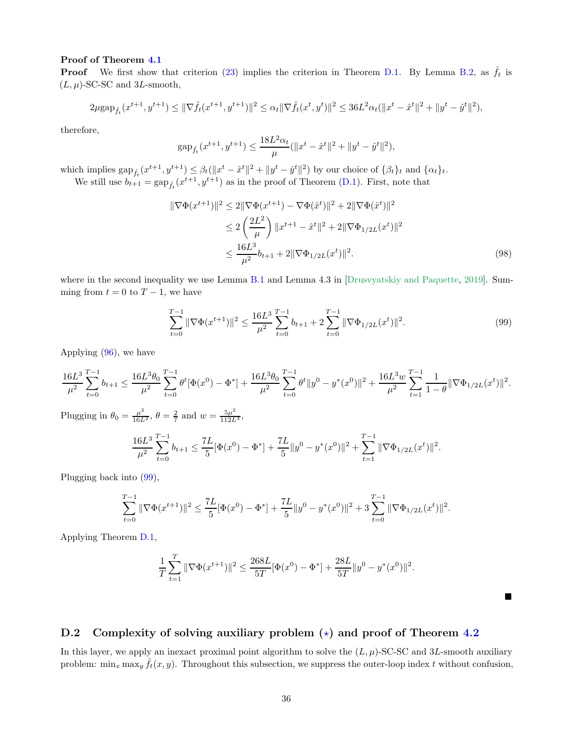**Proof of Theorem 4.1**

**Proof** We first show that criterion (23) implies the criterion in Theorem D.1. By Lemma B.2, as $\hat{f}_t$ is $(L,\mu)$-SC-SC and $3L$-smooth,

$$2\mu \text{gap}_{\hat{f}_t}(x^{t+1},y^{t+1}) \leq \|\nabla \hat{f}_t(x^{t+1},y^{t+1})\|^2 \leq \alpha_t \|\nabla \hat{f}_t(x^t,y^t)\|^2 \leq 36L^2\alpha_t(\|x^t-\hat{x}^t\|^2+\|y^t-\hat{y}^t\|^2),$$

therefore,

$$\text{gap}_{\hat{f}_t}(x^{t+1},y^{t+1}) \leq \frac{18L^2\alpha_t}{\mu}(\|x^t-\hat{x}^t\|^2+\|y^t-\hat{y}^t\|^2),$$

which implies $\text{gap}_{\hat{f}_t}(x^{t+1},y^{t+1}) \leq \beta_t(\|x^t-\hat{x}^t\|^2+\|y^t-\hat{y}^t\|^2)$ by our choice of $\{\beta_t\}_t$ and $\{\alpha_t\}_t$.

We still use $b_{t+1} = \text{gap}_{\hat{f}_t}(x^{t+1},y^{t+1})$ as in the proof of Theorem (D.1). First, note that

$$\begin{aligned}
\|\nabla\Phi(x^{t+1})\|^2 &\leq 2\|\nabla\Phi(x^{t+1})-\nabla\Phi(\hat{x}^t)\|^2 + 2\|\nabla\Phi(\hat{x}^t)\|^2 \\
&\leq 2\left(\frac{2L^2}{\mu}\right)\|x^{t+1}-\hat{x}^t\|^2 + 2\|\nabla\Phi_{1/2L}(x^t)\|^2 \\
&\leq \frac{16L^3}{\mu^2}b_{t+1} + 2\|\nabla\Phi_{1/2L}(x^t)\|^2.
\end{aligned} \tag{98}$$

where in the second inequality we use Lemma B.1 and Lemma 4.3 in [Drusvyatskiy and Paquette, 2019]. Summing from $t=0$ to $T-1$, we have

$$\sum_{t=0}^{T-1}\|\nabla\Phi(x^{t+1})\|^2 \leq \frac{16L^3}{\mu^2}\sum_{t=0}^{T-1}b_{t+1} + 2\sum_{t=0}^{T-1}\|\nabla\Phi_{1/2L}(x^t)\|^2. \tag{99}$$

Applying (96), we have

$$\frac{16L^3}{\mu^2}\sum_{t=0}^{T-1}b_{t+1} \leq \frac{16L^3\theta_0}{\mu^2}\sum_{t=0}^{T-1}\theta^t[\Phi(x^0)-\Phi^*] + \frac{16L^3\theta_0}{\mu^2}\sum_{t=0}^{T-1}\theta^t\|y^0-y^*(x^0)\|^2 + \frac{16L^3 w}{\mu^2}\sum_{t=1}^{T-1}\frac{1}{1-\theta}\|\nabla\Phi_{1/2L}(x^t)\|^2.$$

Plugging in $\theta_0 = \frac{\mu^2}{16L^2}$, $\theta = \frac{2}{7}$ and $w = \frac{5\mu^2}{112L^3}$,

$$\frac{16L^3}{\mu^2}\sum_{t=0}^{T-1}b_{t+1} \leq \frac{7L}{5}[\Phi(x^0)-\Phi^*] + \frac{7L}{5}\|y^0-y^*(x^0)\|^2 + \sum_{t=1}^{T-1}\|\nabla\Phi_{1/2L}(x^t)\|^2.$$

Plugging back into (99),

$$\sum_{t=0}^{T-1}\|\nabla\Phi(x^{t+1})\|^2 \leq \frac{7L}{5}[\Phi(x^0)-\Phi^*] + \frac{7L}{5}\|y^0-y^*(x^0)\|^2 + 3\sum_{t=0}^{T-1}\|\nabla\Phi_{1/2L}(x^t)\|^2.$$

Applying Theorem D.1,

$$\frac{1}{T}\sum_{t=1}^{T}\|\nabla\Phi(x^{t+1})\|^2 \leq \frac{268L}{5T}[\Phi(x^0)-\Phi^*] + \frac{28L}{5T}\|y^0-y^*(x^0)\|^2.$$

■

## D.2 Complexity of solving auxiliary problem ($\star$) and proof of Theorem 4.2

In this layer, we apply an inexact proximal point algorithm to solve the $(L,\mu)$-SC-SC and $3L$-smooth auxiliary problem: $\min_x \max_y \hat{f}_t(x,y)$. Throughout this subsection, we suppress the outer-loop index $t$ without confusion,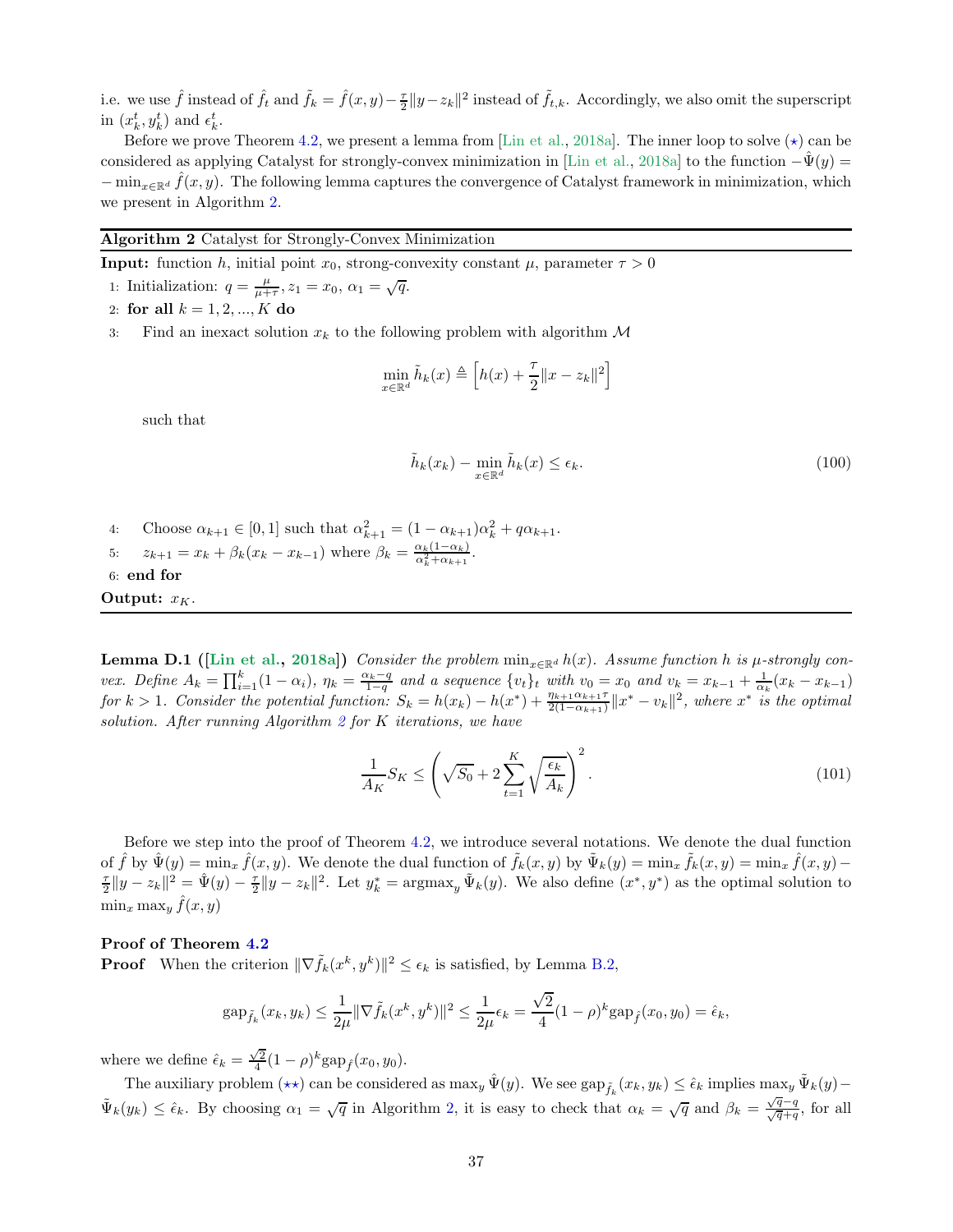i.e. we use $\hat{f}$ instead of $\hat{f}_t$ and $\tilde{f}_k = \hat{f}(x,y) - \frac{\tau}{2}\|y - z_k\|^2$ instead of $\tilde{f}_{t,k}$. Accordingly, we also omit the superscript in $(x_k^t, y_k^t)$ and $\epsilon_k^t$.

Before we prove Theorem 4.2, we present a lemma from [Lin et al., 2018a]. The inner loop to solve ($\star$) can be considered as applying Catalyst for strongly-convex minimization in [Lin et al., 2018a] to the function $-\hat{\Psi}(y) = -\min_{x\in\mathbb{R}^d} \hat{f}(x,y)$. The following lemma captures the convergence of Catalyst framework in minimization, which we present in Algorithm 2.

---

**Algorithm 2** Catalyst for Strongly-Convex Minimization

---

**Input:** function $h$, initial point $x_0$, strong-convexity constant $\mu$, parameter $\tau > 0$

1: Initialization: $q = \frac{\mu}{\mu+\tau}$, $z_1 = x_0$, $\alpha_1 = \sqrt{q}$.

2: **for all** $k = 1, 2, ..., K$ **do**

3: Find an inexact solution $x_k$ to the following problem with algorithm $\mathcal{M}$

$$\min_{x\in\mathbb{R}^d} \tilde{h}_k(x) \triangleq \left[h(x) + \frac{\tau}{2}\|x - z_k\|^2\right]$$

such that

$$\tilde{h}_k(x_k) - \min_{x\in\mathbb{R}^d} \tilde{h}_k(x) \leq \epsilon_k. \tag{100}$$

4: Choose $\alpha_{k+1} \in [0,1]$ such that $\alpha_{k+1}^2 = (1-\alpha_{k+1})\alpha_k^2 + q\alpha_{k+1}$.

5: $z_{k+1} = x_k + \beta_k(x_k - x_{k-1})$ where $\beta_k = \frac{\alpha_k(1-\alpha_k)}{\alpha_k^2 + \alpha_{k+1}}$.

6: **end for**

**Output:** $x_K$.

---

**Lemma D.1 ([Lin et al., 2018a])** *Consider the problem $\min_{x\in\mathbb{R}^d} h(x)$. Assume function $h$ is $\mu$-strongly convex. Define $A_k = \prod_{i=1}^k (1-\alpha_i)$, $\eta_k = \frac{\alpha_k - q}{1-q}$ and a sequence $\{v_t\}_t$ with $v_0 = x_0$ and $v_k = x_{k-1} + \frac{1}{\alpha_k}(x_k - x_{k-1})$ for $k > 1$. Consider the potential function: $S_k = h(x_k) - h(x^*) + \frac{\eta_{k+1}\alpha_{k+1}\tau}{2(1-\alpha_{k+1})}\|x^* - v_k\|^2$, where $x^*$ is the optimal solution. After running Algorithm 2 for $K$ iterations, we have*

$$\frac{1}{A_K} S_K \leq \left(\sqrt{S_0} + 2\sum_{t=1}^{K}\sqrt{\frac{\epsilon_k}{A_k}}\right)^2. \tag{101}$$

Before we step into the proof of Theorem 4.2, we introduce several notations. We denote the dual function of $\hat{f}$ by $\hat{\Psi}(y) = \min_x \hat{f}(x,y)$. We denote the dual function of $\tilde{f}_k(x,y)$ by $\tilde{\Psi}_k(y) = \min_x \tilde{f}_k(x,y) = \min_x \hat{f}(x,y) - \frac{\tau}{2}\|y - z_k\|^2 = \hat{\Psi}(y) - \frac{\tau}{2}\|y - z_k\|^2$. Let $y_k^* = \operatorname{argmax}_y \tilde{\Psi}_k(y)$. We also define $(x^*, y^*)$ as the optimal solution to $\min_x \max_y \hat{f}(x,y)$

**Proof of Theorem 4.2**

**Proof** When the criterion $\|\nabla \tilde{f}_k(x^k, y^k)\|^2 \leq \epsilon_k$ is satisfied, by Lemma B.2,

$$\text{gap}_{\tilde{f}_k}(x_k, y_k) \leq \frac{1}{2\mu}\|\nabla \tilde{f}_k(x^k, y^k)\|^2 \leq \frac{1}{2\mu}\epsilon_k = \frac{\sqrt{2}}{4}(1-\rho)^k \text{gap}_{\hat{f}}(x_0, y_0) = \hat{\epsilon}_k,$$

where we define $\hat{\epsilon}_k = \frac{\sqrt{2}}{4}(1-\rho)^k \text{gap}_{\hat{f}}(x_0, y_0)$.

The auxiliary problem ($\star\star$) can be considered as $\max_y \hat{\Psi}(y)$. We see $\text{gap}_{\tilde{f}_k}(x_k, y_k) \leq \hat{\epsilon}_k$ implies $\max_y \tilde{\Psi}_k(y) - \tilde{\Psi}_k(y_k) \leq \hat{\epsilon}_k$. By choosing $\alpha_1 = \sqrt{q}$ in Algorithm 2, it is easy to check that $\alpha_k = \sqrt{q}$ and $\beta_k = \frac{\sqrt{q}-q}{\sqrt{q}+q}$, for all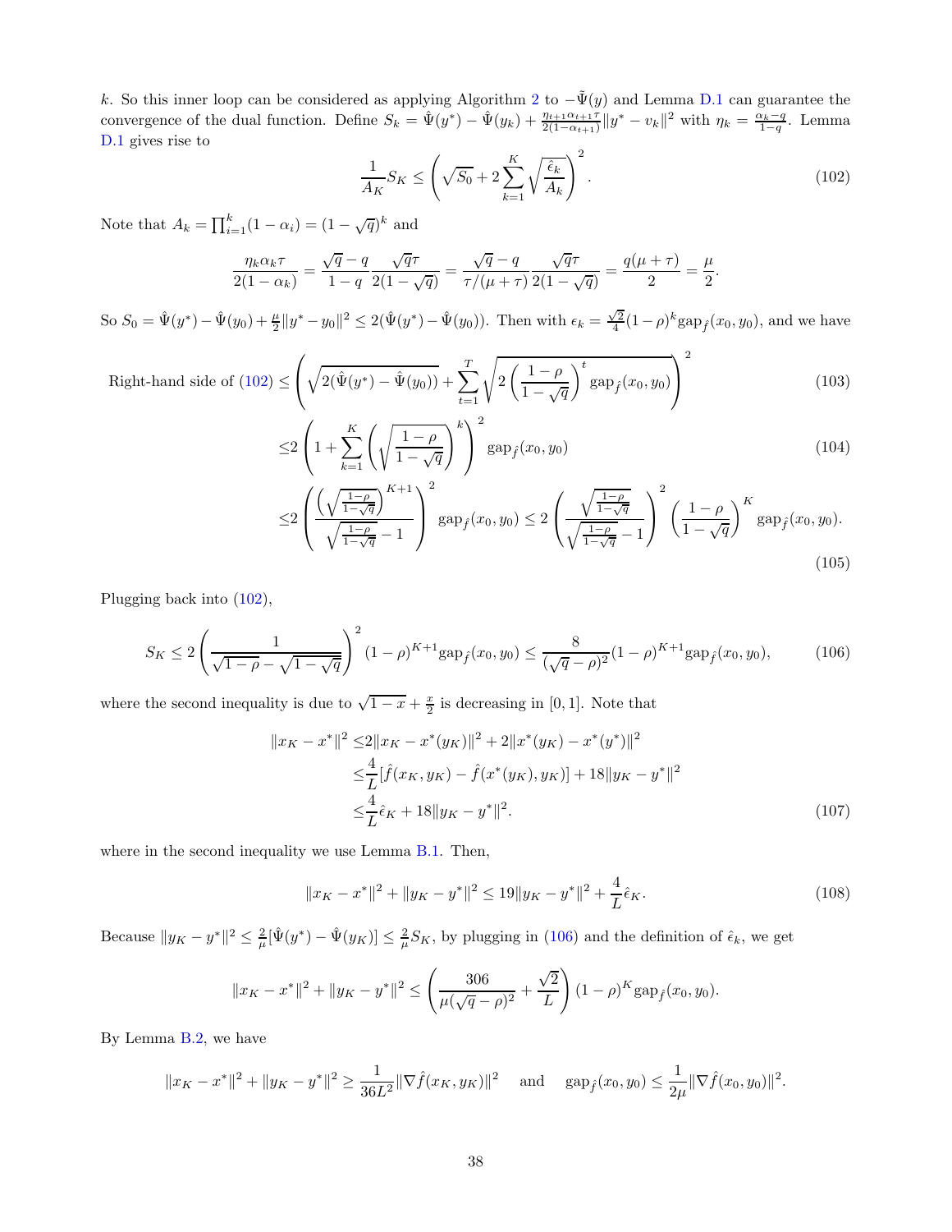$k$. So this inner loop can be considered as applying Algorithm 2 to $-\tilde{\Psi}(y)$ and Lemma D.1 can guarantee the convergence of the dual function. Define $S_k = \hat{\Psi}(y^*) - \hat{\Psi}(y_k) + \frac{\eta_{t+1}\alpha_{t+1}\tau}{2(1-\alpha_{t+1})}\|y^* - v_k\|^2$ with $\eta_k = \frac{\alpha_k - q}{1-q}$. Lemma D.1 gives rise to

$$\frac{1}{A_K}S_K \leq \left(\sqrt{S_0} + 2\sum_{k=1}^{K}\sqrt{\frac{\hat{\epsilon}_k}{A_k}}\right)^2. \tag{102}$$

Note that $A_k = \prod_{i=1}^{k}(1-\alpha_i) = (1-\sqrt{q})^k$ and

$$\frac{\eta_k \alpha_k \tau}{2(1-\alpha_k)} = \frac{\sqrt{q}-q}{1-q}\frac{\sqrt{q}\tau}{2(1-\sqrt{q})} = \frac{\sqrt{q}-q}{\tau/(\mu+\tau)}\frac{\sqrt{q}\tau}{2(1-\sqrt{q})} = \frac{q(\mu+\tau)}{2} = \frac{\mu}{2}.$$

So $S_0 = \hat{\Psi}(y^*) - \hat{\Psi}(y_0) + \frac{\mu}{2}\|y^* - y_0\|^2 \leq 2(\hat{\Psi}(y^*) - \hat{\Psi}(y_0))$. Then with $\epsilon_k = \frac{\sqrt{2}}{4}(1-\rho)^k \mathrm{gap}_{\hat{f}}(x_0, y_0)$, and we have

$$\text{Right-hand side of (102)} \leq \left(\sqrt{2(\hat{\Psi}(y^*) - \hat{\Psi}(y_0))} + \sum_{t=1}^{T}\sqrt{2\left(\frac{1-\rho}{1-\sqrt{q}}\right)^t \mathrm{gap}_{\hat{f}}(x_0, y_0)}\right)^2 \tag{103}$$

$$\leq 2\left(1 + \sum_{k=1}^{K}\left(\sqrt{\frac{1-\rho}{1-\sqrt{q}}}\right)^k\right)^2 \mathrm{gap}_{\hat{f}}(x_0, y_0) \tag{104}$$

$$\leq 2\left(\frac{\left(\sqrt{\frac{1-\rho}{1-\sqrt{q}}}\right)^{K+1}}{\sqrt{\frac{1-\rho}{1-\sqrt{q}}} - 1}\right)^2 \mathrm{gap}_{\hat{f}}(x_0, y_0) \leq 2\left(\frac{\sqrt{\frac{1-\rho}{1-\sqrt{q}}}}{\sqrt{\frac{1-\rho}{1-\sqrt{q}}} - 1}\right)^2 \left(\frac{1-\rho}{1-\sqrt{q}}\right)^K \mathrm{gap}_{\hat{f}}(x_0, y_0). \tag{105}$$

Plugging back into (102),

$$S_K \leq 2\left(\frac{1}{\sqrt{1-\rho} - \sqrt{1-\sqrt{q}}}\right)^2 (1-\rho)^{K+1}\mathrm{gap}_{\hat{f}}(x_0, y_0) \leq \frac{8}{(\sqrt{q}-\rho)^2}(1-\rho)^{K+1}\mathrm{gap}_{\hat{f}}(x_0, y_0), \tag{106}$$

where the second inequality is due to $\sqrt{1-x} + \frac{x}{2}$ is decreasing in $[0, 1]$. Note that

$$\begin{aligned}
\|x_K - x^*\|^2 &\leq 2\|x_K - x^*(y_K)\|^2 + 2\|x^*(y_K) - x^*(y^*)\|^2 \\
&\leq \frac{4}{L}[\hat{f}(x_K, y_K) - \hat{f}(x^*(y_K), y_K)] + 18\|y_K - y^*\|^2 \\
&\leq \frac{4}{L}\hat{\epsilon}_K + 18\|y_K - y^*\|^2.
\end{aligned} \tag{107}$$

where in the second inequality we use Lemma B.1. Then,

$$\|x_K - x^*\|^2 + \|y_K - y^*\|^2 \leq 19\|y_K - y^*\|^2 + \frac{4}{L}\hat{\epsilon}_K. \tag{108}$$

Because $\|y_K - y^*\|^2 \leq \frac{2}{\mu}[\hat{\Psi}(y^*) - \hat{\Psi}(y_K)] \leq \frac{2}{\mu}S_K$, by plugging in (106) and the definition of $\hat{\epsilon}_k$, we get

$$\|x_K - x^*\|^2 + \|y_K - y^*\|^2 \leq \left(\frac{306}{\mu(\sqrt{q}-\rho)^2} + \frac{\sqrt{2}}{L}\right)(1-\rho)^K \mathrm{gap}_{\hat{f}}(x_0, y_0).$$

By Lemma B.2, we have

$$\|x_K - x^*\|^2 + \|y_K - y^*\|^2 \geq \frac{1}{36L^2}\|\nabla \hat{f}(x_K, y_K)\|^2 \quad \text{and} \quad \mathrm{gap}_{\hat{f}}(x_0, y_0) \leq \frac{1}{2\mu}\|\nabla \hat{f}(x_0, y_0)\|^2.$$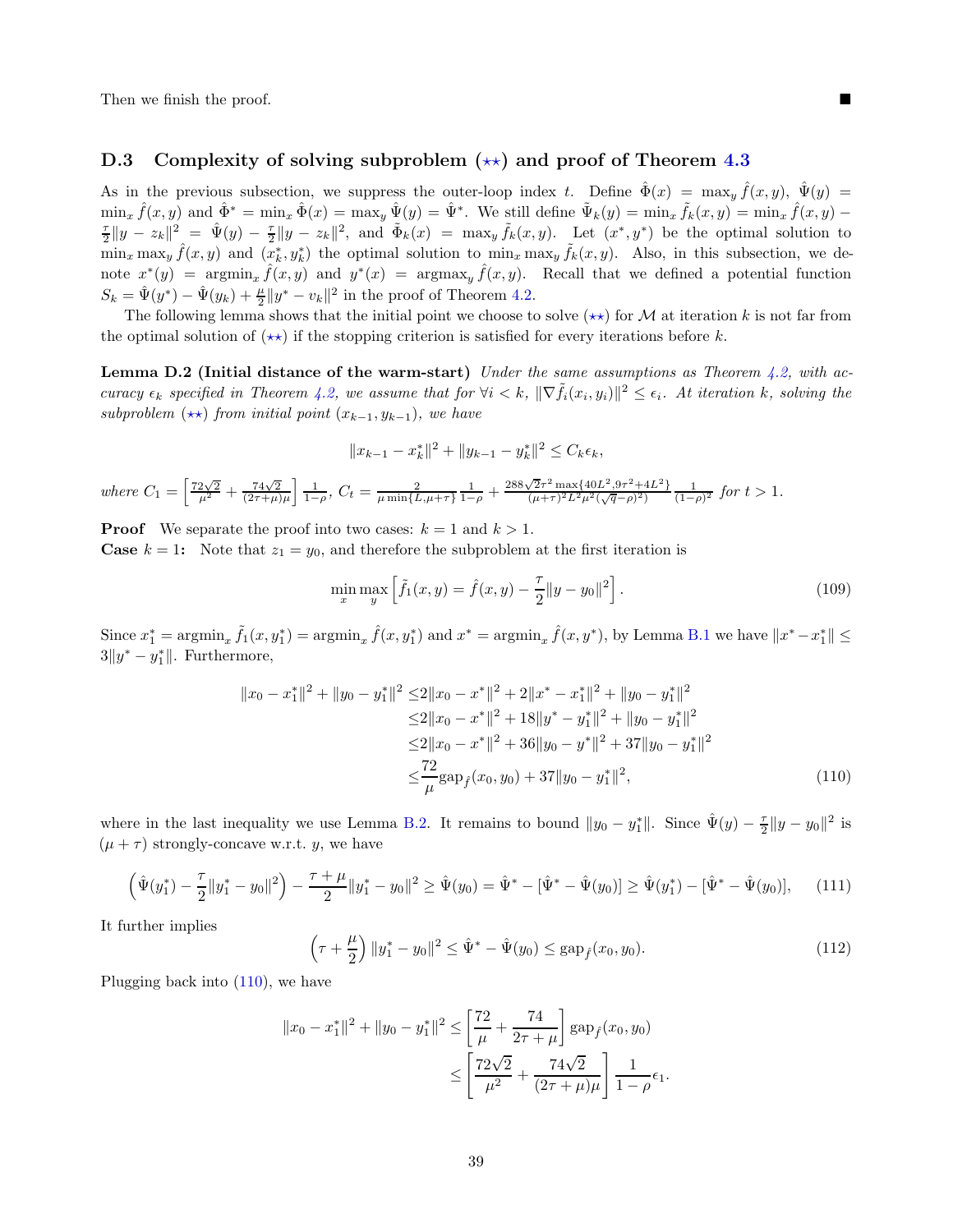Then we finish the proof. ■

### D.3 Complexity of solving subproblem ($\star\star$) and proof of Theorem 4.3

As in the previous subsection, we suppress the outer-loop index $t$. Define $\hat{\Phi}(x) = \max_y \hat{f}(x,y)$, $\hat{\Psi}(y) = \min_x \hat{f}(x,y)$ and $\hat{\Phi}^* = \min_x \hat{\Phi}(x) = \max_y \hat{\Psi}(y) = \hat{\Psi}^*$. We still define $\tilde{\Psi}_k(y) = \min_x \tilde{f}_k(x,y) = \min_x \hat{f}(x,y) - \frac{\tau}{2}\|y - z_k\|^2 = \hat{\Psi}(y) - \frac{\tau}{2}\|y-z_k\|^2$, and $\tilde{\Phi}_k(x) = \max_y \tilde{f}_k(x,y)$. Let $(x^*,y^*)$ be the optimal solution to $\min_x \max_y \hat{f}(x,y)$ and $(x_k^*, y_k^*)$ the optimal solution to $\min_x \max_y \tilde{f}_k(x,y)$. Also, in this subsection, we denote $x^*(y) = \operatorname{argmin}_x \hat{f}(x,y)$ and $y^*(x) = \operatorname{argmax}_y \hat{f}(x,y)$. Recall that we defined a potential function $S_k = \hat{\Psi}(y^*) - \hat{\Psi}(y_k) + \frac{\mu}{2}\|y^* - v_k\|^2$ in the proof of Theorem 4.2.

The following lemma shows that the initial point we choose to solve ($\star\star$) for $\mathcal{M}$ at iteration $k$ is not far from the optimal solution of ($\star\star$) if the stopping criterion is satisfied for every iterations before $k$.

**Lemma D.2 (Initial distance of the warm-start)** *Under the same assumptions as Theorem 4.2, with accuracy $\epsilon_k$ specified in Theorem 4.2, we assume that for $\forall i < k$, $\|\nabla \tilde{f}_i(x_i,y_i)\|^2 \le \epsilon_i$. At iteration $k$, solving the subproblem ($\star\star$) from initial point $(x_{k-1}, y_{k-1})$, we have*

$$\|x_{k-1} - x_k^*\|^2 + \|y_{k-1} - y_k^*\|^2 \le C_k \epsilon_k,$$

*where* $C_1 = \left[\frac{72\sqrt{2}}{\mu^2} + \frac{74\sqrt{2}}{(2\tau+\mu)\mu}\right]\frac{1}{1-\rho}$, $C_t = \frac{2}{\mu \min\{L, \mu+\tau\}}\frac{1}{1-\rho} + \frac{288\sqrt{2}\tau^2 \max\{40L^2, 9\tau^2+4L^2\}}{(\mu+\tau)^2 L^2 \mu^2 (\sqrt{q}-\rho)^2)}\frac{1}{(1-\rho)^2}$ *for* $t > 1$.

**Proof** We separate the proof into two cases: $k = 1$ and $k > 1$.

**Case $k = 1$:** Note that $z_1 = y_0$, and therefore the subproblem at the first iteration is

$$\min_x \max_y \left[\tilde{f}_1(x,y) = \hat{f}(x,y) - \frac{\tau}{2}\|y - y_0\|^2\right]. \tag{109}$$

Since $x_1^* = \operatorname{argmin}_x \tilde{f}_1(x, y_1^*) = \operatorname{argmin}_x \hat{f}(x, y_1^*)$ and $x^* = \operatorname{argmin}_x \hat{f}(x,y^*)$, by Lemma B.1 we have $\|x^* - x_1^*\| \le 3\|y^* - y_1^*\|$. Furthermore,

$$\begin{aligned}
\|x_0 - x_1^*\|^2 + \|y_0 - y_1^*\|^2 \le& 2\|x_0 - x^*\|^2 + 2\|x^* - x_1^*\|^2 + \|y_0 - y_1^*\|^2 \\
\le& 2\|x_0 - x^*\|^2 + 18\|y^* - y_1^*\|^2 + \|y_0 - y_1^*\|^2 \\
\le& 2\|x_0 - x^*\|^2 + 36\|y_0 - y^*\|^2 + 37\|y_0 - y_1^*\|^2 \\
\le& \frac{72}{\mu}\mathrm{gap}_{\hat{f}}(x_0,y_0) + 37\|y_0 - y_1^*\|^2,
\end{aligned} \tag{110}$$

where in the last inequality we use Lemma B.2. It remains to bound $\|y_0 - y_1^*\|$. Since $\hat{\Psi}(y) - \frac{\tau}{2}\|y - y_0\|^2$ is $(\mu+\tau)$ strongly-concave w.r.t. $y$, we have

$$\left(\hat{\Psi}(y_1^*) - \frac{\tau}{2}\|y_1^* - y_0\|^2\right) - \frac{\tau+\mu}{2}\|y_1^* - y_0\|^2 \ge \hat{\Psi}(y_0) = \hat{\Psi}^* - [\hat{\Psi}^* - \hat{\Psi}(y_0)] \ge \hat{\Psi}(y_1^*) - [\hat{\Psi}^* - \hat{\Psi}(y_0)], \tag{111}$$

It further implies

$$\left(\tau + \frac{\mu}{2}\right)\|y_1^* - y_0\|^2 \le \hat{\Psi}^* - \hat{\Psi}(y_0) \le \mathrm{gap}_{\hat{f}}(x_0,y_0). \tag{112}$$

Plugging back into (110), we have

$$\begin{aligned}
\|x_0 - x_1^*\|^2 + \|y_0 - y_1^*\|^2 \le& \left[\frac{72}{\mu} + \frac{74}{2\tau+\mu}\right]\mathrm{gap}_{\hat{f}}(x_0,y_0) \\
\le& \left[\frac{72\sqrt{2}}{\mu^2} + \frac{74\sqrt{2}}{(2\tau+\mu)\mu}\right]\frac{1}{1-\rho}\epsilon_1.
\end{aligned}$$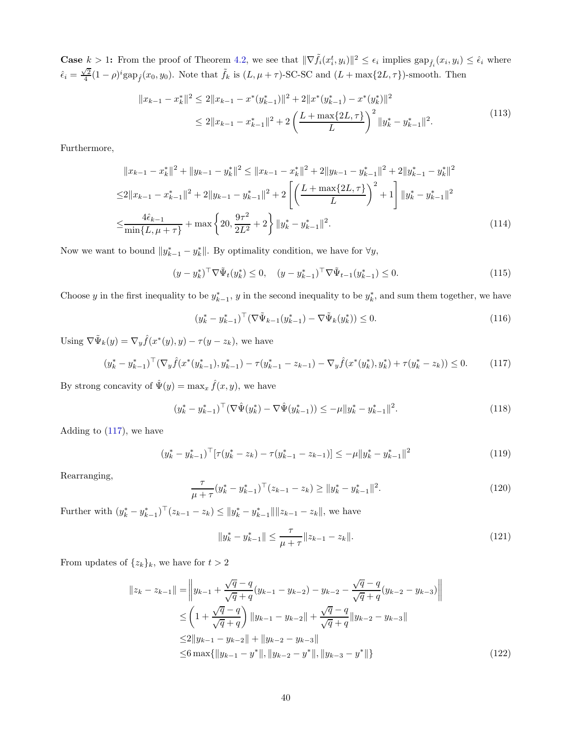**Case $k > 1$:** From the proof of Theorem 4.2, we see that $\|\nabla \tilde{f}_i(x_i^t, y_i)\|^2 \le \epsilon_i$ implies $\text{gap}_{\tilde{f}_i}(x_i, y_i) \le \hat{\epsilon}_i$ where $\hat{\epsilon}_i = \frac{\sqrt{2}}{4}(1-\rho)^i \text{gap}_{\hat{f}}(x_0, y_0)$. Note that $\tilde{f}_k$ is $(L, \mu+\tau)$-SC-SC and $(L + \max\{2L, \tau\})$-smooth. Then

$$
\begin{aligned}
\|x_{k-1} - x_k^*\|^2 &\le 2\|x_{k-1} - x^*(y_{k-1}^*)\|^2 + 2\|x^*(y_{k-1}^*) - x^*(y_k^*)\|^2 \\
&\le 2\|x_{k-1} - x_{k-1}^*\|^2 + 2\left(\frac{L + \max\{2L, \tau\}}{L}\right)^2 \|y_k^* - y_{k-1}^*\|^2.
\end{aligned} \tag{113}
$$

Furthermore,

$$
\begin{aligned}
&\|x_{k-1} - x_k^*\|^2 + \|y_{k-1} - y_k^*\|^2 \le \|x_{k-1} - x_k^*\|^2 + 2\|y_{k-1} - y_{k-1}^*\|^2 + 2\|y_{k-1}^* - y_k^*\|^2 \\
\le& 2\|x_{k-1} - x_{k-1}^*\|^2 + 2\|y_{k-1} - y_{k-1}^*\|^2 + 2\left[\left(\frac{L + \max\{2L, \tau\}}{L}\right)^2 + 1\right] \|y_k^* - y_{k-1}^*\|^2 \\
\le& \frac{4\hat{\epsilon}_{k-1}}{\min\{L, \mu+\tau\}} + \max\left\{20, \frac{9\tau^2}{2L^2} + 2\right\} \|y_k^* - y_{k-1}^*\|^2.
\end{aligned} \tag{114}
$$

Now we want to bound $\|y_{k-1}^* - y_k^*\|$. By optimality condition, we have for $\forall y$,

$$
(y - y_k^*)^\top \nabla \tilde{\Psi}_t(y_k^*) \le 0, \quad (y - y_{k-1}^*)^\top \nabla \tilde{\Psi}_{t-1}(y_{k-1}^*) \le 0. \tag{115}
$$

Choose $y$ in the first inequality to be $y_{k-1}^*$, $y$ in the second inequality to be $y_k^*$, and sum them together, we have

$$
(y_k^* - y_{k-1}^*)^\top (\nabla \tilde{\Psi}_{k-1}(y_{k-1}^*) - \nabla \tilde{\Psi}_k(y_k^*)) \le 0. \tag{116}
$$

Using $\nabla \tilde{\Psi}_k(y) = \nabla_y \hat{f}(x^*(y), y) - \tau(y - z_k)$, we have

$$
(y_k^* - y_{k-1}^*)^\top (\nabla_y \hat{f}(x^*(y_{k-1}^*), y_{k-1}^*) - \tau(y_{k-1}^* - z_{k-1}) - \nabla_y \hat{f}(x^*(y_k^*), y_k^*) + \tau(y_k^* - z_k)) \le 0. \tag{117}
$$

By strong concavity of $\hat{\Psi}(y) = \max_x \hat{f}(x, y)$, we have

$$
(y_k^* - y_{k-1}^*)^\top (\nabla \hat{\Psi}(y_k^*) - \nabla \hat{\Psi}(y_{k-1}^*)) \le -\mu \|y_k^* - y_{k-1}^*\|^2. \tag{118}
$$

Adding to (117), we have

$$
(y_k^* - y_{k-1}^*)^\top [\tau(y_k^* - z_k) - \tau(y_{k-1}^* - z_{k-1})] \le -\mu \|y_k^* - y_{k-1}^*\|^2 \tag{119}
$$

Rearranging,

$$
\frac{\tau}{\mu+\tau}(y_k^* - y_{k-1}^*)^\top (z_{k-1} - z_k) \ge \|y_k^* - y_{k-1}^*\|^2. \tag{120}
$$

Further with $(y_k^* - y_{k-1}^*)^\top (z_{k-1} - z_k) \le \|y_k^* - y_{k-1}^*\| \|z_{k-1} - z_k\|$, we have

$$
\|y_k^* - y_{k-1}^*\| \le \frac{\tau}{\mu+\tau} \|z_{k-1} - z_k\|. \tag{121}
$$

From updates of $\{z_k\}_k$, we have for $t > 2$

$$
\begin{aligned}
\|z_k - z_{k-1}\| &= \left\| y_{k-1} + \frac{\sqrt{q} - q}{\sqrt{q} + q}(y_{k-1} - y_{k-2}) - y_{k-2} - \frac{\sqrt{q} - q}{\sqrt{q} + q}(y_{k-2} - y_{k-3}) \right\| \\
&\le \left(1 + \frac{\sqrt{q} - q}{\sqrt{q} + q}\right) \|y_{k-1} - y_{k-2}\| + \frac{\sqrt{q} - q}{\sqrt{q} + q} \|y_{k-2} - y_{k-3}\| \\
&\le 2\|y_{k-1} - y_{k-2}\| + \|y_{k-2} - y_{k-3}\| \\
&\le 6 \max\{\|y_{k-1} - y^*\|, \|y_{k-2} - y^*\|, \|y_{k-3} - y^*\|\}
\end{aligned} \tag{122}
$$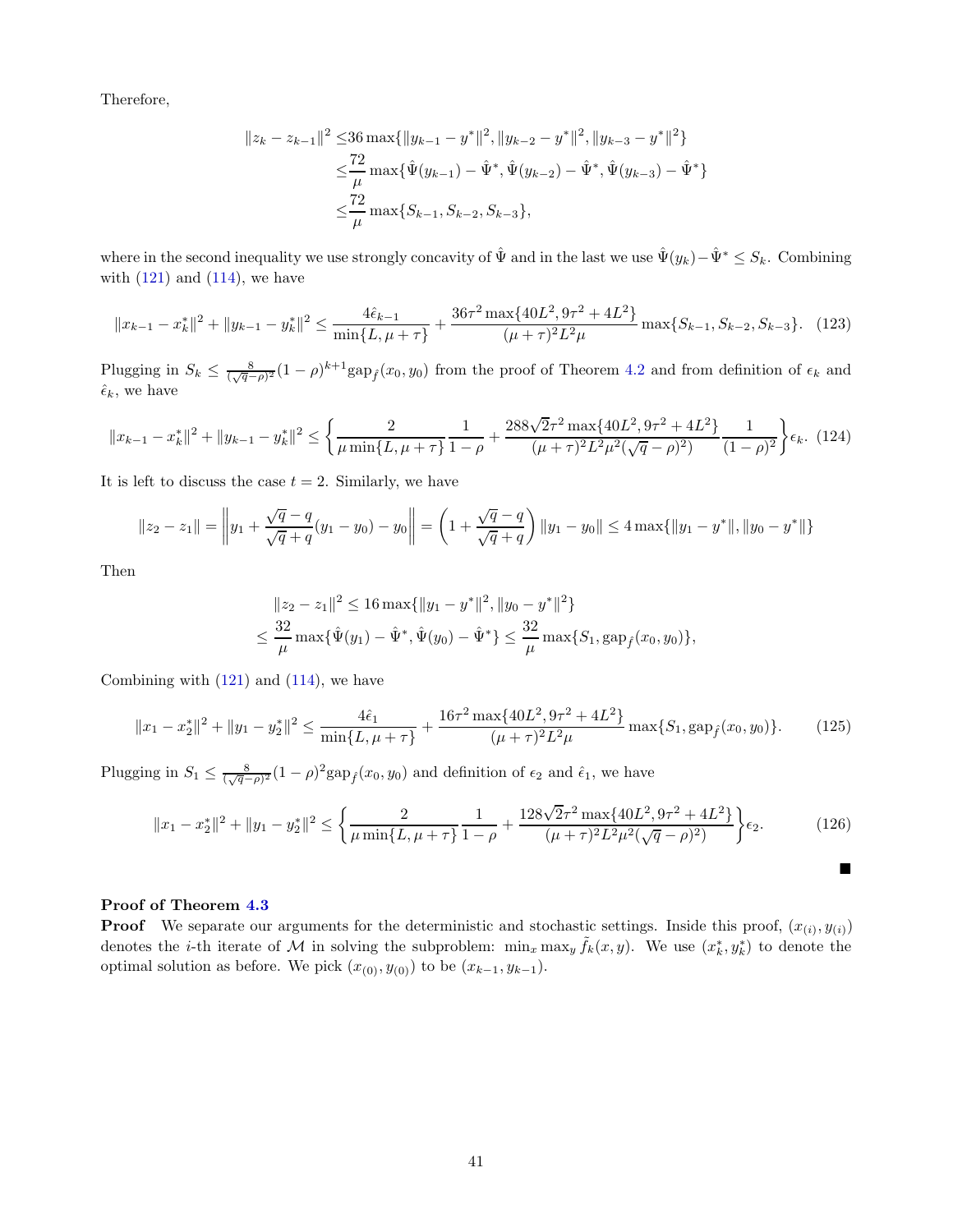Therefore,

$$
\begin{aligned}
\|z_k - z_{k-1}\|^2 \leq & 36 \max\{\|y_{k-1} - y^*\|^2, \|y_{k-2} - y^*\|^2, \|y_{k-3} - y^*\|^2\} \\
\leq & \frac{72}{\mu} \max\{\hat{\Psi}(y_{k-1}) - \hat{\Psi}^*, \hat{\Psi}(y_{k-2}) - \hat{\Psi}^*, \hat{\Psi}(y_{k-3}) - \hat{\Psi}^*\} \\
\leq & \frac{72}{\mu} \max\{S_{k-1}, S_{k-2}, S_{k-3}\},
\end{aligned}
$$

where in the second inequality we use strongly concavity of $\hat{\Psi}$ and in the last we use $\hat{\Psi}(y_k) - \hat{\Psi}^* \leq S_k$. Combining with (121) and (114), we have

$$
\|x_{k-1} - x_k^*\|^2 + \|y_{k-1} - y_k^*\|^2 \leq \frac{4\hat{\epsilon}_{k-1}}{\min\{L, \mu + \tau\}} + \frac{36\tau^2 \max\{40L^2, 9\tau^2 + 4L^2\}}{(\mu + \tau)^2 L^2 \mu} \max\{S_{k-1}, S_{k-2}, S_{k-3}\}. \quad (123)
$$

Plugging in $S_k \leq \frac{8}{(\sqrt{q}-\rho)^2}(1-\rho)^{k+1}\text{gap}_{\hat{f}}(x_0, y_0)$ from the proof of Theorem 4.2 and from definition of $\epsilon_k$ and $\hat{\epsilon}_k$, we have

$$
\|x_{k-1} - x_k^*\|^2 + \|y_{k-1} - y_k^*\|^2 \leq \left\{ \frac{2}{\mu \min\{L, \mu + \tau\}} \frac{1}{1-\rho} + \frac{288\sqrt{2}\tau^2 \max\{40L^2, 9\tau^2 + 4L^2\}}{(\mu + \tau)^2 L^2 \mu^2 (\sqrt{q} - \rho)^2)} \frac{1}{(1-\rho)^2} \right\} \epsilon_k. \quad (124)
$$

It is left to discuss the case $t = 2$. Similarly, we have

$$
\|z_2 - z_1\| = \left\| y_1 + \frac{\sqrt{q} - q}{\sqrt{q} + q}(y_1 - y_0) - y_0 \right\| = \left(1 + \frac{\sqrt{q} - q}{\sqrt{q} + q}\right) \|y_1 - y_0\| \leq 4 \max\{\|y_1 - y^*\|, \|y_0 - y^*\|\}
$$

Then

$$
\begin{aligned}
& \|z_2 - z_1\|^2 \leq 16 \max\{\|y_1 - y^*\|^2, \|y_0 - y^*\|^2\} \\
\leq & \frac{32}{\mu} \max\{\hat{\Psi}(y_1) - \hat{\Psi}^*, \hat{\Psi}(y_0) - \hat{\Psi}^*\} \leq \frac{32}{\mu} \max\{S_1, \text{gap}_{\hat{f}}(x_0, y_0)\},
\end{aligned}
$$

Combining with (121) and (114), we have

$$
\|x_1 - x_2^*\|^2 + \|y_1 - y_2^*\|^2 \leq \frac{4\hat{\epsilon}_1}{\min\{L, \mu + \tau\}} + \frac{16\tau^2 \max\{40L^2, 9\tau^2 + 4L^2\}}{(\mu + \tau)^2 L^2 \mu} \max\{S_1, \text{gap}_{\hat{f}}(x_0, y_0)\}. \quad (125)
$$

Plugging in $S_1 \leq \frac{8}{(\sqrt{q}-\rho)^2}(1-\rho)^2\text{gap}_{\hat{f}}(x_0, y_0)$ and definition of $\epsilon_2$ and $\hat{\epsilon}_1$, we have

$$
\|x_1 - x_2^*\|^2 + \|y_1 - y_2^*\|^2 \leq \left\{ \frac{2}{\mu \min\{L, \mu + \tau\}} \frac{1}{1-\rho} + \frac{128\sqrt{2}\tau^2 \max\{40L^2, 9\tau^2 + 4L^2\}}{(\mu + \tau)^2 L^2 \mu^2 (\sqrt{q} - \rho)^2)} \right\} \epsilon_2. \quad (126)
$$

■

**Proof of Theorem 4.3**

**Proof** We separate our arguments for the deterministic and stochastic settings. Inside this proof, $(x_{(i)}, y_{(i)})$ denotes the $i$-th iterate of $\mathcal{M}$ in solving the subproblem: $\min_x \max_y \tilde{f}_k(x, y)$. We use $(x_k^*, y_k^*)$ to denote the optimal solution as before. We pick $(x_{(0)}, y_{(0)})$ to be $(x_{k-1}, y_{k-1})$.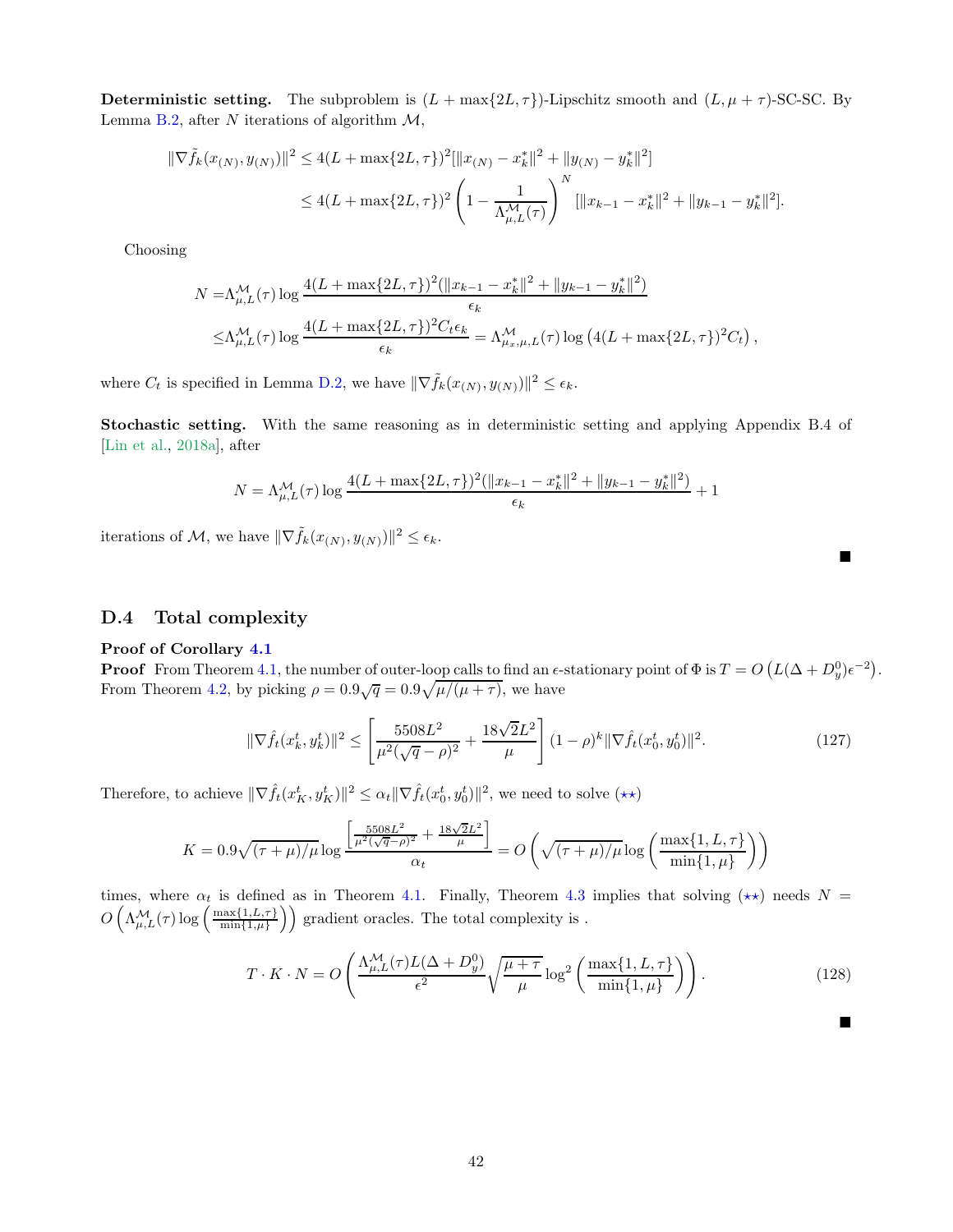**Deterministic setting.** The subproblem is $(L + \max\{2L, \tau\})$-Lipschitz smooth and $(L, \mu + \tau)$-SC-SC. By Lemma B.2, after $N$ iterations of algorithm $\mathcal{M}$,

$$
\begin{aligned}
\|\nabla \tilde{f}_k(x_{(N)}, y_{(N)})\|^2 &\le 4(L + \max\{2L, \tau\})^2[\|x_{(N)} - x_k^*\|^2 + \|y_{(N)} - y_k^*\|^2] \\
&\le 4(L + \max\{2L, \tau\})^2 \left(1 - \frac{1}{\Lambda^{\mathcal{M}}_{\mu,L}(\tau)}\right)^N [\|x_{k-1} - x_k^*\|^2 + \|y_{k-1} - y_k^*\|^2].
\end{aligned}
$$

Choosing

$$
\begin{aligned}
N =& \Lambda^{\mathcal{M}}_{\mu,L}(\tau) \log \frac{4(L + \max\{2L, \tau\})^2(\|x_{k-1} - x_k^*\|^2 + \|y_{k-1} - y_k^*\|^2)}{\epsilon_k} \\
\le& \Lambda^{\mathcal{M}}_{\mu,L}(\tau) \log \frac{4(L + \max\{2L, \tau\})^2 C_t \epsilon_k}{\epsilon_k} = \Lambda^{\mathcal{M}}_{\mu_x,\mu,L}(\tau) \log \left(4(L + \max\{2L, \tau\})^2 C_t\right),
\end{aligned}
$$

where $C_t$ is specified in Lemma D.2, we have $\|\nabla \tilde{f}_k(x_{(N)}, y_{(N)})\|^2 \le \epsilon_k$.

**Stochastic setting.** With the same reasoning as in deterministic setting and applying Appendix B.4 of [Lin et al., 2018a], after

$$
N = \Lambda^{\mathcal{M}}_{\mu,L}(\tau) \log \frac{4(L + \max\{2L, \tau\})^2(\|x_{k-1} - x_k^*\|^2 + \|y_{k-1} - y_k^*\|^2)}{\epsilon_k} + 1
$$

iterations of $\mathcal{M}$, we have $\|\nabla \tilde{f}_k(x_{(N)}, y_{(N)})\|^2 \le \epsilon_k$.

■

## D.4 Total complexity

**Proof of Corollary 4.1**

**Proof** From Theorem 4.1, the number of outer-loop calls to find an $\epsilon$-stationary point of $\Phi$ is $T = O\left(L(\Delta + D_y^0)\epsilon^{-2}\right)$. From Theorem 4.2, by picking $\rho = 0.9\sqrt{q} = 0.9\sqrt{\mu/(\mu + \tau)}$, we have

$$
\|\nabla \hat{f}_t(x_k^t, y_k^t)\|^2 \le \left[\frac{5508L^2}{\mu^2(\sqrt{q} - \rho)^2} + \frac{18\sqrt{2}L^2}{\mu}\right](1 - \rho)^k \|\nabla \hat{f}_t(x_0^t, y_0^t)\|^2. \tag{127}
$$

Therefore, to achieve $\|\nabla \hat{f}_t(x_K^t, y_K^t)\|^2 \le \alpha_t \|\nabla \hat{f}_t(x_0^t, y_0^t)\|^2$, we need to solve ($\star\star$)

$$
K = 0.9\sqrt{(\tau + \mu)/\mu} \log \frac{\left[\frac{5508L^2}{\mu^2(\sqrt{q} - \rho)^2} + \frac{18\sqrt{2}L^2}{\mu}\right]}{\alpha_t} = O\left(\sqrt{(\tau + \mu)/\mu} \log\left(\frac{\max\{1, L, \tau\}}{\min\{1, \mu\}}\right)\right)
$$

times, where $\alpha_t$ is defined as in Theorem 4.1. Finally, Theorem 4.3 implies that solving ($\star\star$) needs $N = O\left(\Lambda^{\mathcal{M}}_{\mu,L}(\tau) \log\left(\frac{\max\{1, L, \tau\}}{\min\{1, \mu\}}\right)\right)$ gradient oracles. The total complexity is .

$$
T \cdot K \cdot N = O\left(\frac{\Lambda^{\mathcal{M}}_{\mu,L}(\tau) L(\Delta + D_y^0)}{\epsilon^2} \sqrt{\frac{\mu + \tau}{\mu}} \log^2\left(\frac{\max\{1, L, \tau\}}{\min\{1, \mu\}}\right)\right). \tag{128}
$$

■